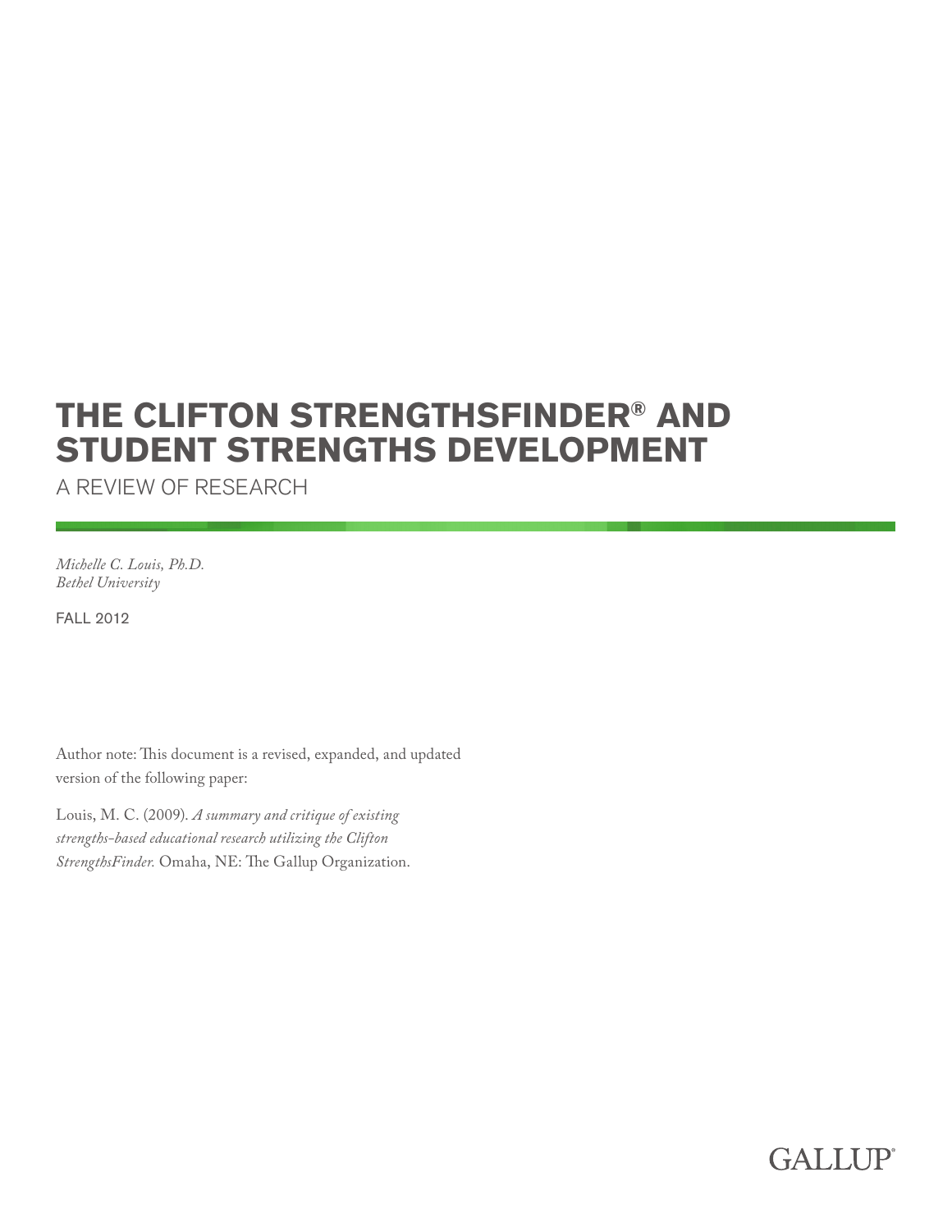# THE CLIFTON STRENGTHSFINDER® AND STUDENT STRENGTHS DEVELOPMENT

A REVIEW OF RESEARCH

*Michelle C. Louis, Ph.D.*
*Bethel University*

FALL 2012

Author note: This document is a revised, expanded, and updated version of the following paper:

Louis, M. C. (2009). *A summary and critique of existing strengths-based educational research utilizing the Clifton StrengthsFinder.* Omaha, NE: The Gallup Organization.

GALLUP®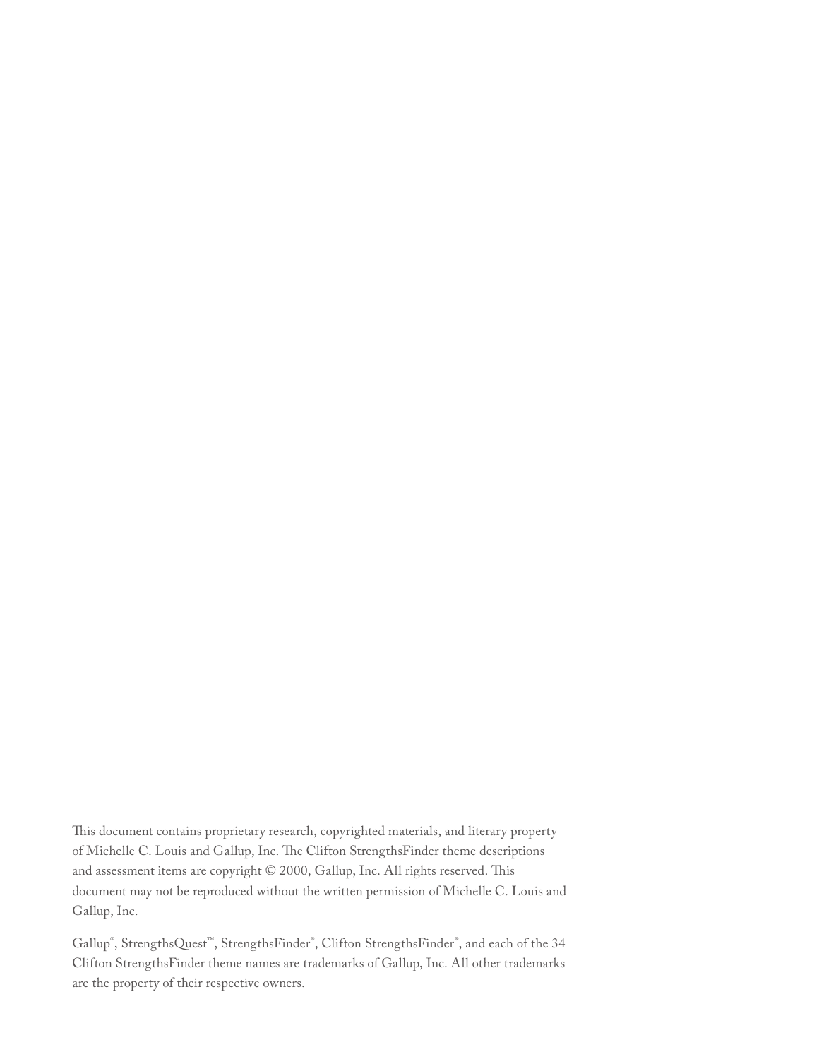This document contains proprietary research, copyrighted materials, and literary property of Michelle C. Louis and Gallup, Inc. The Clifton StrengthsFinder theme descriptions and assessment items are copyright © 2000, Gallup, Inc. All rights reserved. This document may not be reproduced without the written permission of Michelle C. Louis and Gallup, Inc.

Gallup®, StrengthsQuest™, StrengthsFinder®, Clifton StrengthsFinder®, and each of the 34 Clifton StrengthsFinder theme names are trademarks of Gallup, Inc. All other trademarks are the property of their respective owners.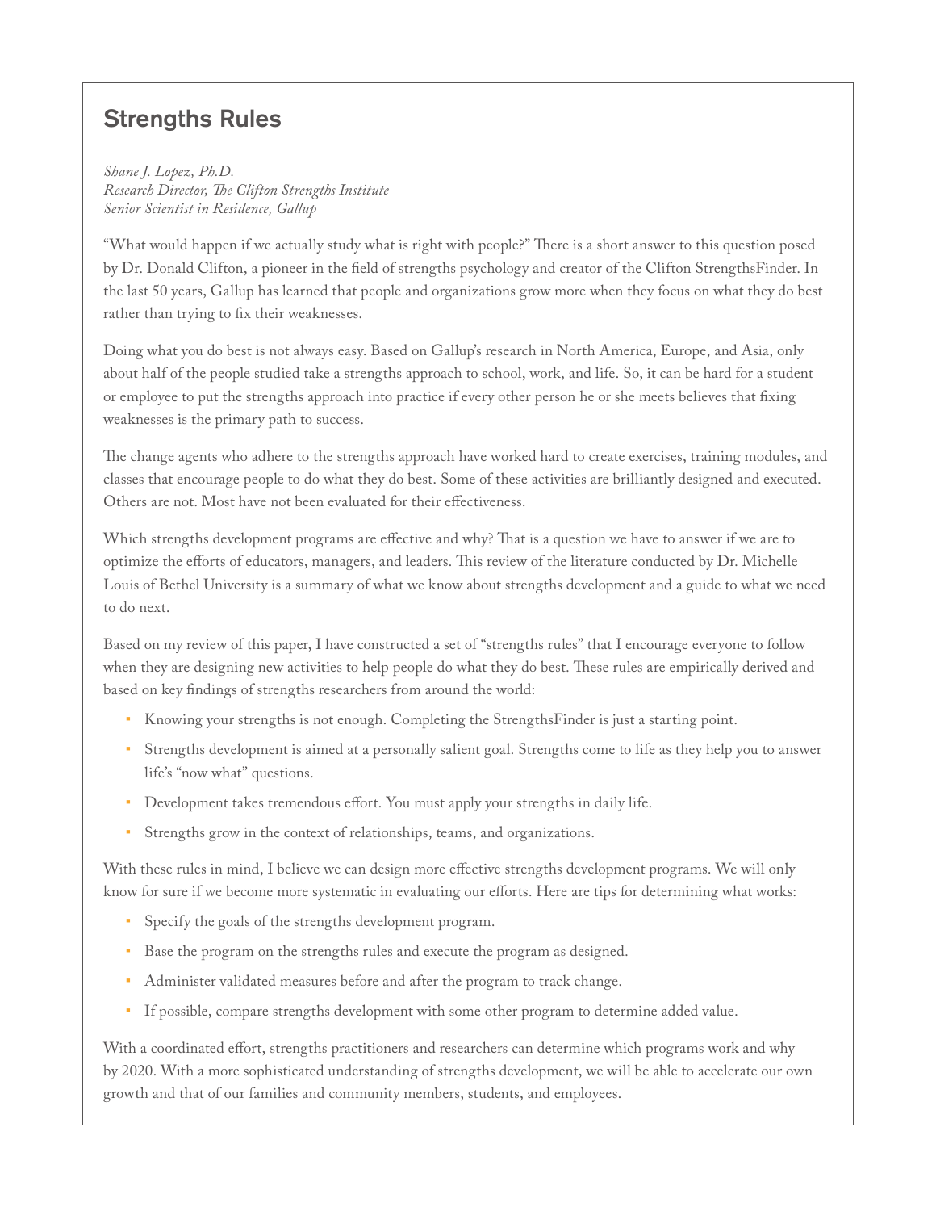## Strengths Rules

*Shane J. Lopez, Ph.D.*
*Research Director, The Clifton Strengths Institute*
*Senior Scientist in Residence, Gallup*

"What would happen if we actually study what is right with people?" There is a short answer to this question posed by Dr. Donald Clifton, a pioneer in the field of strengths psychology and creator of the Clifton StrengthsFinder. In the last 50 years, Gallup has learned that people and organizations grow more when they focus on what they do best rather than trying to fix their weaknesses.

Doing what you do best is not always easy. Based on Gallup's research in North America, Europe, and Asia, only about half of the people studied take a strengths approach to school, work, and life. So, it can be hard for a student or employee to put the strengths approach into practice if every other person he or she meets believes that fixing weaknesses is the primary path to success.

The change agents who adhere to the strengths approach have worked hard to create exercises, training modules, and classes that encourage people to do what they do best. Some of these activities are brilliantly designed and executed. Others are not. Most have not been evaluated for their effectiveness.

Which strengths development programs are effective and why? That is a question we have to answer if we are to optimize the efforts of educators, managers, and leaders. This review of the literature conducted by Dr. Michelle Louis of Bethel University is a summary of what we know about strengths development and a guide to what we need to do next.

Based on my review of this paper, I have constructed a set of "strengths rules" that I encourage everyone to follow when they are designing new activities to help people do what they do best. These rules are empirically derived and based on key findings of strengths researchers from around the world:

- Knowing your strengths is not enough. Completing the StrengthsFinder is just a starting point.
- Strengths development is aimed at a personally salient goal. Strengths come to life as they help you to answer life's "now what" questions.
- Development takes tremendous effort. You must apply your strengths in daily life.
- Strengths grow in the context of relationships, teams, and organizations.

With these rules in mind, I believe we can design more effective strengths development programs. We will only know for sure if we become more systematic in evaluating our efforts. Here are tips for determining what works:

- Specify the goals of the strengths development program.
- Base the program on the strengths rules and execute the program as designed.
- Administer validated measures before and after the program to track change.
- If possible, compare strengths development with some other program to determine added value.

With a coordinated effort, strengths practitioners and researchers can determine which programs work and why by 2020. With a more sophisticated understanding of strengths development, we will be able to accelerate our own growth and that of our families and community members, students, and employees.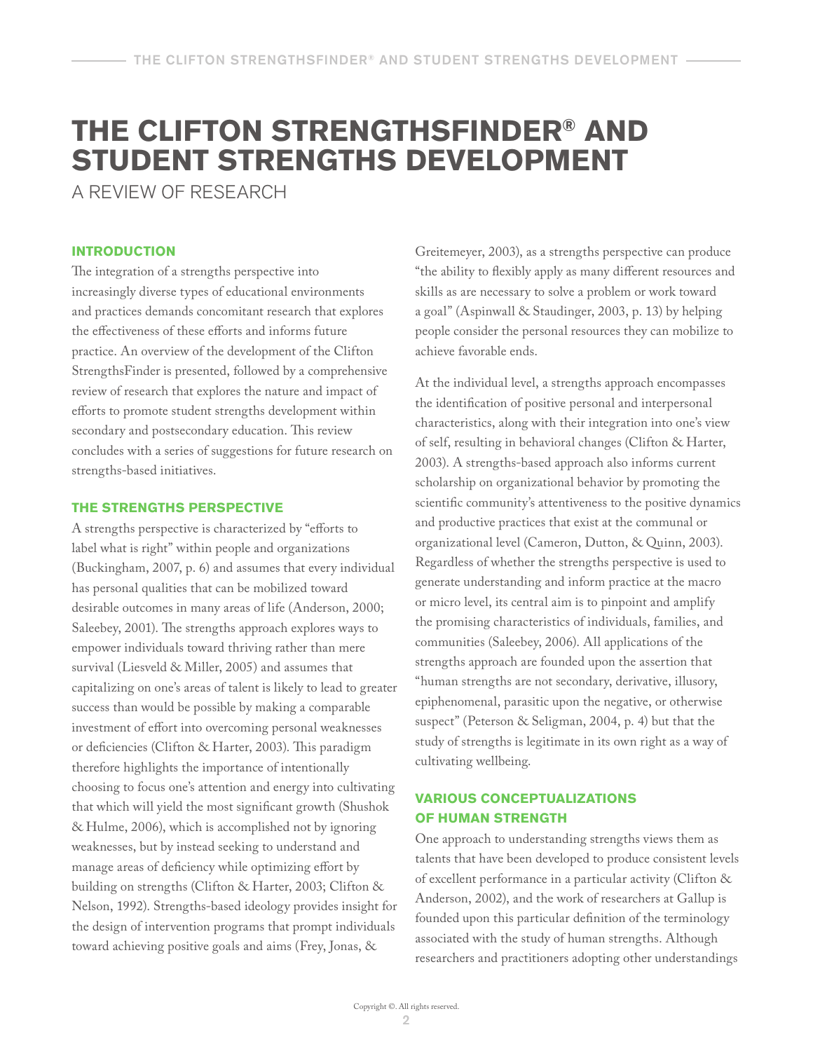# THE CLIFTON STRENGTHSFINDER® AND STUDENT STRENGTHS DEVELOPMENT

A REVIEW OF RESEARCH

## INTRODUCTION

The integration of a strengths perspective into increasingly diverse types of educational environments and practices demands concomitant research that explores the effectiveness of these efforts and informs future practice. An overview of the development of the Clifton StrengthsFinder is presented, followed by a comprehensive review of research that explores the nature and impact of efforts to promote student strengths development within secondary and postsecondary education. This review concludes with a series of suggestions for future research on strengths-based initiatives.

## THE STRENGTHS PERSPECTIVE

A strengths perspective is characterized by "efforts to label what is right" within people and organizations (Buckingham, 2007, p. 6) and assumes that every individual has personal qualities that can be mobilized toward desirable outcomes in many areas of life (Anderson, 2000; Saleebey, 2001). The strengths approach explores ways to empower individuals toward thriving rather than mere survival (Liesveld & Miller, 2005) and assumes that capitalizing on one's areas of talent is likely to lead to greater success than would be possible by making a comparable investment of effort into overcoming personal weaknesses or deficiencies (Clifton & Harter, 2003). This paradigm therefore highlights the importance of intentionally choosing to focus one's attention and energy into cultivating that which will yield the most significant growth (Shushok & Hulme, 2006), which is accomplished not by ignoring weaknesses, but by instead seeking to understand and manage areas of deficiency while optimizing effort by building on strengths (Clifton & Harter, 2003; Clifton & Nelson, 1992). Strengths-based ideology provides insight for the design of intervention programs that prompt individuals toward achieving positive goals and aims (Frey, Jonas, & Greitemeyer, 2003), as a strengths perspective can produce "the ability to flexibly apply as many different resources and skills as are necessary to solve a problem or work toward a goal" (Aspinwall & Staudinger, 2003, p. 13) by helping people consider the personal resources they can mobilize to achieve favorable ends.

At the individual level, a strengths approach encompasses the identification of positive personal and interpersonal characteristics, along with their integration into one's view of self, resulting in behavioral changes (Clifton & Harter, 2003). A strengths-based approach also informs current scholarship on organizational behavior by promoting the scientific community's attentiveness to the positive dynamics and productive practices that exist at the communal or organizational level (Cameron, Dutton, & Quinn, 2003). Regardless of whether the strengths perspective is used to generate understanding and inform practice at the macro or micro level, its central aim is to pinpoint and amplify the promising characteristics of individuals, families, and communities (Saleebey, 2006). All applications of the strengths approach are founded upon the assertion that "human strengths are not secondary, derivative, illusory, epiphenomenal, parasitic upon the negative, or otherwise suspect" (Peterson & Seligman, 2004, p. 4) but that the study of strengths is legitimate in its own right as a way of cultivating wellbeing.

## VARIOUS CONCEPTUALIZATIONS OF HUMAN STRENGTH

One approach to understanding strengths views them as talents that have been developed to produce consistent levels of excellent performance in a particular activity (Clifton & Anderson, 2002), and the work of researchers at Gallup is founded upon this particular definition of the terminology associated with the study of human strengths. Although researchers and practitioners adopting other understandings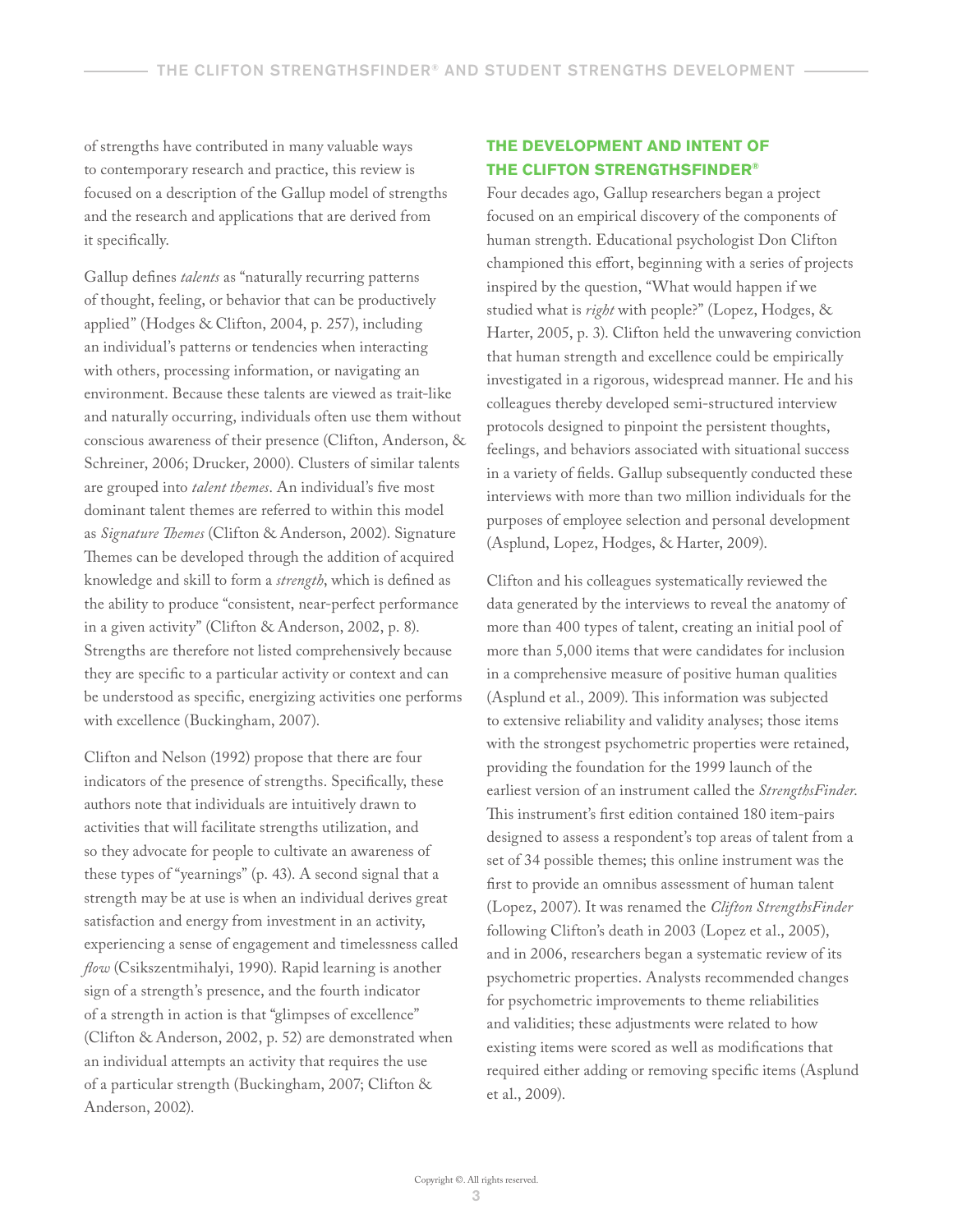of strengths have contributed in many valuable ways to contemporary research and practice, this review is focused on a description of the Gallup model of strengths and the research and applications that are derived from it specifically.

Gallup defines *talents* as "naturally recurring patterns of thought, feeling, or behavior that can be productively applied" (Hodges & Clifton, 2004, p. 257), including an individual's patterns or tendencies when interacting with others, processing information, or navigating an environment. Because these talents are viewed as trait-like and naturally occurring, individuals often use them without conscious awareness of their presence (Clifton, Anderson, & Schreiner, 2006; Drucker, 2000). Clusters of similar talents are grouped into *talent themes*. An individual's five most dominant talent themes are referred to within this model as *Signature Themes* (Clifton & Anderson, 2002). Signature Themes can be developed through the addition of acquired knowledge and skill to form a *strength*, which is defined as the ability to produce "consistent, near-perfect performance in a given activity" (Clifton & Anderson, 2002, p. 8). Strengths are therefore not listed comprehensively because they are specific to a particular activity or context and can be understood as specific, energizing activities one performs with excellence (Buckingham, 2007).

Clifton and Nelson (1992) propose that there are four indicators of the presence of strengths. Specifically, these authors note that individuals are intuitively drawn to activities that will facilitate strengths utilization, and so they advocate for people to cultivate an awareness of these types of "yearnings" (p. 43). A second signal that a strength may be at use is when an individual derives great satisfaction and energy from investment in an activity, experiencing a sense of engagement and timelessness called *flow* (Csikszentmihalyi, 1990). Rapid learning is another sign of a strength's presence, and the fourth indicator of a strength in action is that "glimpses of excellence" (Clifton & Anderson, 2002, p. 52) are demonstrated when an individual attempts an activity that requires the use of a particular strength (Buckingham, 2007; Clifton & Anderson, 2002).

## THE DEVELOPMENT AND INTENT OF THE CLIFTON STRENGTHSFINDER®

Four decades ago, Gallup researchers began a project focused on an empirical discovery of the components of human strength. Educational psychologist Don Clifton championed this effort, beginning with a series of projects inspired by the question, "What would happen if we studied what is *right* with people?" (Lopez, Hodges, & Harter, 2005, p. 3). Clifton held the unwavering conviction that human strength and excellence could be empirically investigated in a rigorous, widespread manner. He and his colleagues thereby developed semi-structured interview protocols designed to pinpoint the persistent thoughts, feelings, and behaviors associated with situational success in a variety of fields. Gallup subsequently conducted these interviews with more than two million individuals for the purposes of employee selection and personal development (Asplund, Lopez, Hodges, & Harter, 2009).

Clifton and his colleagues systematically reviewed the data generated by the interviews to reveal the anatomy of more than 400 types of talent, creating an initial pool of more than 5,000 items that were candidates for inclusion in a comprehensive measure of positive human qualities (Asplund et al., 2009). This information was subjected to extensive reliability and validity analyses; those items with the strongest psychometric properties were retained, providing the foundation for the 1999 launch of the earliest version of an instrument called the *StrengthsFinder*. This instrument's first edition contained 180 item-pairs designed to assess a respondent's top areas of talent from a set of 34 possible themes; this online instrument was the first to provide an omnibus assessment of human talent (Lopez, 2007). It was renamed the *Clifton StrengthsFinder* following Clifton's death in 2003 (Lopez et al., 2005), and in 2006, researchers began a systematic review of its psychometric properties. Analysts recommended changes for psychometric improvements to theme reliabilities and validities; these adjustments were related to how existing items were scored as well as modifications that required either adding or removing specific items (Asplund et al., 2009).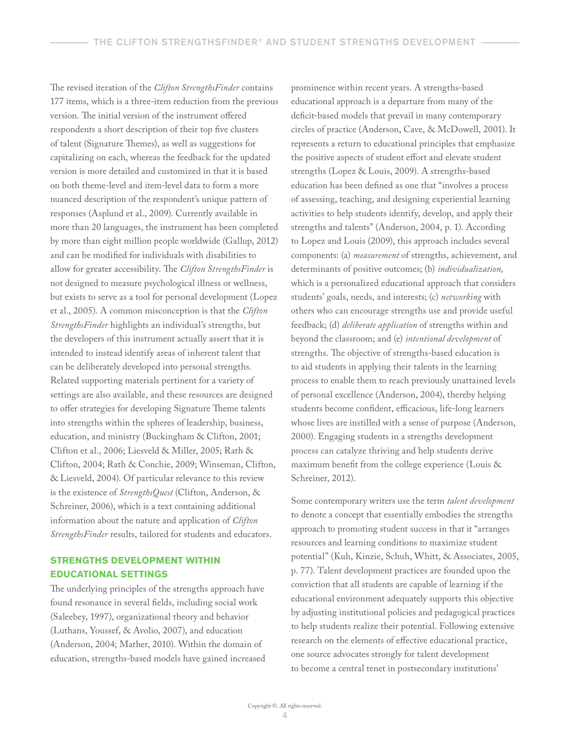The revised iteration of the *Clifton StrengthsFinder* contains 177 items, which is a three-item reduction from the previous version. The initial version of the instrument offered respondents a short description of their top five clusters of talent (Signature Themes), as well as suggestions for capitalizing on each, whereas the feedback for the updated version is more detailed and customized in that it is based on both theme-level and item-level data to form a more nuanced description of the respondent's unique pattern of responses (Asplund et al., 2009). Currently available in more than 20 languages, the instrument has been completed by more than eight million people worldwide (Gallup, 2012) and can be modified for individuals with disabilities to allow for greater accessibility. The *Clifton StrengthsFinder* is not designed to measure psychological illness or wellness, but exists to serve as a tool for personal development (Lopez et al., 2005). A common misconception is that the *Clifton StrengthsFinder* highlights an individual's strengths, but the developers of this instrument actually assert that it is intended to instead identify areas of inherent talent that can be deliberately developed into personal strengths. Related supporting materials pertinent for a variety of settings are also available, and these resources are designed to offer strategies for developing Signature Theme talents into strengths within the spheres of leadership, business, education, and ministry (Buckingham & Clifton, 2001; Clifton et al., 2006; Liesveld & Miller, 2005; Rath & Clifton, 2004; Rath & Conchie, 2009; Winseman, Clifton, & Liesveld, 2004). Of particular relevance to this review is the existence of *StrengthsQuest* (Clifton, Anderson, & Schreiner, 2006), which is a text containing additional information about the nature and application of *Clifton StrengthsFinder* results, tailored for students and educators.

## STRENGTHS DEVELOPMENT WITHIN EDUCATIONAL SETTINGS

The underlying principles of the strengths approach have found resonance in several fields, including social work (Saleebey, 1997), organizational theory and behavior (Luthans, Youssef, & Avolio, 2007), and education (Anderson, 2004; Mather, 2010). Within the domain of education, strengths-based models have gained increased prominence within recent years. A strengths-based educational approach is a departure from many of the deficit-based models that prevail in many contemporary circles of practice (Anderson, Cave, & McDowell, 2001). It represents a return to educational principles that emphasize the positive aspects of student effort and elevate student strengths (Lopez & Louis, 2009). A strengths-based education has been defined as one that "involves a process of assessing, teaching, and designing experiential learning activities to help students identify, develop, and apply their strengths and talents" (Anderson, 2004, p. 1). According to Lopez and Louis (2009), this approach includes several components: (a) *measurement* of strengths, achievement, and determinants of positive outcomes; (b) *individualization,* which is a personalized educational approach that considers students' goals, needs, and interests; (c) *networking* with others who can encourage strengths use and provide useful feedback; (d) *deliberate application* of strengths within and beyond the classroom; and (e) *intentional development* of strengths. The objective of strengths-based education is to aid students in applying their talents in the learning process to enable them to reach previously unattained levels of personal excellence (Anderson, 2004), thereby helping students become confident, efficacious, life-long learners whose lives are instilled with a sense of purpose (Anderson, 2000). Engaging students in a strengths development process can catalyze thriving and help students derive maximum benefit from the college experience (Louis & Schreiner, 2012).

Some contemporary writers use the term *talent development* to denote a concept that essentially embodies the strengths approach to promoting student success in that it "arranges resources and learning conditions to maximize student potential" (Kuh, Kinzie, Schuh, Whitt, & Associates, 2005, p. 77). Talent development practices are founded upon the conviction that all students are capable of learning if the educational environment adequately supports this objective by adjusting institutional policies and pedagogical practices to help students realize their potential. Following extensive research on the elements of effective educational practice, one source advocates strongly for talent development to become a central tenet in postsecondary institutions'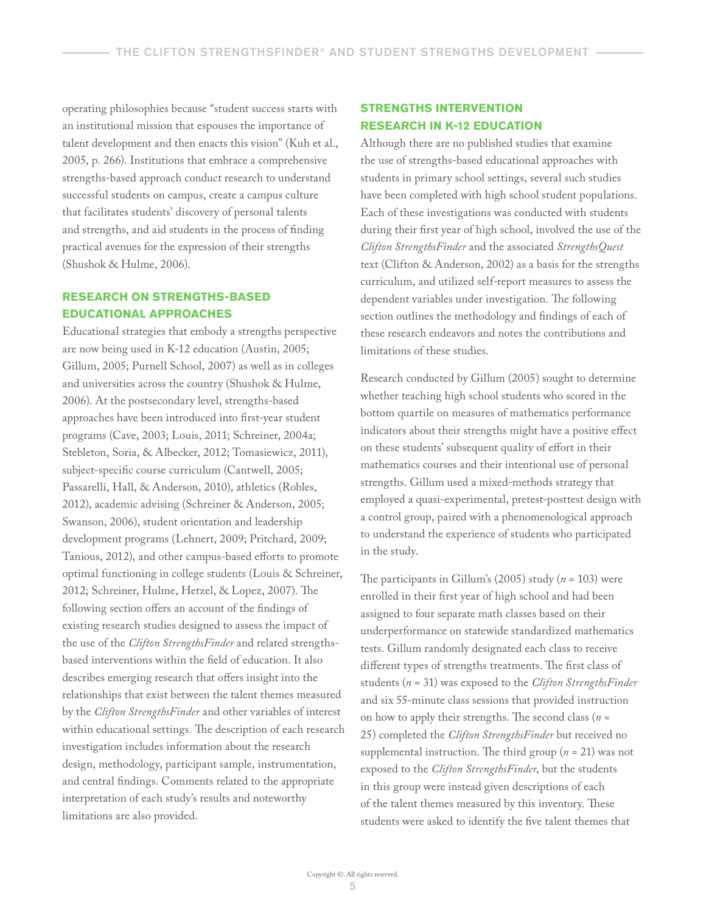operating philosophies because "student success starts with an institutional mission that espouses the importance of talent development and then enacts this vision" (Kuh et al., 2005, p. 266). Institutions that embrace a comprehensive strengths-based approach conduct research to understand successful students on campus, create a campus culture that facilitates students' discovery of personal talents and strengths, and aid students in the process of finding practical avenues for the expression of their strengths (Shushok & Hulme, 2006).

## RESEARCH ON STRENGTHS-BASED EDUCATIONAL APPROACHES

Educational strategies that embody a strengths perspective are now being used in K-12 education (Austin, 2005; Gillum, 2005; Purnell School, 2007) as well as in colleges and universities across the country (Shushok & Hulme, 2006). At the postsecondary level, strengths-based approaches have been introduced into first-year student programs (Cave, 2003; Louis, 2011; Schreiner, 2004a; Stebleton, Soria, & Albecker, 2012; Tomasiewicz, 2011), subject-specific course curriculum (Cantwell, 2005; Passarelli, Hall, & Anderson, 2010), athletics (Robles, 2012), academic advising (Schreiner & Anderson, 2005; Swanson, 2006), student orientation and leadership development programs (Lehnert, 2009; Pritchard, 2009; Tanious, 2012), and other campus-based efforts to promote optimal functioning in college students (Louis & Schreiner, 2012; Schreiner, Hulme, Hetzel, & Lopez, 2007). The following section offers an account of the findings of existing research studies designed to assess the impact of the use of the *Clifton StrengthsFinder* and related strengths-based interventions within the field of education. It also describes emerging research that offers insight into the relationships that exist between the talent themes measured by the *Clifton StrengthsFinder* and other variables of interest within educational settings. The description of each research investigation includes information about the research design, methodology, participant sample, instrumentation, and central findings. Comments related to the appropriate interpretation of each study's results and noteworthy limitations are also provided.

## STRENGTHS INTERVENTION RESEARCH IN K-12 EDUCATION

Although there are no published studies that examine the use of strengths-based educational approaches with students in primary school settings, several such studies have been completed with high school student populations. Each of these investigations was conducted with students during their first year of high school, involved the use of the *Clifton StrengthsFinder* and the associated *StrengthsQuest* text (Clifton & Anderson, 2002) as a basis for the strengths curriculum, and utilized self-report measures to assess the dependent variables under investigation. The following section outlines the methodology and findings of each of these research endeavors and notes the contributions and limitations of these studies.

Research conducted by Gillum (2005) sought to determine whether teaching high school students who scored in the bottom quartile on measures of mathematics performance indicators about their strengths might have a positive effect on these students' subsequent quality of effort in their mathematics courses and their intentional use of personal strengths. Gillum used a mixed-methods strategy that employed a quasi-experimental, pretest-posttest design with a control group, paired with a phenomenological approach to understand the experience of students who participated in the study.

The participants in Gillum's (2005) study ($n$ = 103) were enrolled in their first year of high school and had been assigned to four separate math classes based on their underperformance on statewide standardized mathematics tests. Gillum randomly designated each class to receive different types of strengths treatments. The first class of students ($n$ = 31) was exposed to the *Clifton StrengthsFinder* and six 55-minute class sessions that provided instruction on how to apply their strengths. The second class ($n$ = 25) completed the *Clifton StrengthsFinder* but received no supplemental instruction. The third group ($n$ = 21) was not exposed to the *Clifton StrengthsFinder*, but the students in this group were instead given descriptions of each of the talent themes measured by this inventory. These students were asked to identify the five talent themes that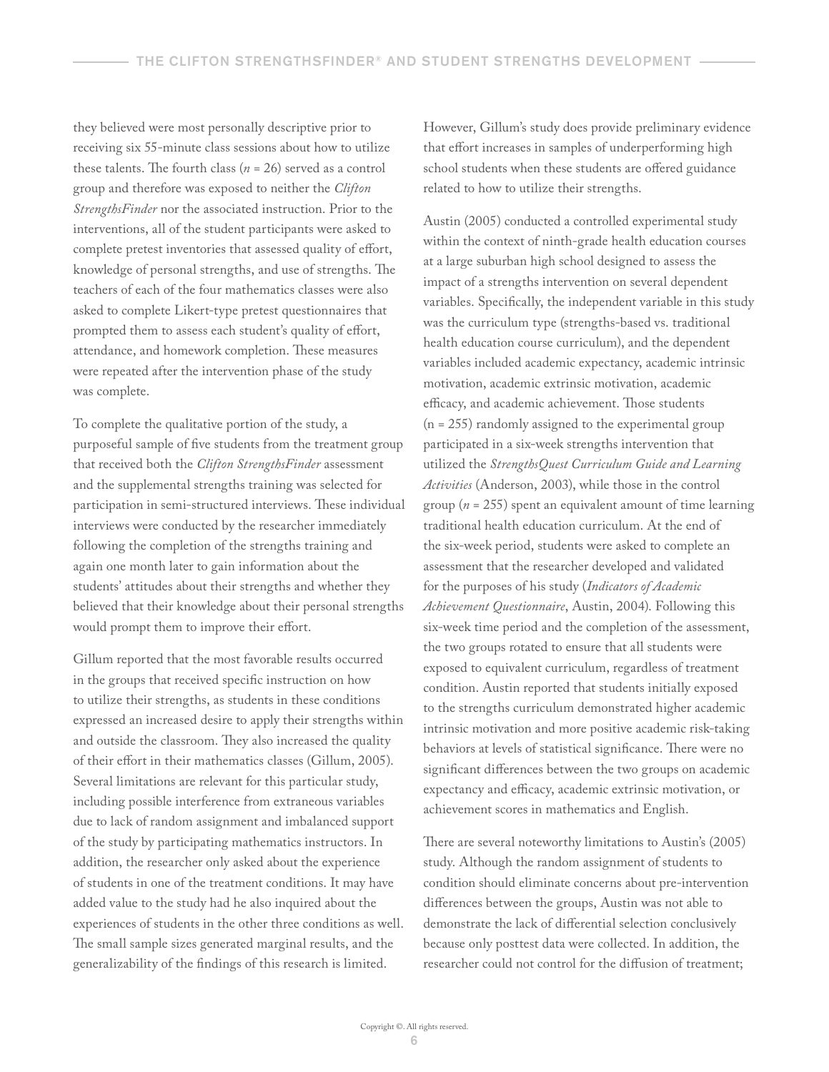they believed were most personally descriptive prior to receiving six 55-minute class sessions about how to utilize these talents. The fourth class ($n$ = 26) served as a control group and therefore was exposed to neither the *Clifton StrengthsFinder* nor the associated instruction. Prior to the interventions, all of the student participants were asked to complete pretest inventories that assessed quality of effort, knowledge of personal strengths, and use of strengths. The teachers of each of the four mathematics classes were also asked to complete Likert-type pretest questionnaires that prompted them to assess each student's quality of effort, attendance, and homework completion. These measures were repeated after the intervention phase of the study was complete.

To complete the qualitative portion of the study, a purposeful sample of five students from the treatment group that received both the *Clifton StrengthsFinder* assessment and the supplemental strengths training was selected for participation in semi-structured interviews. These individual interviews were conducted by the researcher immediately following the completion of the strengths training and again one month later to gain information about the students' attitudes about their strengths and whether they believed that their knowledge about their personal strengths would prompt them to improve their effort.

Gillum reported that the most favorable results occurred in the groups that received specific instruction on how to utilize their strengths, as students in these conditions expressed an increased desire to apply their strengths within and outside the classroom. They also increased the quality of their effort in their mathematics classes (Gillum, 2005). Several limitations are relevant for this particular study, including possible interference from extraneous variables due to lack of random assignment and imbalanced support of the study by participating mathematics instructors. In addition, the researcher only asked about the experience of students in one of the treatment conditions. It may have added value to the study had he also inquired about the experiences of students in the other three conditions as well. The small sample sizes generated marginal results, and the generalizability of the findings of this research is limited.

However, Gillum's study does provide preliminary evidence that effort increases in samples of underperforming high school students when these students are offered guidance related to how to utilize their strengths.

Austin (2005) conducted a controlled experimental study within the context of ninth-grade health education courses at a large suburban high school designed to assess the impact of a strengths intervention on several dependent variables. Specifically, the independent variable in this study was the curriculum type (strengths-based vs. traditional health education course curriculum), and the dependent variables included academic expectancy, academic intrinsic motivation, academic extrinsic motivation, academic efficacy, and academic achievement. Those students (n = 255) randomly assigned to the experimental group participated in a six-week strengths intervention that utilized the *StrengthsQuest Curriculum Guide and Learning Activities* (Anderson, 2003), while those in the control group ($n$ = 255) spent an equivalent amount of time learning traditional health education curriculum. At the end of the six-week period, students were asked to complete an assessment that the researcher developed and validated for the purposes of his study (*Indicators of Academic Achievement Questionnaire*, Austin, 2004). Following this six-week time period and the completion of the assessment, the two groups rotated to ensure that all students were exposed to equivalent curriculum, regardless of treatment condition. Austin reported that students initially exposed to the strengths curriculum demonstrated higher academic intrinsic motivation and more positive academic risk-taking behaviors at levels of statistical significance. There were no significant differences between the two groups on academic expectancy and efficacy, academic extrinsic motivation, or achievement scores in mathematics and English.

There are several noteworthy limitations to Austin's (2005) study. Although the random assignment of students to condition should eliminate concerns about pre-intervention differences between the groups, Austin was not able to demonstrate the lack of differential selection conclusively because only posttest data were collected. In addition, the researcher could not control for the diffusion of treatment;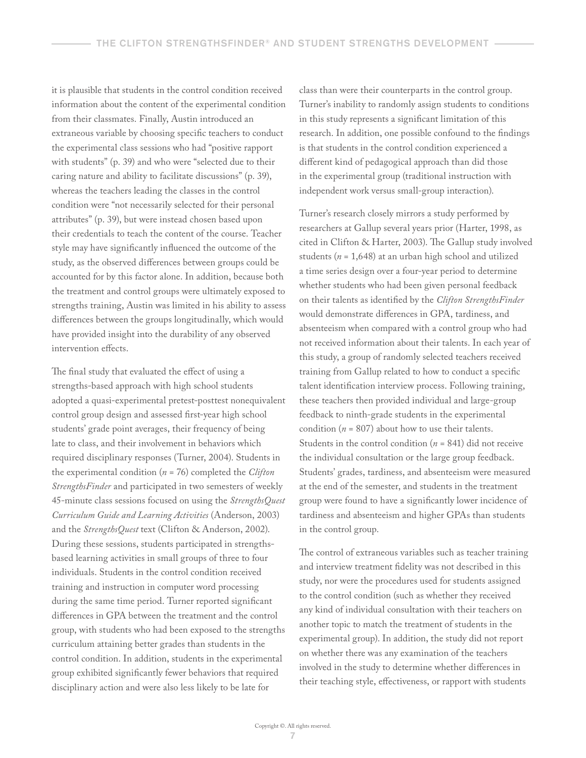it is plausible that students in the control condition received information about the content of the experimental condition from their classmates. Finally, Austin introduced an extraneous variable by choosing specific teachers to conduct the experimental class sessions who had "positive rapport with students" (p. 39) and who were "selected due to their caring nature and ability to facilitate discussions" (p. 39), whereas the teachers leading the classes in the control condition were "not necessarily selected for their personal attributes" (p. 39), but were instead chosen based upon their credentials to teach the content of the course. Teacher style may have significantly influenced the outcome of the study, as the observed differences between groups could be accounted for by this factor alone. In addition, because both the treatment and control groups were ultimately exposed to strengths training, Austin was limited in his ability to assess differences between the groups longitudinally, which would have provided insight into the durability of any observed intervention effects.

The final study that evaluated the effect of using a strengths-based approach with high school students adopted a quasi-experimental pretest-posttest nonequivalent control group design and assessed first-year high school students' grade point averages, their frequency of being late to class, and their involvement in behaviors which required disciplinary responses (Turner, 2004). Students in the experimental condition ($n$ = 76) completed the *Clifton StrengthsFinder* and participated in two semesters of weekly 45-minute class sessions focused on using the *StrengthsQuest Curriculum Guide and Learning Activities* (Anderson, 2003) and the *StrengthsQuest* text (Clifton & Anderson, 2002). During these sessions, students participated in strengths-based learning activities in small groups of three to four individuals. Students in the control condition received training and instruction in computer word processing during the same time period. Turner reported significant differences in GPA between the treatment and the control group, with students who had been exposed to the strengths curriculum attaining better grades than students in the control condition. In addition, students in the experimental group exhibited significantly fewer behaviors that required disciplinary action and were also less likely to be late for class than were their counterparts in the control group. Turner's inability to randomly assign students to conditions in this study represents a significant limitation of this research. In addition, one possible confound to the findings is that students in the control condition experienced a different kind of pedagogical approach than did those in the experimental group (traditional instruction with independent work versus small-group interaction).

Turner's research closely mirrors a study performed by researchers at Gallup several years prior (Harter, 1998, as cited in Clifton & Harter, 2003). The Gallup study involved students ($n$ = 1,648) at an urban high school and utilized a time series design over a four-year period to determine whether students who had been given personal feedback on their talents as identified by the *Clifton StrengthsFinder* would demonstrate differences in GPA, tardiness, and absenteeism when compared with a control group who had not received information about their talents. In each year of this study, a group of randomly selected teachers received training from Gallup related to how to conduct a specific talent identification interview process. Following training, these teachers then provided individual and large-group feedback to ninth-grade students in the experimental condition ($n$ = 807) about how to use their talents. Students in the control condition ($n$ = 841) did not receive the individual consultation or the large group feedback. Students' grades, tardiness, and absenteeism were measured at the end of the semester, and students in the treatment group were found to have a significantly lower incidence of tardiness and absenteeism and higher GPAs than students in the control group.

The control of extraneous variables such as teacher training and interview treatment fidelity was not described in this study, nor were the procedures used for students assigned to the control condition (such as whether they received any kind of individual consultation with their teachers on another topic to match the treatment of students in the experimental group). In addition, the study did not report on whether there was any examination of the teachers involved in the study to determine whether differences in their teaching style, effectiveness, or rapport with students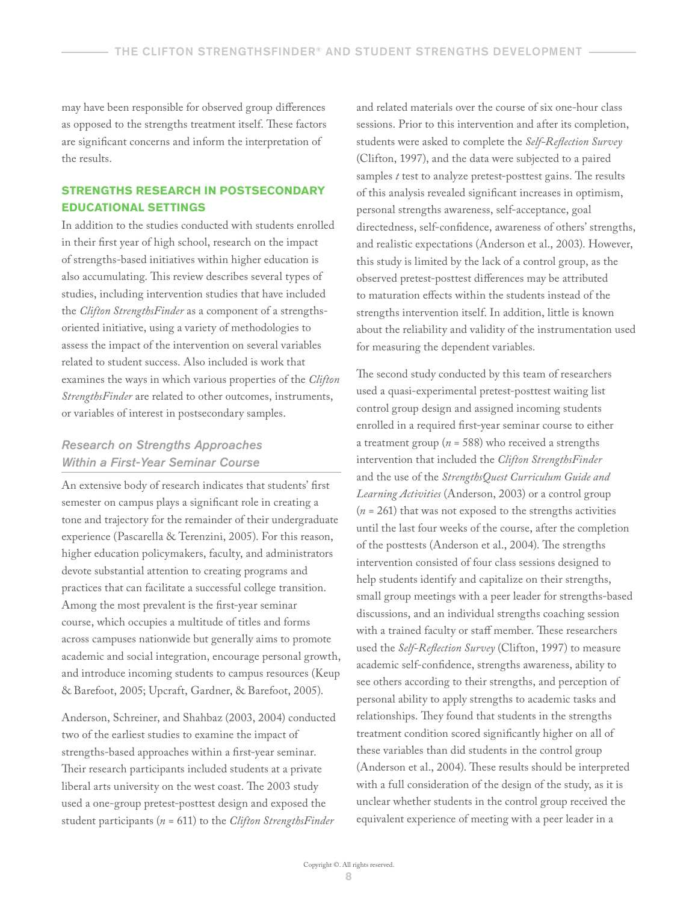may have been responsible for observed group differences as opposed to the strengths treatment itself. These factors are significant concerns and inform the interpretation of the results.

## STRENGTHS RESEARCH IN POSTSECONDARY EDUCATIONAL SETTINGS

In addition to the studies conducted with students enrolled in their first year of high school, research on the impact of strengths-based initiatives within higher education is also accumulating. This review describes several types of studies, including intervention studies that have included the *Clifton StrengthsFinder* as a component of a strengths-oriented initiative, using a variety of methodologies to assess the impact of the intervention on several variables related to student success. Also included is work that examines the ways in which various properties of the *Clifton StrengthsFinder* are related to other outcomes, instruments, or variables of interest in postsecondary samples.

### *Research on Strengths Approaches Within a First-Year Seminar Course*

An extensive body of research indicates that students' first semester on campus plays a significant role in creating a tone and trajectory for the remainder of their undergraduate experience (Pascarella & Terenzini, 2005). For this reason, higher education policymakers, faculty, and administrators devote substantial attention to creating programs and practices that can facilitate a successful college transition. Among the most prevalent is the first-year seminar course, which occupies a multitude of titles and forms across campuses nationwide but generally aims to promote academic and social integration, encourage personal growth, and introduce incoming students to campus resources (Keup & Barefoot, 2005; Upcraft, Gardner, & Barefoot, 2005).

Anderson, Schreiner, and Shahbaz (2003, 2004) conducted two of the earliest studies to examine the impact of strengths-based approaches within a first-year seminar. Their research participants included students at a private liberal arts university on the west coast. The 2003 study used a one-group pretest-posttest design and exposed the student participants ($n = 611$) to the *Clifton StrengthsFinder* and related materials over the course of six one-hour class sessions. Prior to this intervention and after its completion, students were asked to complete the *Self-Reflection Survey* (Clifton, 1997), and the data were subjected to a paired samples $t$ test to analyze pretest-posttest gains. The results of this analysis revealed significant increases in optimism, personal strengths awareness, self-acceptance, goal directedness, self-confidence, awareness of others' strengths, and realistic expectations (Anderson et al., 2003). However, this study is limited by the lack of a control group, as the observed pretest-posttest differences may be attributed to maturation effects within the students instead of the strengths intervention itself. In addition, little is known about the reliability and validity of the instrumentation used for measuring the dependent variables.

The second study conducted by this team of researchers used a quasi-experimental pretest-posttest waiting list control group design and assigned incoming students enrolled in a required first-year seminar course to either a treatment group ($n = 588$) who received a strengths intervention that included the *Clifton StrengthsFinder* and the use of the *StrengthsQuest Curriculum Guide and Learning Activities* (Anderson, 2003) or a control group ($n = 261$) that was not exposed to the strengths activities until the last four weeks of the course, after the completion of the posttests (Anderson et al., 2004). The strengths intervention consisted of four class sessions designed to help students identify and capitalize on their strengths, small group meetings with a peer leader for strengths-based discussions, and an individual strengths coaching session with a trained faculty or staff member. These researchers used the *Self-Reflection Survey* (Clifton, 1997) to measure academic self-confidence, strengths awareness, ability to see others according to their strengths, and perception of personal ability to apply strengths to academic tasks and relationships. They found that students in the strengths treatment condition scored significantly higher on all of these variables than did students in the control group (Anderson et al., 2004). These results should be interpreted with a full consideration of the design of the study, as it is unclear whether students in the control group received the equivalent experience of meeting with a peer leader in a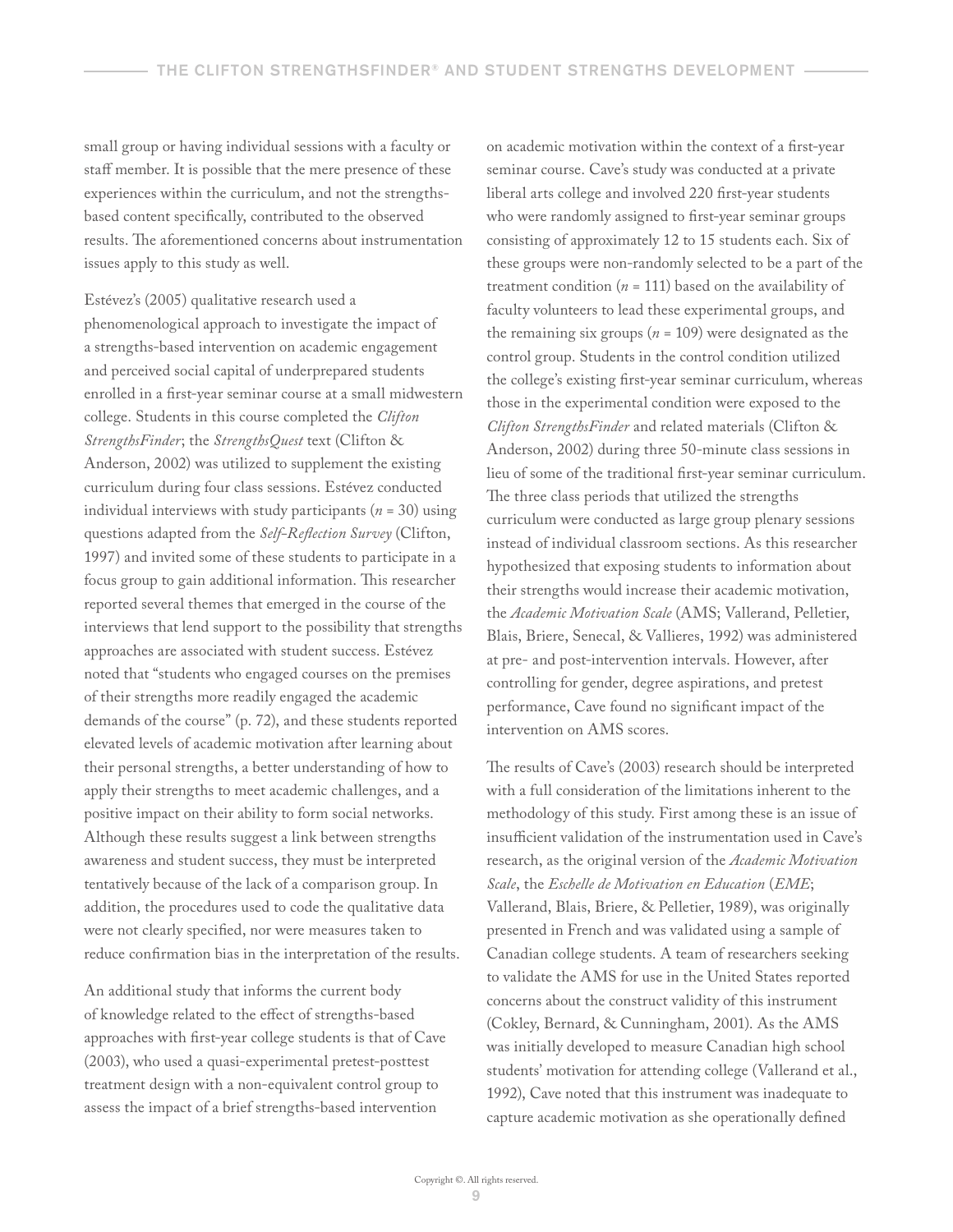small group or having individual sessions with a faculty or staff member. It is possible that the mere presence of these experiences within the curriculum, and not the strengths-based content specifically, contributed to the observed results. The aforementioned concerns about instrumentation issues apply to this study as well.

Estévez's (2005) qualitative research used a phenomenological approach to investigate the impact of a strengths-based intervention on academic engagement and perceived social capital of underprepared students enrolled in a first-year seminar course at a small midwestern college. Students in this course completed the *Clifton StrengthsFinder*; the *StrengthsQuest* text (Clifton & Anderson, 2002) was utilized to supplement the existing curriculum during four class sessions. Estévez conducted individual interviews with study participants ($n$ = 30) using questions adapted from the *Self-Reflection Survey* (Clifton, 1997) and invited some of these students to participate in a focus group to gain additional information. This researcher reported several themes that emerged in the course of the interviews that lend support to the possibility that strengths approaches are associated with student success. Estévez noted that "students who engaged courses on the premises of their strengths more readily engaged the academic demands of the course" (p. 72), and these students reported elevated levels of academic motivation after learning about their personal strengths, a better understanding of how to apply their strengths to meet academic challenges, and a positive impact on their ability to form social networks. Although these results suggest a link between strengths awareness and student success, they must be interpreted tentatively because of the lack of a comparison group. In addition, the procedures used to code the qualitative data were not clearly specified, nor were measures taken to reduce confirmation bias in the interpretation of the results.

An additional study that informs the current body of knowledge related to the effect of strengths-based approaches with first-year college students is that of Cave (2003), who used a quasi-experimental pretest-posttest treatment design with a non-equivalent control group to assess the impact of a brief strengths-based intervention on academic motivation within the context of a first-year seminar course. Cave's study was conducted at a private liberal arts college and involved 220 first-year students who were randomly assigned to first-year seminar groups consisting of approximately 12 to 15 students each. Six of these groups were non-randomly selected to be a part of the treatment condition ($n$ = 111) based on the availability of faculty volunteers to lead these experimental groups, and the remaining six groups ($n$ = 109) were designated as the control group. Students in the control condition utilized the college's existing first-year seminar curriculum, whereas those in the experimental condition were exposed to the *Clifton StrengthsFinder* and related materials (Clifton & Anderson, 2002) during three 50-minute class sessions in lieu of some of the traditional first-year seminar curriculum. The three class periods that utilized the strengths curriculum were conducted as large group plenary sessions instead of individual classroom sections. As this researcher hypothesized that exposing students to information about their strengths would increase their academic motivation, the *Academic Motivation Scale* (AMS; Vallerand, Pelletier, Blais, Briere, Senecal, & Vallieres, 1992) was administered at pre- and post-intervention intervals. However, after controlling for gender, degree aspirations, and pretest performance, Cave found no significant impact of the intervention on AMS scores.

The results of Cave's (2003) research should be interpreted with a full consideration of the limitations inherent to the methodology of this study. First among these is an issue of insufficient validation of the instrumentation used in Cave's research, as the original version of the *Academic Motivation Scale*, the *Eschelle de Motivation en Education* (*EME*; Vallerand, Blais, Briere, & Pelletier, 1989), was originally presented in French and was validated using a sample of Canadian college students. A team of researchers seeking to validate the AMS for use in the United States reported concerns about the construct validity of this instrument (Cokley, Bernard, & Cunningham, 2001). As the AMS was initially developed to measure Canadian high school students' motivation for attending college (Vallerand et al., 1992), Cave noted that this instrument was inadequate to capture academic motivation as she operationally defined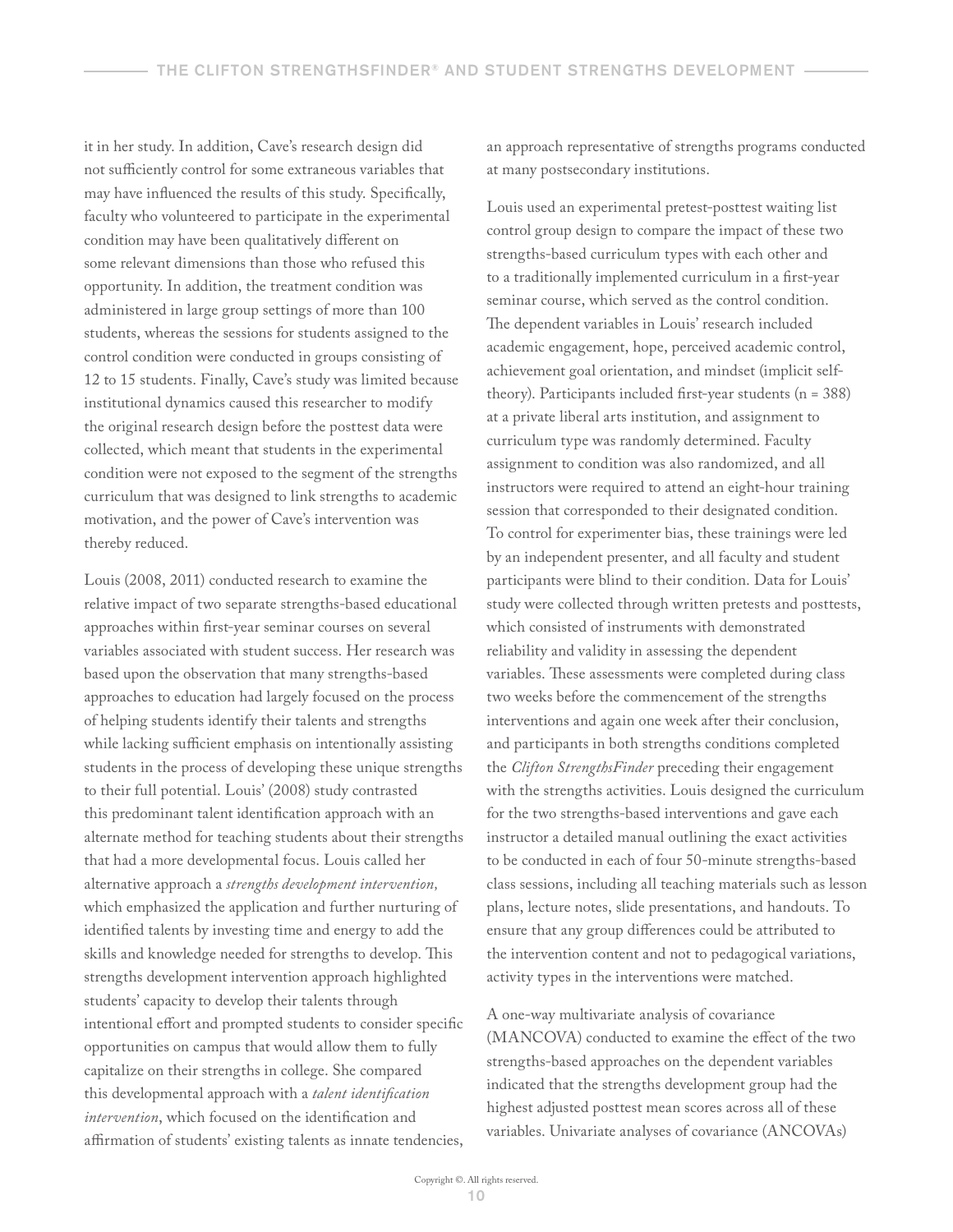it in her study. In addition, Cave's research design did not sufficiently control for some extraneous variables that may have influenced the results of this study. Specifically, faculty who volunteered to participate in the experimental condition may have been qualitatively different on some relevant dimensions than those who refused this opportunity. In addition, the treatment condition was administered in large group settings of more than 100 students, whereas the sessions for students assigned to the control condition were conducted in groups consisting of 12 to 15 students. Finally, Cave's study was limited because institutional dynamics caused this researcher to modify the original research design before the posttest data were collected, which meant that students in the experimental condition were not exposed to the segment of the strengths curriculum that was designed to link strengths to academic motivation, and the power of Cave's intervention was thereby reduced.

Louis (2008, 2011) conducted research to examine the relative impact of two separate strengths-based educational approaches within first-year seminar courses on several variables associated with student success. Her research was based upon the observation that many strengths-based approaches to education had largely focused on the process of helping students identify their talents and strengths while lacking sufficient emphasis on intentionally assisting students in the process of developing these unique strengths to their full potential. Louis' (2008) study contrasted this predominant talent identification approach with an alternate method for teaching students about their strengths that had a more developmental focus. Louis called her alternative approach a *strengths development intervention,* which emphasized the application and further nurturing of identified talents by investing time and energy to add the skills and knowledge needed for strengths to develop. This strengths development intervention approach highlighted students' capacity to develop their talents through intentional effort and prompted students to consider specific opportunities on campus that would allow them to fully capitalize on their strengths in college. She compared this developmental approach with a *talent identification intervention*, which focused on the identification and affirmation of students' existing talents as innate tendencies, an approach representative of strengths programs conducted at many postsecondary institutions.

Louis used an experimental pretest-posttest waiting list control group design to compare the impact of these two strengths-based curriculum types with each other and to a traditionally implemented curriculum in a first-year seminar course, which served as the control condition. The dependent variables in Louis' research included academic engagement, hope, perceived academic control, achievement goal orientation, and mindset (implicit self-theory). Participants included first-year students ($n = 388$) at a private liberal arts institution, and assignment to curriculum type was randomly determined. Faculty assignment to condition was also randomized, and all instructors were required to attend an eight-hour training session that corresponded to their designated condition. To control for experimenter bias, these trainings were led by an independent presenter, and all faculty and student participants were blind to their condition. Data for Louis' study were collected through written pretests and posttests, which consisted of instruments with demonstrated reliability and validity in assessing the dependent variables. These assessments were completed during class two weeks before the commencement of the strengths interventions and again one week after their conclusion, and participants in both strengths conditions completed the *Clifton StrengthsFinder* preceding their engagement with the strengths activities. Louis designed the curriculum for the two strengths-based interventions and gave each instructor a detailed manual outlining the exact activities to be conducted in each of four 50-minute strengths-based class sessions, including all teaching materials such as lesson plans, lecture notes, slide presentations, and handouts. To ensure that any group differences could be attributed to the intervention content and not to pedagogical variations, activity types in the interventions were matched.

A one-way multivariate analysis of covariance (MANCOVA) conducted to examine the effect of the two strengths-based approaches on the dependent variables indicated that the strengths development group had the highest adjusted posttest mean scores across all of these variables. Univariate analyses of covariance (ANCOVAs)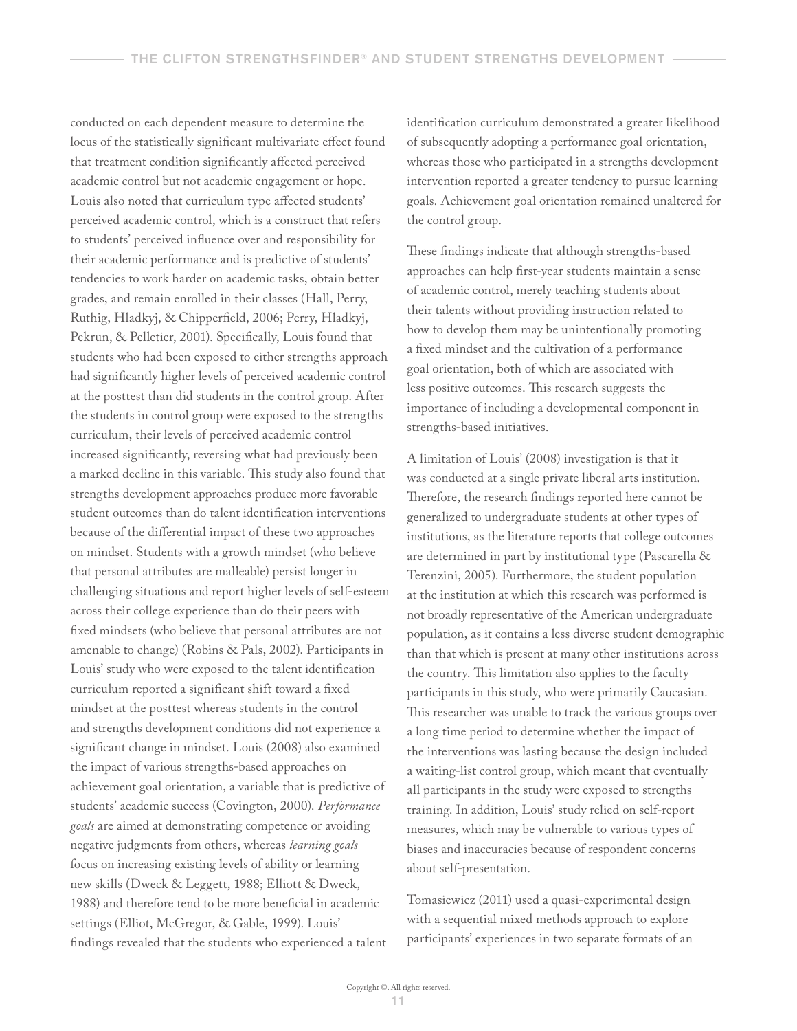conducted on each dependent measure to determine the locus of the statistically significant multivariate effect found that treatment condition significantly affected perceived academic control but not academic engagement or hope. Louis also noted that curriculum type affected students' perceived academic control, which is a construct that refers to students' perceived influence over and responsibility for their academic performance and is predictive of students' tendencies to work harder on academic tasks, obtain better grades, and remain enrolled in their classes (Hall, Perry, Ruthig, Hladkyj, & Chipperfield, 2006; Perry, Hladkyj, Pekrun, & Pelletier, 2001). Specifically, Louis found that students who had been exposed to either strengths approach had significantly higher levels of perceived academic control at the posttest than did students in the control group. After the students in control group were exposed to the strengths curriculum, their levels of perceived academic control increased significantly, reversing what had previously been a marked decline in this variable. This study also found that strengths development approaches produce more favorable student outcomes than do talent identification interventions because of the differential impact of these two approaches on mindset. Students with a growth mindset (who believe that personal attributes are malleable) persist longer in challenging situations and report higher levels of self-esteem across their college experience than do their peers with fixed mindsets (who believe that personal attributes are not amenable to change) (Robins & Pals, 2002). Participants in Louis' study who were exposed to the talent identification curriculum reported a significant shift toward a fixed mindset at the posttest whereas students in the control and strengths development conditions did not experience a significant change in mindset. Louis (2008) also examined the impact of various strengths-based approaches on achievement goal orientation, a variable that is predictive of students' academic success (Covington, 2000). *Performance goals* are aimed at demonstrating competence or avoiding negative judgments from others, whereas *learning goals* focus on increasing existing levels of ability or learning new skills (Dweck & Leggett, 1988; Elliott & Dweck, 1988) and therefore tend to be more beneficial in academic settings (Elliot, McGregor, & Gable, 1999). Louis' findings revealed that the students who experienced a talent identification curriculum demonstrated a greater likelihood of subsequently adopting a performance goal orientation, whereas those who participated in a strengths development intervention reported a greater tendency to pursue learning goals. Achievement goal orientation remained unaltered for the control group.

These findings indicate that although strengths-based approaches can help first-year students maintain a sense of academic control, merely teaching students about their talents without providing instruction related to how to develop them may be unintentionally promoting a fixed mindset and the cultivation of a performance goal orientation, both of which are associated with less positive outcomes. This research suggests the importance of including a developmental component in strengths-based initiatives.

A limitation of Louis' (2008) investigation is that it was conducted at a single private liberal arts institution. Therefore, the research findings reported here cannot be generalized to undergraduate students at other types of institutions, as the literature reports that college outcomes are determined in part by institutional type (Pascarella & Terenzini, 2005). Furthermore, the student population at the institution at which this research was performed is not broadly representative of the American undergraduate population, as it contains a less diverse student demographic than that which is present at many other institutions across the country. This limitation also applies to the faculty participants in this study, who were primarily Caucasian. This researcher was unable to track the various groups over a long time period to determine whether the impact of the interventions was lasting because the design included a waiting-list control group, which meant that eventually all participants in the study were exposed to strengths training. In addition, Louis' study relied on self-report measures, which may be vulnerable to various types of biases and inaccuracies because of respondent concerns about self-presentation.

Tomasiewicz (2011) used a quasi-experimental design with a sequential mixed methods approach to explore participants' experiences in two separate formats of an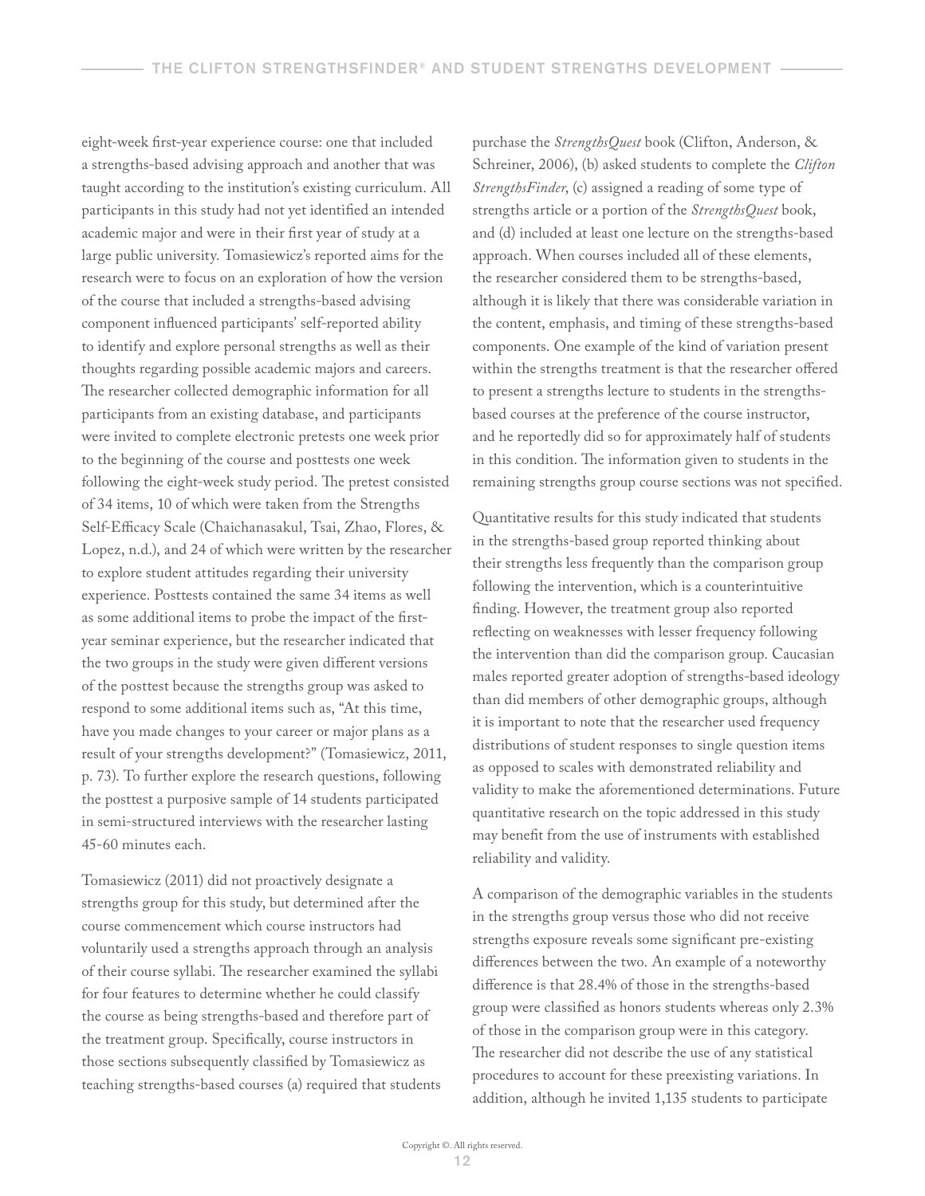eight-week first-year experience course: one that included a strengths-based advising approach and another that was taught according to the institution's existing curriculum. All participants in this study had not yet identified an intended academic major and were in their first year of study at a large public university. Tomasiewicz's reported aims for the research were to focus on an exploration of how the version of the course that included a strengths-based advising component influenced participants' self-reported ability to identify and explore personal strengths as well as their thoughts regarding possible academic majors and careers. The researcher collected demographic information for all participants from an existing database, and participants were invited to complete electronic pretests one week prior to the beginning of the course and posttests one week following the eight-week study period. The pretest consisted of 34 items, 10 of which were taken from the Strengths Self-Efficacy Scale (Chaichanasakul, Tsai, Zhao, Flores, & Lopez, n.d.), and 24 of which were written by the researcher to explore student attitudes regarding their university experience. Posttests contained the same 34 items as well as some additional items to probe the impact of the first-year seminar experience, but the researcher indicated that the two groups in the study were given different versions of the posttest because the strengths group was asked to respond to some additional items such as, "At this time, have you made changes to your career or major plans as a result of your strengths development?" (Tomasiewicz, 2011, p. 73). To further explore the research questions, following the posttest a purposive sample of 14 students participated in semi-structured interviews with the researcher lasting 45-60 minutes each.

Tomasiewicz (2011) did not proactively designate a strengths group for this study, but determined after the course commencement which course instructors had voluntarily used a strengths approach through an analysis of their course syllabi. The researcher examined the syllabi for four features to determine whether he could classify the course as being strengths-based and therefore part of the treatment group. Specifically, course instructors in those sections subsequently classified by Tomasiewicz as teaching strengths-based courses (a) required that students purchase the *StrengthsQuest* book (Clifton, Anderson, & Schreiner, 2006), (b) asked students to complete the *Clifton StrengthsFinder*, (c) assigned a reading of some type of strengths article or a portion of the *StrengthsQuest* book, and (d) included at least one lecture on the strengths-based approach. When courses included all of these elements, the researcher considered them to be strengths-based, although it is likely that there was considerable variation in the content, emphasis, and timing of these strengths-based components. One example of the kind of variation present within the strengths treatment is that the researcher offered to present a strengths lecture to students in the strengths-based courses at the preference of the course instructor, and he reportedly did so for approximately half of students in this condition. The information given to students in the remaining strengths group course sections was not specified.

Quantitative results for this study indicated that students in the strengths-based group reported thinking about their strengths less frequently than the comparison group following the intervention, which is a counterintuitive finding. However, the treatment group also reported reflecting on weaknesses with lesser frequency following the intervention than did the comparison group. Caucasian males reported greater adoption of strengths-based ideology than did members of other demographic groups, although it is important to note that the researcher used frequency distributions of student responses to single question items as opposed to scales with demonstrated reliability and validity to make the aforementioned determinations. Future quantitative research on the topic addressed in this study may benefit from the use of instruments with established reliability and validity.

A comparison of the demographic variables in the students in the strengths group versus those who did not receive strengths exposure reveals some significant pre-existing differences between the two. An example of a noteworthy difference is that 28.4% of those in the strengths-based group were classified as honors students whereas only 2.3% of those in the comparison group were in this category. The researcher did not describe the use of any statistical procedures to account for these preexisting variations. In addition, although he invited 1,135 students to participate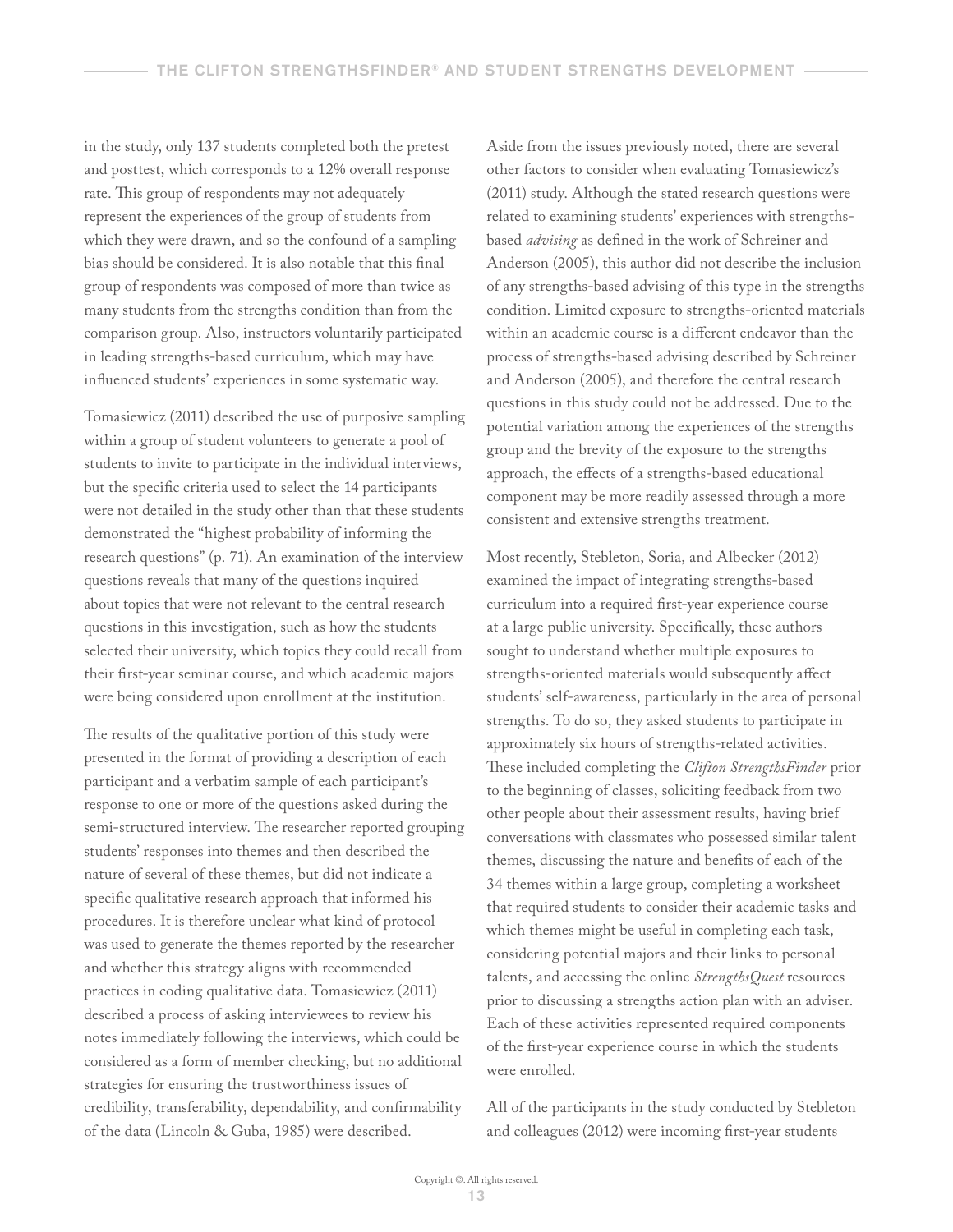in the study, only 137 students completed both the pretest and posttest, which corresponds to a 12% overall response rate. This group of respondents may not adequately represent the experiences of the group of students from which they were drawn, and so the confound of a sampling bias should be considered. It is also notable that this final group of respondents was composed of more than twice as many students from the strengths condition than from the comparison group. Also, instructors voluntarily participated in leading strengths-based curriculum, which may have influenced students' experiences in some systematic way.

Tomasiewicz (2011) described the use of purposive sampling within a group of student volunteers to generate a pool of students to invite to participate in the individual interviews, but the specific criteria used to select the 14 participants were not detailed in the study other than that these students demonstrated the "highest probability of informing the research questions" (p. 71). An examination of the interview questions reveals that many of the questions inquired about topics that were not relevant to the central research questions in this investigation, such as how the students selected their university, which topics they could recall from their first-year seminar course, and which academic majors were being considered upon enrollment at the institution.

The results of the qualitative portion of this study were presented in the format of providing a description of each participant and a verbatim sample of each participant's response to one or more of the questions asked during the semi-structured interview. The researcher reported grouping students' responses into themes and then described the nature of several of these themes, but did not indicate a specific qualitative research approach that informed his procedures. It is therefore unclear what kind of protocol was used to generate the themes reported by the researcher and whether this strategy aligns with recommended practices in coding qualitative data. Tomasiewicz (2011) described a process of asking interviewees to review his notes immediately following the interviews, which could be considered as a form of member checking, but no additional strategies for ensuring the trustworthiness issues of credibility, transferability, dependability, and confirmability of the data (Lincoln & Guba, 1985) were described.

Aside from the issues previously noted, there are several other factors to consider when evaluating Tomasiewicz's (2011) study. Although the stated research questions were related to examining students' experiences with strengths-based *advising* as defined in the work of Schreiner and Anderson (2005), this author did not describe the inclusion of any strengths-based advising of this type in the strengths condition. Limited exposure to strengths-oriented materials within an academic course is a different endeavor than the process of strengths-based advising described by Schreiner and Anderson (2005), and therefore the central research questions in this study could not be addressed. Due to the potential variation among the experiences of the strengths group and the brevity of the exposure to the strengths approach, the effects of a strengths-based educational component may be more readily assessed through a more consistent and extensive strengths treatment.

Most recently, Stebleton, Soria, and Albecker (2012) examined the impact of integrating strengths-based curriculum into a required first-year experience course at a large public university. Specifically, these authors sought to understand whether multiple exposures to strengths-oriented materials would subsequently affect students' self-awareness, particularly in the area of personal strengths. To do so, they asked students to participate in approximately six hours of strengths-related activities. These included completing the *Clifton StrengthsFinder* prior to the beginning of classes, soliciting feedback from two other people about their assessment results, having brief conversations with classmates who possessed similar talent themes, discussing the nature and benefits of each of the 34 themes within a large group, completing a worksheet that required students to consider their academic tasks and which themes might be useful in completing each task, considering potential majors and their links to personal talents, and accessing the online *StrengthsQuest* resources prior to discussing a strengths action plan with an adviser. Each of these activities represented required components of the first-year experience course in which the students were enrolled.

All of the participants in the study conducted by Stebleton and colleagues (2012) were incoming first-year students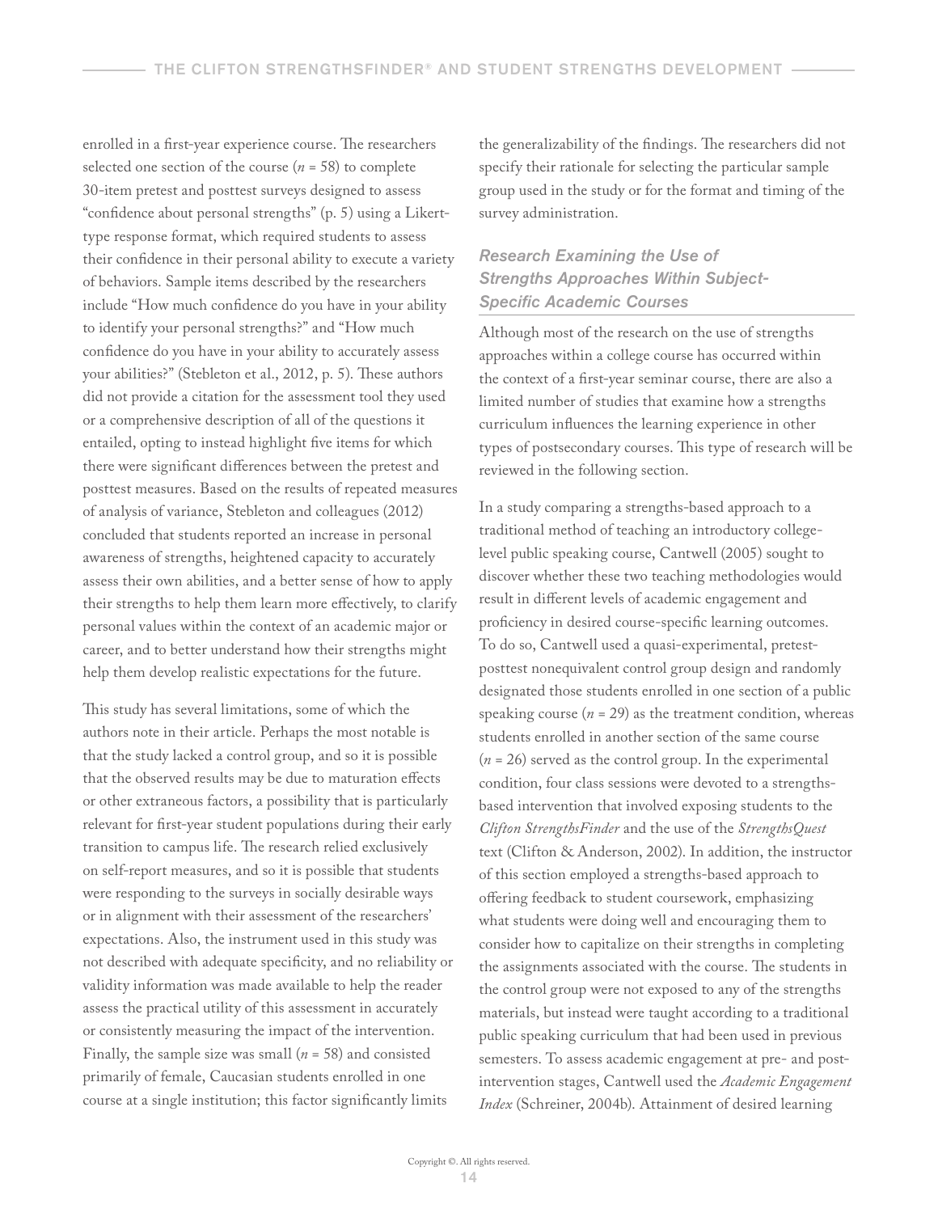enrolled in a first-year experience course. The researchers selected one section of the course ($n$ = 58) to complete 30-item pretest and posttest surveys designed to assess "confidence about personal strengths" (p. 5) using a Likert-type response format, which required students to assess their confidence in their personal ability to execute a variety of behaviors. Sample items described by the researchers include "How much confidence do you have in your ability to identify your personal strengths?" and "How much confidence do you have in your ability to accurately assess your abilities?" (Stebleton et al., 2012, p. 5). These authors did not provide a citation for the assessment tool they used or a comprehensive description of all of the questions it entailed, opting to instead highlight five items for which there were significant differences between the pretest and posttest measures. Based on the results of repeated measures of analysis of variance, Stebleton and colleagues (2012) concluded that students reported an increase in personal awareness of strengths, heightened capacity to accurately assess their own abilities, and a better sense of how to apply their strengths to help them learn more effectively, to clarify personal values within the context of an academic major or career, and to better understand how their strengths might help them develop realistic expectations for the future.

This study has several limitations, some of which the authors note in their article. Perhaps the most notable is that the study lacked a control group, and so it is possible that the observed results may be due to maturation effects or other extraneous factors, a possibility that is particularly relevant for first-year student populations during their early transition to campus life. The research relied exclusively on self-report measures, and so it is possible that students were responding to the surveys in socially desirable ways or in alignment with their assessment of the researchers' expectations. Also, the instrument used in this study was not described with adequate specificity, and no reliability or validity information was made available to help the reader assess the practical utility of this assessment in accurately or consistently measuring the impact of the intervention. Finally, the sample size was small ($n$ = 58) and consisted primarily of female, Caucasian students enrolled in one course at a single institution; this factor significantly limits the generalizability of the findings. The researchers did not specify their rationale for selecting the particular sample group used in the study or for the format and timing of the survey administration.

### *Research Examining the Use of Strengths Approaches Within Subject-Specific Academic Courses*

Although most of the research on the use of strengths approaches within a college course has occurred within the context of a first-year seminar course, there are also a limited number of studies that examine how a strengths curriculum influences the learning experience in other types of postsecondary courses. This type of research will be reviewed in the following section.

In a study comparing a strengths-based approach to a traditional method of teaching an introductory college-level public speaking course, Cantwell (2005) sought to discover whether these two teaching methodologies would result in different levels of academic engagement and proficiency in desired course-specific learning outcomes. To do so, Cantwell used a quasi-experimental, pretest-posttest nonequivalent control group design and randomly designated those students enrolled in one section of a public speaking course ($n$ = 29) as the treatment condition, whereas students enrolled in another section of the same course ($n$ = 26) served as the control group. In the experimental condition, four class sessions were devoted to a strengths-based intervention that involved exposing students to the *Clifton StrengthsFinder* and the use of the *StrengthsQuest* text (Clifton & Anderson, 2002). In addition, the instructor of this section employed a strengths-based approach to offering feedback to student coursework, emphasizing what students were doing well and encouraging them to consider how to capitalize on their strengths in completing the assignments associated with the course. The students in the control group were not exposed to any of the strengths materials, but instead were taught according to a traditional public speaking curriculum that had been used in previous semesters. To assess academic engagement at pre- and post-intervention stages, Cantwell used the *Academic Engagement Index* (Schreiner, 2004b). Attainment of desired learning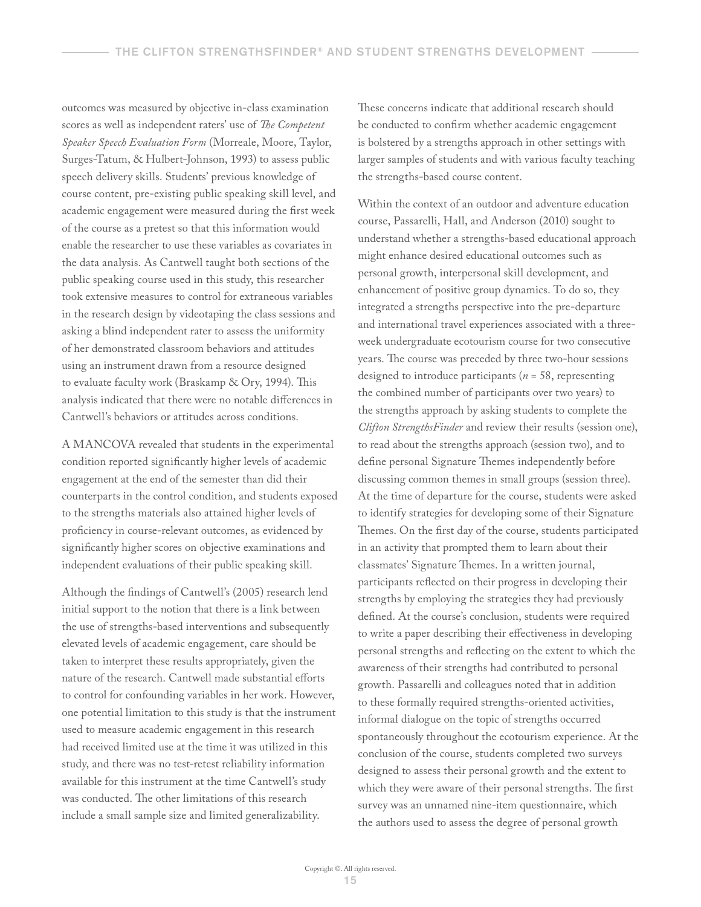outcomes was measured by objective in-class examination scores as well as independent raters' use of *The Competent Speaker Speech Evaluation Form* (Morreale, Moore, Taylor, Surges-Tatum, & Hulbert-Johnson, 1993) to assess public speech delivery skills. Students' previous knowledge of course content, pre-existing public speaking skill level, and academic engagement were measured during the first week of the course as a pretest so that this information would enable the researcher to use these variables as covariates in the data analysis. As Cantwell taught both sections of the public speaking course used in this study, this researcher took extensive measures to control for extraneous variables in the research design by videotaping the class sessions and asking a blind independent rater to assess the uniformity of her demonstrated classroom behaviors and attitudes using an instrument drawn from a resource designed to evaluate faculty work (Braskamp & Ory, 1994). This analysis indicated that there were no notable differences in Cantwell's behaviors or attitudes across conditions.

A MANCOVA revealed that students in the experimental condition reported significantly higher levels of academic engagement at the end of the semester than did their counterparts in the control condition, and students exposed to the strengths materials also attained higher levels of proficiency in course-relevant outcomes, as evidenced by significantly higher scores on objective examinations and independent evaluations of their public speaking skill.

Although the findings of Cantwell's (2005) research lend initial support to the notion that there is a link between the use of strengths-based interventions and subsequently elevated levels of academic engagement, care should be taken to interpret these results appropriately, given the nature of the research. Cantwell made substantial efforts to control for confounding variables in her work. However, one potential limitation to this study is that the instrument used to measure academic engagement in this research had received limited use at the time it was utilized in this study, and there was no test-retest reliability information available for this instrument at the time Cantwell's study was conducted. The other limitations of this research include a small sample size and limited generalizability.

These concerns indicate that additional research should be conducted to confirm whether academic engagement is bolstered by a strengths approach in other settings with larger samples of students and with various faculty teaching the strengths-based course content.

Within the context of an outdoor and adventure education course, Passarelli, Hall, and Anderson (2010) sought to understand whether a strengths-based educational approach might enhance desired educational outcomes such as personal growth, interpersonal skill development, and enhancement of positive group dynamics. To do so, they integrated a strengths perspective into the pre-departure and international travel experiences associated with a three-week undergraduate ecotourism course for two consecutive years. The course was preceded by three two-hour sessions designed to introduce participants ($n$ = 58, representing the combined number of participants over two years) to the strengths approach by asking students to complete the *Clifton StrengthsFinder* and review their results (session one), to read about the strengths approach (session two), and to define personal Signature Themes independently before discussing common themes in small groups (session three). At the time of departure for the course, students were asked to identify strategies for developing some of their Signature Themes. On the first day of the course, students participated in an activity that prompted them to learn about their classmates' Signature Themes. In a written journal, participants reflected on their progress in developing their strengths by employing the strategies they had previously defined. At the course's conclusion, students were required to write a paper describing their effectiveness in developing personal strengths and reflecting on the extent to which the awareness of their strengths had contributed to personal growth. Passarelli and colleagues noted that in addition to these formally required strengths-oriented activities, informal dialogue on the topic of strengths occurred spontaneously throughout the ecotourism experience. At the conclusion of the course, students completed two surveys designed to assess their personal growth and the extent to which they were aware of their personal strengths. The first survey was an unnamed nine-item questionnaire, which the authors used to assess the degree of personal growth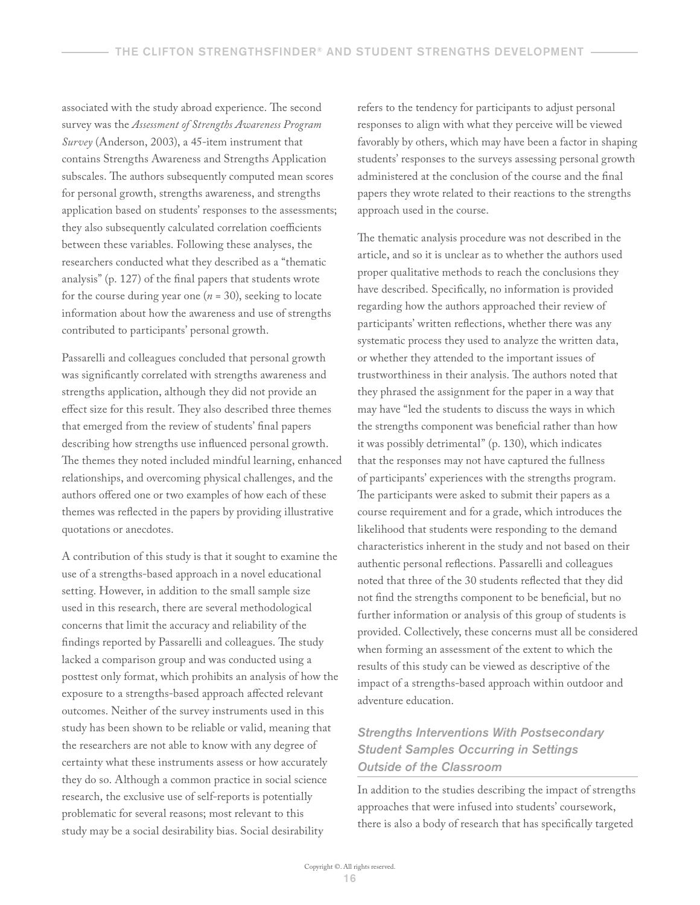associated with the study abroad experience. The second survey was the *Assessment of Strengths Awareness Program Survey* (Anderson, 2003), a 45-item instrument that contains Strengths Awareness and Strengths Application subscales. The authors subsequently computed mean scores for personal growth, strengths awareness, and strengths application based on students' responses to the assessments; they also subsequently calculated correlation coefficients between these variables. Following these analyses, the researchers conducted what they described as a "thematic analysis" (p. 127) of the final papers that students wrote for the course during year one ($n = 30$), seeking to locate information about how the awareness and use of strengths contributed to participants' personal growth.

Passarelli and colleagues concluded that personal growth was significantly correlated with strengths awareness and strengths application, although they did not provide an effect size for this result. They also described three themes that emerged from the review of students' final papers describing how strengths use influenced personal growth. The themes they noted included mindful learning, enhanced relationships, and overcoming physical challenges, and the authors offered one or two examples of how each of these themes was reflected in the papers by providing illustrative quotations or anecdotes.

A contribution of this study is that it sought to examine the use of a strengths-based approach in a novel educational setting. However, in addition to the small sample size used in this research, there are several methodological concerns that limit the accuracy and reliability of the findings reported by Passarelli and colleagues. The study lacked a comparison group and was conducted using a posttest only format, which prohibits an analysis of how the exposure to a strengths-based approach affected relevant outcomes. Neither of the survey instruments used in this study has been shown to be reliable or valid, meaning that the researchers are not able to know with any degree of certainty what these instruments assess or how accurately they do so. Although a common practice in social science research, the exclusive use of self-reports is potentially problematic for several reasons; most relevant to this study may be a social desirability bias. Social desirability refers to the tendency for participants to adjust personal responses to align with what they perceive will be viewed favorably by others, which may have been a factor in shaping students' responses to the surveys assessing personal growth administered at the conclusion of the course and the final papers they wrote related to their reactions to the strengths approach used in the course.

The thematic analysis procedure was not described in the article, and so it is unclear as to whether the authors used proper qualitative methods to reach the conclusions they have described. Specifically, no information is provided regarding how the authors approached their review of participants' written reflections, whether there was any systematic process they used to analyze the written data, or whether they attended to the important issues of trustworthiness in their analysis. The authors noted that they phrased the assignment for the paper in a way that may have "led the students to discuss the ways in which the strengths component was beneficial rather than how it was possibly detrimental" (p. 130), which indicates that the responses may not have captured the fullness of participants' experiences with the strengths program. The participants were asked to submit their papers as a course requirement and for a grade, which introduces the likelihood that students were responding to the demand characteristics inherent in the study and not based on their authentic personal reflections. Passarelli and colleagues noted that three of the 30 students reflected that they did not find the strengths component to be beneficial, but no further information or analysis of this group of students is provided. Collectively, these concerns must all be considered when forming an assessment of the extent to which the results of this study can be viewed as descriptive of the impact of a strengths-based approach within outdoor and adventure education.

### *Strengths Interventions With Postsecondary Student Samples Occurring in Settings Outside of the Classroom*

In addition to the studies describing the impact of strengths approaches that were infused into students' coursework, there is also a body of research that has specifically targeted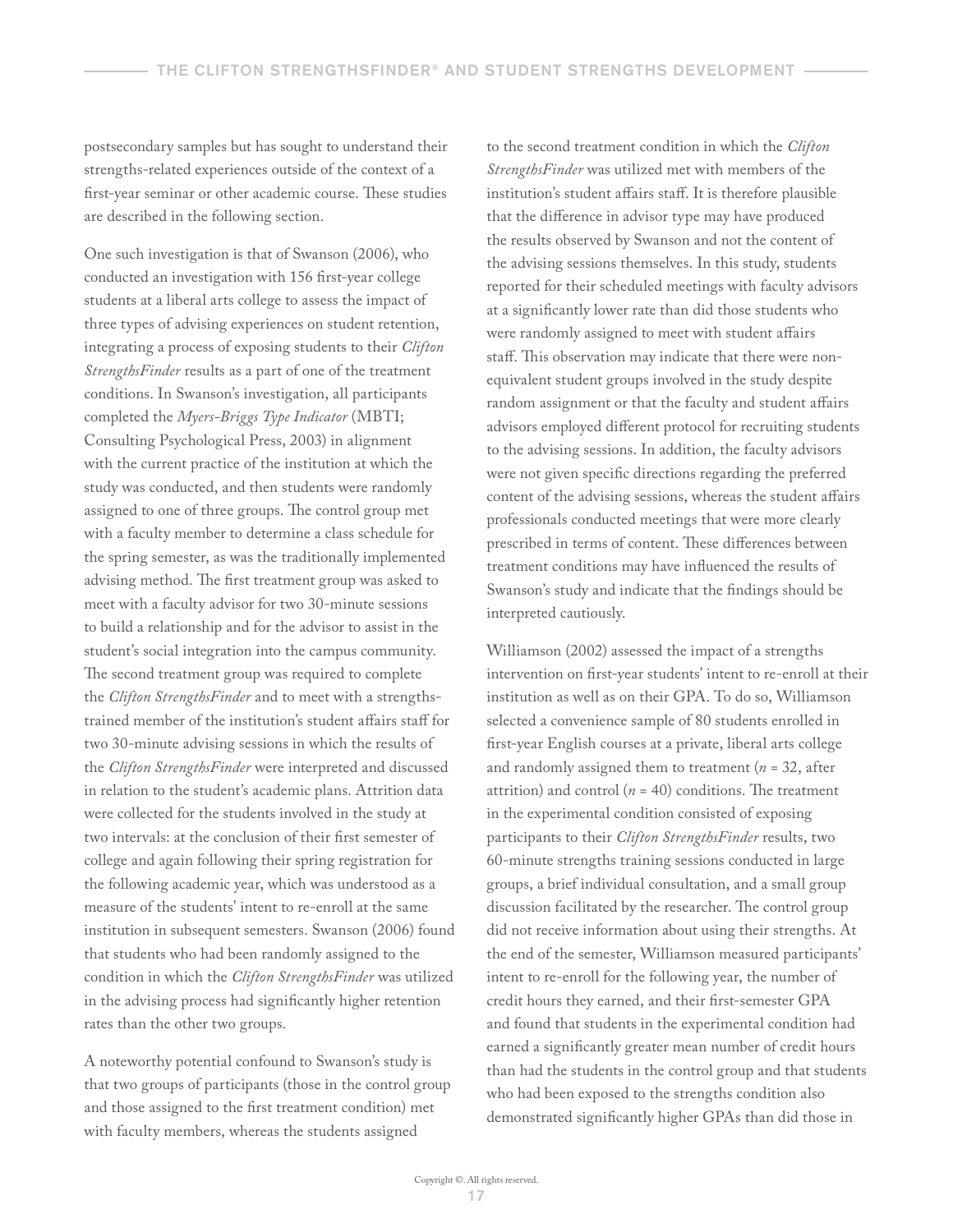postsecondary samples but has sought to understand their strengths-related experiences outside of the context of a first-year seminar or other academic course. These studies are described in the following section.

One such investigation is that of Swanson (2006), who conducted an investigation with 156 first-year college students at a liberal arts college to assess the impact of three types of advising experiences on student retention, integrating a process of exposing students to their *Clifton StrengthsFinder* results as a part of one of the treatment conditions. In Swanson's investigation, all participants completed the *Myers-Briggs Type Indicator* (MBTI; Consulting Psychological Press, 2003) in alignment with the current practice of the institution at which the study was conducted, and then students were randomly assigned to one of three groups. The control group met with a faculty member to determine a class schedule for the spring semester, as was the traditionally implemented advising method. The first treatment group was asked to meet with a faculty advisor for two 30-minute sessions to build a relationship and for the advisor to assist in the student's social integration into the campus community. The second treatment group was required to complete the *Clifton StrengthsFinder* and to meet with a strengths-trained member of the institution's student affairs staff for two 30-minute advising sessions in which the results of the *Clifton StrengthsFinder* were interpreted and discussed in relation to the student's academic plans. Attrition data were collected for the students involved in the study at two intervals: at the conclusion of their first semester of college and again following their spring registration for the following academic year, which was understood as a measure of the students' intent to re-enroll at the same institution in subsequent semesters. Swanson (2006) found that students who had been randomly assigned to the condition in which the *Clifton StrengthsFinder* was utilized in the advising process had significantly higher retention rates than the other two groups.

A noteworthy potential confound to Swanson's study is that two groups of participants (those in the control group and those assigned to the first treatment condition) met with faculty members, whereas the students assigned to the second treatment condition in which the *Clifton StrengthsFinder* was utilized met with members of the institution's student affairs staff. It is therefore plausible that the difference in advisor type may have produced the results observed by Swanson and not the content of the advising sessions themselves. In this study, students reported for their scheduled meetings with faculty advisors at a significantly lower rate than did those students who were randomly assigned to meet with student affairs staff. This observation may indicate that there were non-equivalent student groups involved in the study despite random assignment or that the faculty and student affairs advisors employed different protocol for recruiting students to the advising sessions. In addition, the faculty advisors were not given specific directions regarding the preferred content of the advising sessions, whereas the student affairs professionals conducted meetings that were more clearly prescribed in terms of content. These differences between treatment conditions may have influenced the results of Swanson's study and indicate that the findings should be interpreted cautiously.

Williamson (2002) assessed the impact of a strengths intervention on first-year students' intent to re-enroll at their institution as well as on their GPA. To do so, Williamson selected a convenience sample of 80 students enrolled in first-year English courses at a private, liberal arts college and randomly assigned them to treatment ($n$ = 32, after attrition) and control ($n$ = 40) conditions. The treatment in the experimental condition consisted of exposing participants to their *Clifton StrengthsFinder* results, two 60-minute strengths training sessions conducted in large groups, a brief individual consultation, and a small group discussion facilitated by the researcher. The control group did not receive information about using their strengths. At the end of the semester, Williamson measured participants' intent to re-enroll for the following year, the number of credit hours they earned, and their first-semester GPA and found that students in the experimental condition had earned a significantly greater mean number of credit hours than had the students in the control group and that students who had been exposed to the strengths condition also demonstrated significantly higher GPAs than did those in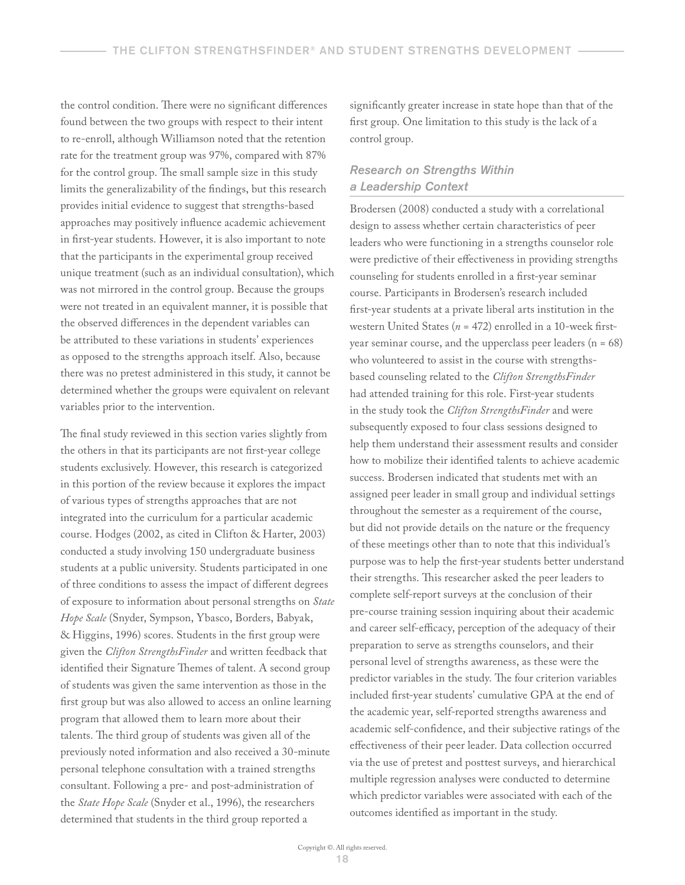the control condition. There were no significant differences found between the two groups with respect to their intent to re-enroll, although Williamson noted that the retention rate for the treatment group was 97%, compared with 87% for the control group. The small sample size in this study limits the generalizability of the findings, but this research provides initial evidence to suggest that strengths-based approaches may positively influence academic achievement in first-year students. However, it is also important to note that the participants in the experimental group received unique treatment (such as an individual consultation), which was not mirrored in the control group. Because the groups were not treated in an equivalent manner, it is possible that the observed differences in the dependent variables can be attributed to these variations in students' experiences as opposed to the strengths approach itself. Also, because there was no pretest administered in this study, it cannot be determined whether the groups were equivalent on relevant variables prior to the intervention.

The final study reviewed in this section varies slightly from the others in that its participants are not first-year college students exclusively. However, this research is categorized in this portion of the review because it explores the impact of various types of strengths approaches that are not integrated into the curriculum for a particular academic course. Hodges (2002, as cited in Clifton & Harter, 2003) conducted a study involving 150 undergraduate business students at a public university. Students participated in one of three conditions to assess the impact of different degrees of exposure to information about personal strengths on *State Hope Scale* (Snyder, Sympson, Ybasco, Borders, Babyak, & Higgins, 1996) scores. Students in the first group were given the *Clifton StrengthsFinder* and written feedback that identified their Signature Themes of talent. A second group of students was given the same intervention as those in the first group but was also allowed to access an online learning program that allowed them to learn more about their talents. The third group of students was given all of the previously noted information and also received a 30-minute personal telephone consultation with a trained strengths consultant. Following a pre- and post-administration of the *State Hope Scale* (Snyder et al., 1996), the researchers determined that students in the third group reported a significantly greater increase in state hope than that of the first group. One limitation to this study is the lack of a control group.

### *Research on Strengths Within a Leadership Context*

Brodersen (2008) conducted a study with a correlational design to assess whether certain characteristics of peer leaders who were functioning in a strengths counselor role were predictive of their effectiveness in providing strengths counseling for students enrolled in a first-year seminar course. Participants in Brodersen's research included first-year students at a private liberal arts institution in the western United States ($n$ = 472) enrolled in a 10-week first-year seminar course, and the upperclass peer leaders (n = 68) who volunteered to assist in the course with strengths-based counseling related to the *Clifton StrengthsFinder* had attended training for this role. First-year students in the study took the *Clifton StrengthsFinder* and were subsequently exposed to four class sessions designed to help them understand their assessment results and consider how to mobilize their identified talents to achieve academic success. Brodersen indicated that students met with an assigned peer leader in small group and individual settings throughout the semester as a requirement of the course, but did not provide details on the nature or the frequency of these meetings other than to note that this individual's purpose was to help the first-year students better understand their strengths. This researcher asked the peer leaders to complete self-report surveys at the conclusion of their pre-course training session inquiring about their academic and career self-efficacy, perception of the adequacy of their preparation to serve as strengths counselors, and their personal level of strengths awareness, as these were the predictor variables in the study. The four criterion variables included first-year students' cumulative GPA at the end of the academic year, self-reported strengths awareness and academic self-confidence, and their subjective ratings of the effectiveness of their peer leader. Data collection occurred via the use of pretest and posttest surveys, and hierarchical multiple regression analyses were conducted to determine which predictor variables were associated with each of the outcomes identified as important in the study.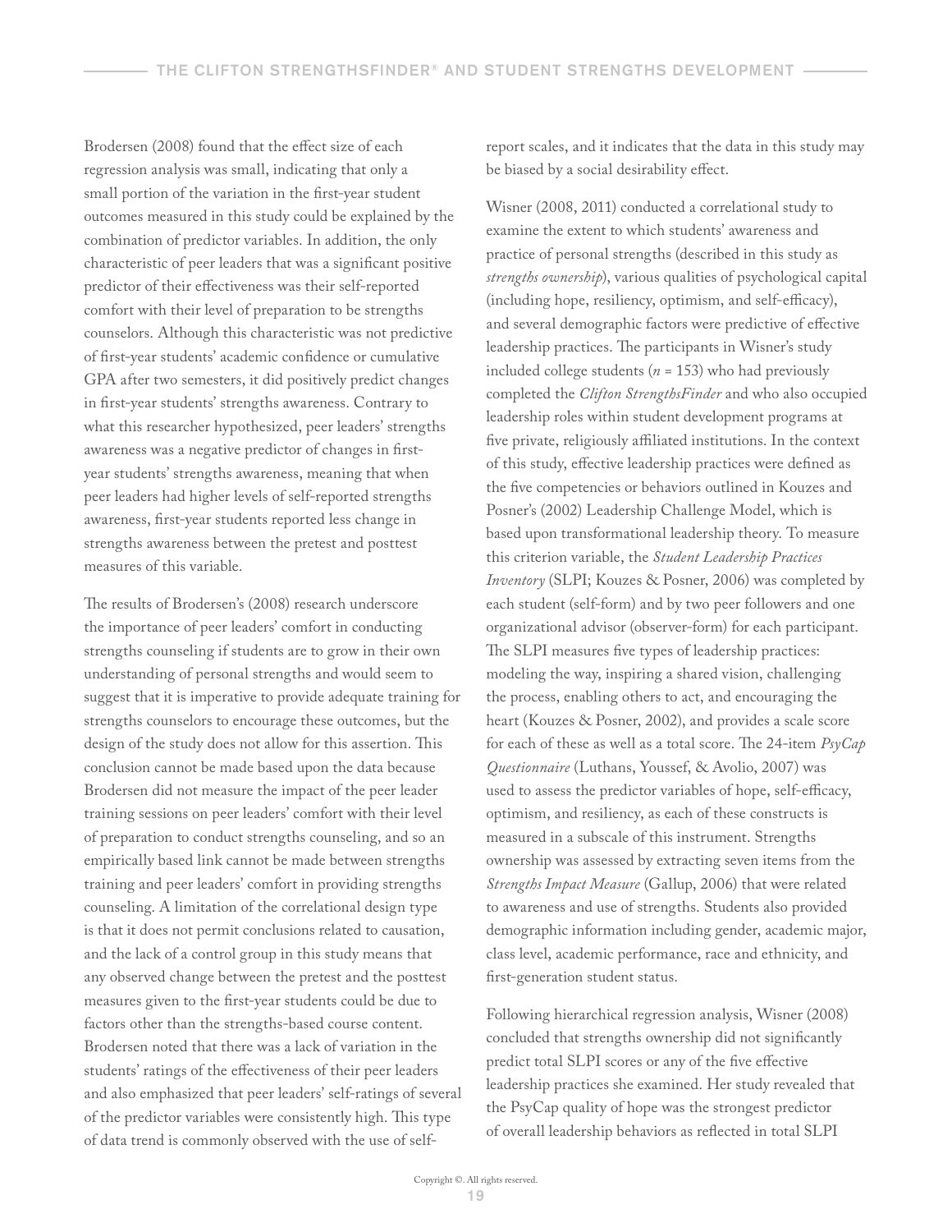Brodersen (2008) found that the effect size of each regression analysis was small, indicating that only a small portion of the variation in the first-year student outcomes measured in this study could be explained by the combination of predictor variables. In addition, the only characteristic of peer leaders that was a significant positive predictor of their effectiveness was their self-reported comfort with their level of preparation to be strengths counselors. Although this characteristic was not predictive of first-year students' academic confidence or cumulative GPA after two semesters, it did positively predict changes in first-year students' strengths awareness. Contrary to what this researcher hypothesized, peer leaders' strengths awareness was a negative predictor of changes in first-year students' strengths awareness, meaning that when peer leaders had higher levels of self-reported strengths awareness, first-year students reported less change in strengths awareness between the pretest and posttest measures of this variable.

The results of Brodersen's (2008) research underscore the importance of peer leaders' comfort in conducting strengths counseling if students are to grow in their own understanding of personal strengths and would seem to suggest that it is imperative to provide adequate training for strengths counselors to encourage these outcomes, but the design of the study does not allow for this assertion. This conclusion cannot be made based upon the data because Brodersen did not measure the impact of the peer leader training sessions on peer leaders' comfort with their level of preparation to conduct strengths counseling, and so an empirically based link cannot be made between strengths training and peer leaders' comfort in providing strengths counseling. A limitation of the correlational design type is that it does not permit conclusions related to causation, and the lack of a control group in this study means that any observed change between the pretest and the posttest measures given to the first-year students could be due to factors other than the strengths-based course content. Brodersen noted that there was a lack of variation in the students' ratings of the effectiveness of their peer leaders and also emphasized that peer leaders' self-ratings of several of the predictor variables were consistently high. This type of data trend is commonly observed with the use of self-report scales, and it indicates that the data in this study may be biased by a social desirability effect.

Wisner (2008, 2011) conducted a correlational study to examine the extent to which students' awareness and practice of personal strengths (described in this study as *strengths ownership*), various qualities of psychological capital (including hope, resiliency, optimism, and self-efficacy), and several demographic factors were predictive of effective leadership practices. The participants in Wisner's study included college students ($n$ = 153) who had previously completed the *Clifton StrengthsFinder* and who also occupied leadership roles within student development programs at five private, religiously affiliated institutions. In the context of this study, effective leadership practices were defined as the five competencies or behaviors outlined in Kouzes and Posner's (2002) Leadership Challenge Model, which is based upon transformational leadership theory. To measure this criterion variable, the *Student Leadership Practices Inventory* (SLPI; Kouzes & Posner, 2006) was completed by each student (self-form) and by two peer followers and one organizational advisor (observer-form) for each participant. The SLPI measures five types of leadership practices: modeling the way, inspiring a shared vision, challenging the process, enabling others to act, and encouraging the heart (Kouzes & Posner, 2002), and provides a scale score for each of these as well as a total score. The 24-item *PsyCap Questionnaire* (Luthans, Youssef, & Avolio, 2007) was used to assess the predictor variables of hope, self-efficacy, optimism, and resiliency, as each of these constructs is measured in a subscale of this instrument. Strengths ownership was assessed by extracting seven items from the *Strengths Impact Measure* (Gallup, 2006) that were related to awareness and use of strengths. Students also provided demographic information including gender, academic major, class level, academic performance, race and ethnicity, and first-generation student status.

Following hierarchical regression analysis, Wisner (2008) concluded that strengths ownership did not significantly predict total SLPI scores or any of the five effective leadership practices she examined. Her study revealed that the PsyCap quality of hope was the strongest predictor of overall leadership behaviors as reflected in total SLPI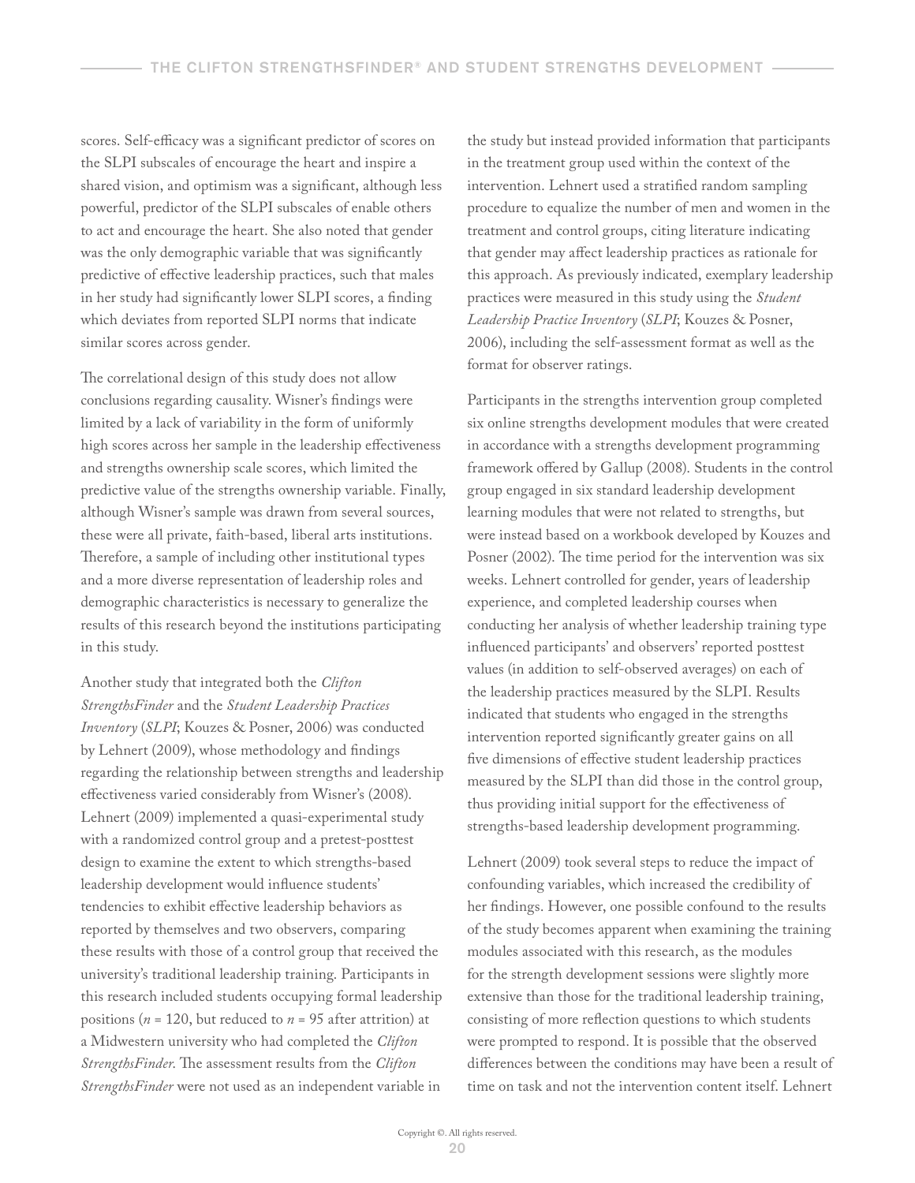scores. Self-efficacy was a significant predictor of scores on the SLPI subscales of encourage the heart and inspire a shared vision, and optimism was a significant, although less powerful, predictor of the SLPI subscales of enable others to act and encourage the heart. She also noted that gender was the only demographic variable that was significantly predictive of effective leadership practices, such that males in her study had significantly lower SLPI scores, a finding which deviates from reported SLPI norms that indicate similar scores across gender.

The correlational design of this study does not allow conclusions regarding causality. Wisner's findings were limited by a lack of variability in the form of uniformly high scores across her sample in the leadership effectiveness and strengths ownership scale scores, which limited the predictive value of the strengths ownership variable. Finally, although Wisner's sample was drawn from several sources, these were all private, faith-based, liberal arts institutions. Therefore, a sample of including other institutional types and a more diverse representation of leadership roles and demographic characteristics is necessary to generalize the results of this research beyond the institutions participating in this study.

Another study that integrated both the *Clifton StrengthsFinder* and the *Student Leadership Practices Inventory* (*SLPI*; Kouzes & Posner, 2006) was conducted by Lehnert (2009), whose methodology and findings regarding the relationship between strengths and leadership effectiveness varied considerably from Wisner's (2008). Lehnert (2009) implemented a quasi-experimental study with a randomized control group and a pretest-posttest design to examine the extent to which strengths-based leadership development would influence students' tendencies to exhibit effective leadership behaviors as reported by themselves and two observers, comparing these results with those of a control group that received the university's traditional leadership training. Participants in this research included students occupying formal leadership positions (*n* = 120, but reduced to *n* = 95 after attrition) at a Midwestern university who had completed the *Clifton StrengthsFinder*. The assessment results from the *Clifton StrengthsFinder* were not used as an independent variable in the study but instead provided information that participants in the treatment group used within the context of the intervention. Lehnert used a stratified random sampling procedure to equalize the number of men and women in the treatment and control groups, citing literature indicating that gender may affect leadership practices as rationale for this approach. As previously indicated, exemplary leadership practices were measured in this study using the *Student Leadership Practice Inventory* (*SLPI*; Kouzes & Posner, 2006), including the self-assessment format as well as the format for observer ratings.

Participants in the strengths intervention group completed six online strengths development modules that were created in accordance with a strengths development programming framework offered by Gallup (2008). Students in the control group engaged in six standard leadership development learning modules that were not related to strengths, but were instead based on a workbook developed by Kouzes and Posner (2002). The time period for the intervention was six weeks. Lehnert controlled for gender, years of leadership experience, and completed leadership courses when conducting her analysis of whether leadership training type influenced participants' and observers' reported posttest values (in addition to self-observed averages) on each of the leadership practices measured by the SLPI. Results indicated that students who engaged in the strengths intervention reported significantly greater gains on all five dimensions of effective student leadership practices measured by the SLPI than did those in the control group, thus providing initial support for the effectiveness of strengths-based leadership development programming.

Lehnert (2009) took several steps to reduce the impact of confounding variables, which increased the credibility of her findings. However, one possible confound to the results of the study becomes apparent when examining the training modules associated with this research, as the modules for the strength development sessions were slightly more extensive than those for the traditional leadership training, consisting of more reflection questions to which students were prompted to respond. It is possible that the observed differences between the conditions may have been a result of time on task and not the intervention content itself. Lehnert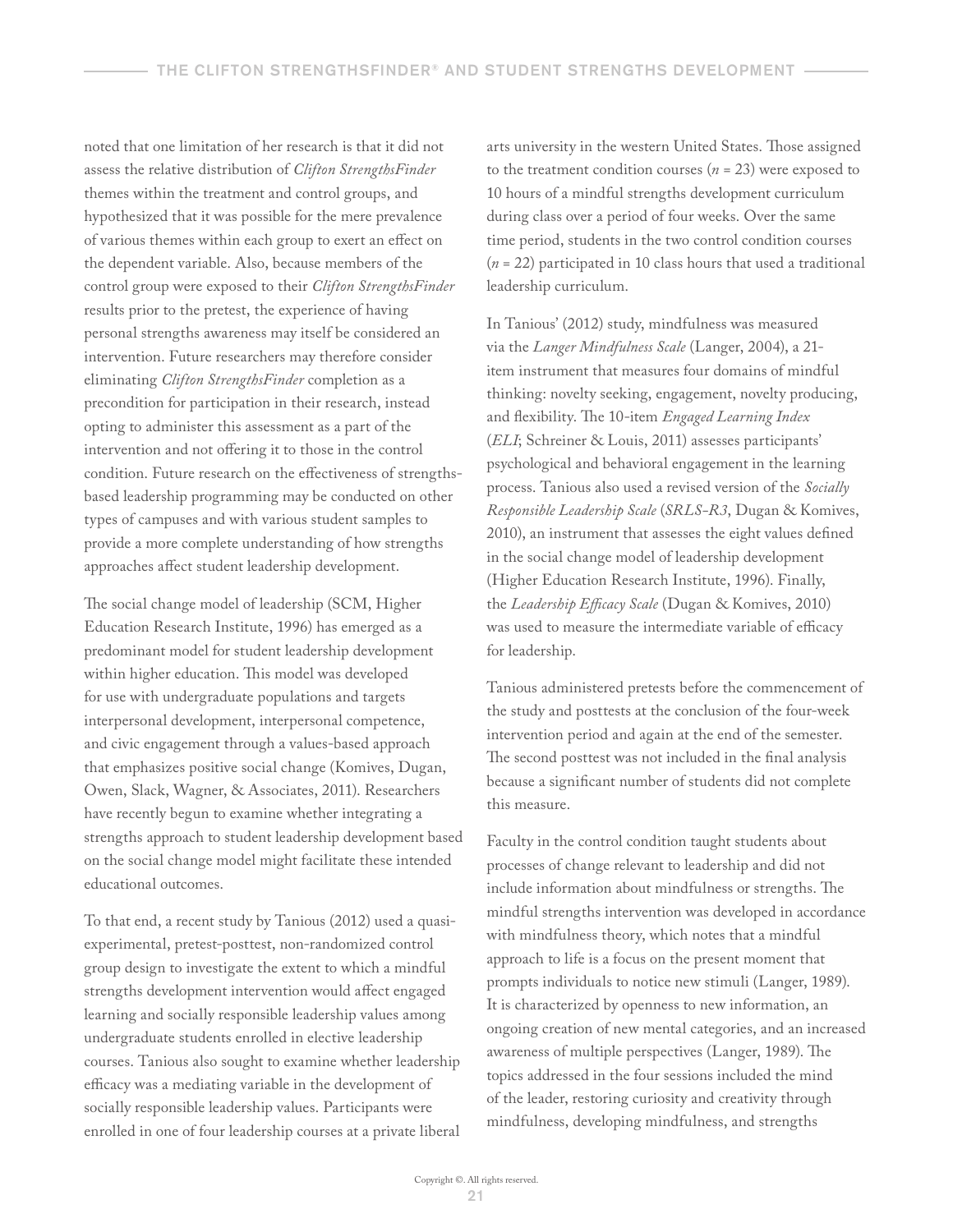noted that one limitation of her research is that it did not assess the relative distribution of *Clifton StrengthsFinder* themes within the treatment and control groups, and hypothesized that it was possible for the mere prevalence of various themes within each group to exert an effect on the dependent variable. Also, because members of the control group were exposed to their *Clifton StrengthsFinder* results prior to the pretest, the experience of having personal strengths awareness may itself be considered an intervention. Future researchers may therefore consider eliminating *Clifton StrengthsFinder* completion as a precondition for participation in their research, instead opting to administer this assessment as a part of the intervention and not offering it to those in the control condition. Future research on the effectiveness of strengths-based leadership programming may be conducted on other types of campuses and with various student samples to provide a more complete understanding of how strengths approaches affect student leadership development.

The social change model of leadership (SCM, Higher Education Research Institute, 1996) has emerged as a predominant model for student leadership development within higher education. This model was developed for use with undergraduate populations and targets interpersonal development, interpersonal competence, and civic engagement through a values-based approach that emphasizes positive social change (Komives, Dugan, Owen, Slack, Wagner, & Associates, 2011). Researchers have recently begun to examine whether integrating a strengths approach to student leadership development based on the social change model might facilitate these intended educational outcomes.

To that end, a recent study by Tanious (2012) used a quasi-experimental, pretest-posttest, non-randomized control group design to investigate the extent to which a mindful strengths development intervention would affect engaged learning and socially responsible leadership values among undergraduate students enrolled in elective leadership courses. Tanious also sought to examine whether leadership efficacy was a mediating variable in the development of socially responsible leadership values. Participants were enrolled in one of four leadership courses at a private liberal arts university in the western United States. Those assigned to the treatment condition courses (*n* = 23) were exposed to 10 hours of a mindful strengths development curriculum during class over a period of four weeks. Over the same time period, students in the two control condition courses (*n* = 22) participated in 10 class hours that used a traditional leadership curriculum.

In Tanious' (2012) study, mindfulness was measured via the *Langer Mindfulness Scale* (Langer, 2004), a 21-item instrument that measures four domains of mindful thinking: novelty seeking, engagement, novelty producing, and flexibility. The 10-item *Engaged Learning Index* (*ELI*; Schreiner & Louis, 2011) assesses participants' psychological and behavioral engagement in the learning process. Tanious also used a revised version of the *Socially Responsible Leadership Scale* (*SRLS-R3*, Dugan & Komives, 2010), an instrument that assesses the eight values defined in the social change model of leadership development (Higher Education Research Institute, 1996). Finally, the *Leadership Efficacy Scale* (Dugan & Komives, 2010) was used to measure the intermediate variable of efficacy for leadership.

Tanious administered pretests before the commencement of the study and posttests at the conclusion of the four-week intervention period and again at the end of the semester. The second posttest was not included in the final analysis because a significant number of students did not complete this measure.

Faculty in the control condition taught students about processes of change relevant to leadership and did not include information about mindfulness or strengths. The mindful strengths intervention was developed in accordance with mindfulness theory, which notes that a mindful approach to life is a focus on the present moment that prompts individuals to notice new stimuli (Langer, 1989). It is characterized by openness to new information, an ongoing creation of new mental categories, and an increased awareness of multiple perspectives (Langer, 1989). The topics addressed in the four sessions included the mind of the leader, restoring curiosity and creativity through mindfulness, developing mindfulness, and strengths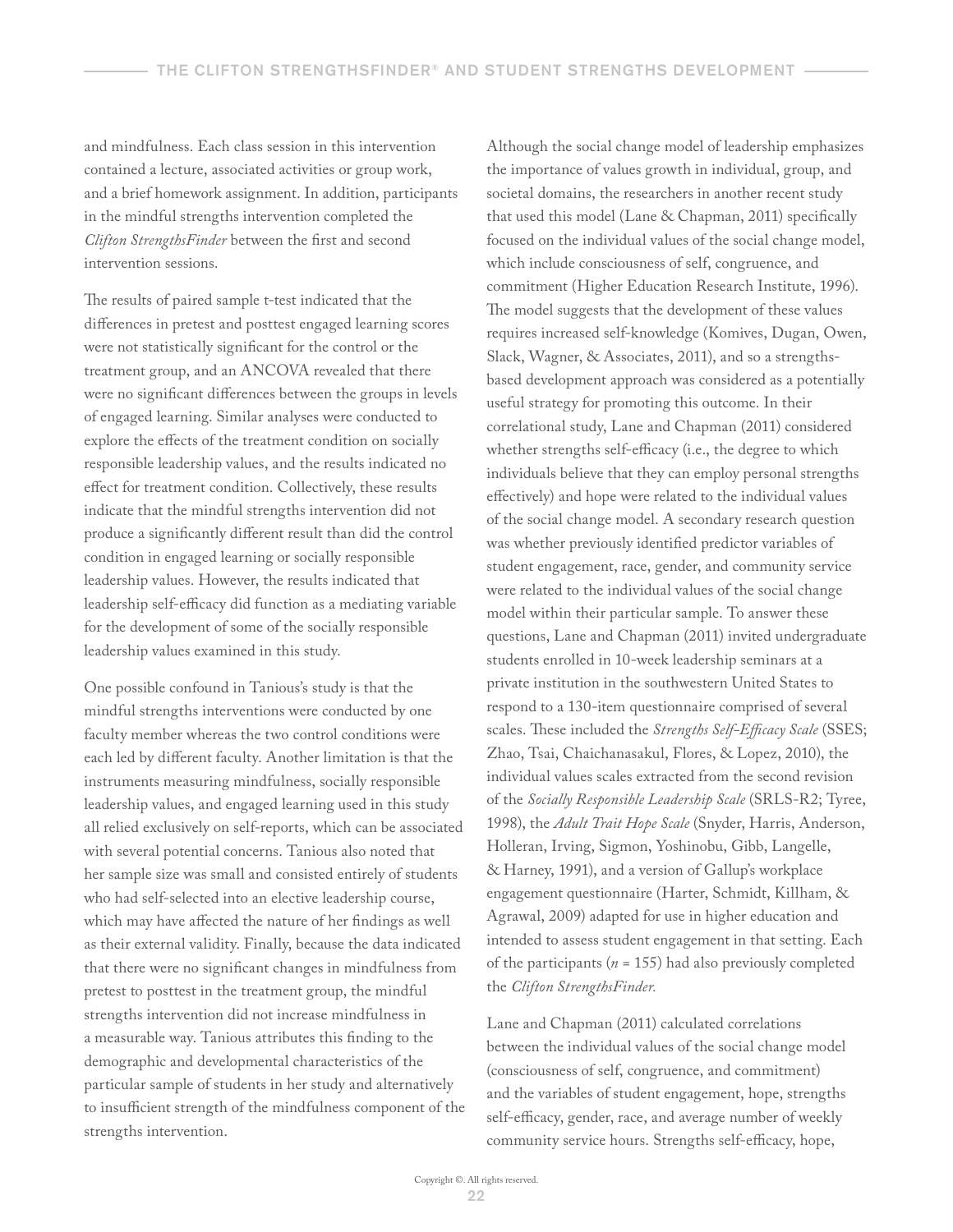and mindfulness. Each class session in this intervention contained a lecture, associated activities or group work, and a brief homework assignment. In addition, participants in the mindful strengths intervention completed the *Clifton StrengthsFinder* between the first and second intervention sessions.

The results of paired sample t-test indicated that the differences in pretest and posttest engaged learning scores were not statistically significant for the control or the treatment group, and an ANCOVA revealed that there were no significant differences between the groups in levels of engaged learning. Similar analyses were conducted to explore the effects of the treatment condition on socially responsible leadership values, and the results indicated no effect for treatment condition. Collectively, these results indicate that the mindful strengths intervention did not produce a significantly different result than did the control condition in engaged learning or socially responsible leadership values. However, the results indicated that leadership self-efficacy did function as a mediating variable for the development of some of the socially responsible leadership values examined in this study.

One possible confound in Tanious's study is that the mindful strengths interventions were conducted by one faculty member whereas the two control conditions were each led by different faculty. Another limitation is that the instruments measuring mindfulness, socially responsible leadership values, and engaged learning used in this study all relied exclusively on self-reports, which can be associated with several potential concerns. Tanious also noted that her sample size was small and consisted entirely of students who had self-selected into an elective leadership course, which may have affected the nature of her findings as well as their external validity. Finally, because the data indicated that there were no significant changes in mindfulness from pretest to posttest in the treatment group, the mindful strengths intervention did not increase mindfulness in a measurable way. Tanious attributes this finding to the demographic and developmental characteristics of the particular sample of students in her study and alternatively to insufficient strength of the mindfulness component of the strengths intervention.

Although the social change model of leadership emphasizes the importance of values growth in individual, group, and societal domains, the researchers in another recent study that used this model (Lane & Chapman, 2011) specifically focused on the individual values of the social change model, which include consciousness of self, congruence, and commitment (Higher Education Research Institute, 1996). The model suggests that the development of these values requires increased self-knowledge (Komives, Dugan, Owen, Slack, Wagner, & Associates, 2011), and so a strengths-based development approach was considered as a potentially useful strategy for promoting this outcome. In their correlational study, Lane and Chapman (2011) considered whether strengths self-efficacy (i.e., the degree to which individuals believe that they can employ personal strengths effectively) and hope were related to the individual values of the social change model. A secondary research question was whether previously identified predictor variables of student engagement, race, gender, and community service were related to the individual values of the social change model within their particular sample. To answer these questions, Lane and Chapman (2011) invited undergraduate students enrolled in 10-week leadership seminars at a private institution in the southwestern United States to respond to a 130-item questionnaire comprised of several scales. These included the *Strengths Self-Efficacy Scale* (SSES; Zhao, Tsai, Chaichanasakul, Flores, & Lopez, 2010), the individual values scales extracted from the second revision of the *Socially Responsible Leadership Scale* (SRLS-R2; Tyree, 1998), the *Adult Trait Hope Scale* (Snyder, Harris, Anderson, Holleran, Irving, Sigmon, Yoshinobu, Gibb, Langelle, & Harney, 1991), and a version of Gallup's workplace engagement questionnaire (Harter, Schmidt, Killham, & Agrawal, 2009) adapted for use in higher education and intended to assess student engagement in that setting. Each of the participants ($n = 155$) had also previously completed the *Clifton StrengthsFinder.*

Lane and Chapman (2011) calculated correlations between the individual values of the social change model (consciousness of self, congruence, and commitment) and the variables of student engagement, hope, strengths self-efficacy, gender, race, and average number of weekly community service hours. Strengths self-efficacy, hope,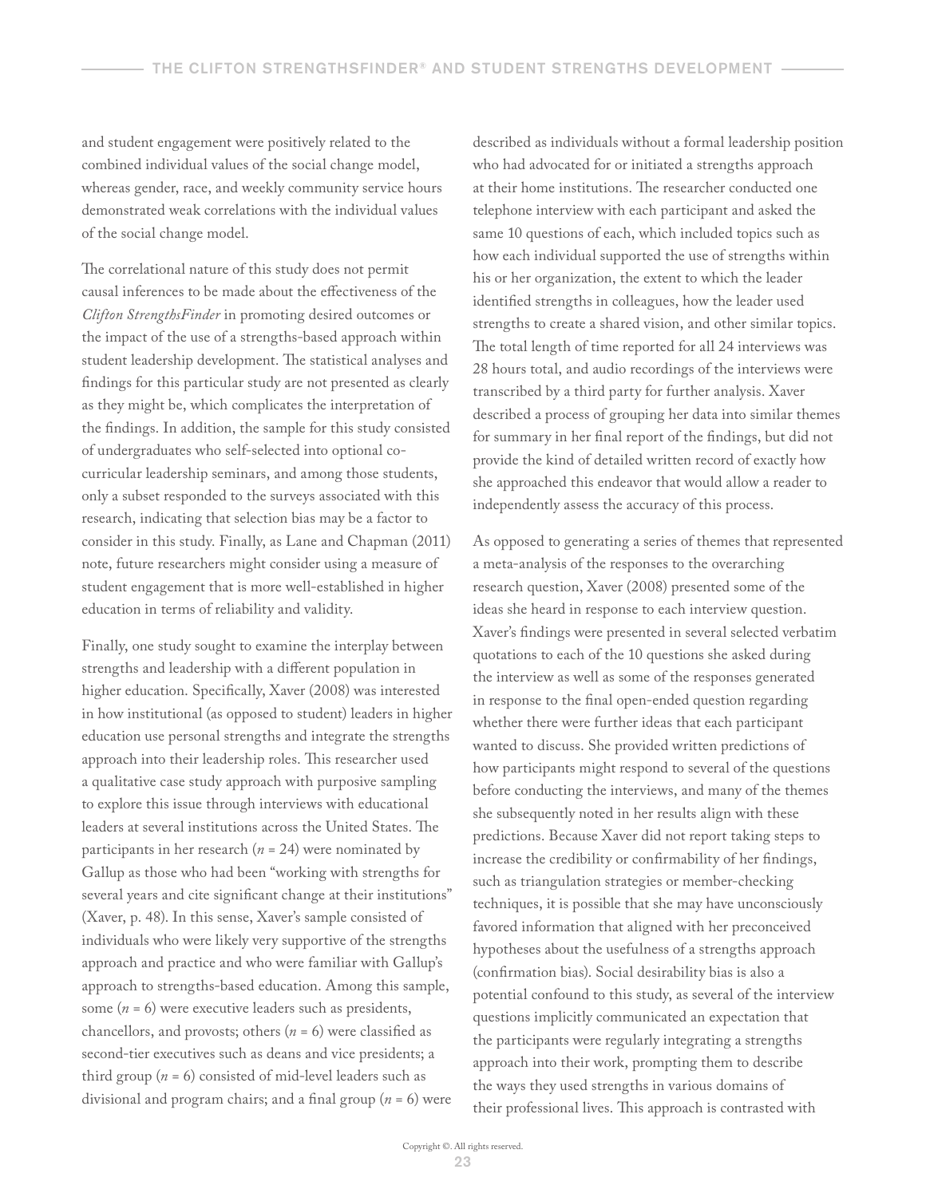and student engagement were positively related to the combined individual values of the social change model, whereas gender, race, and weekly community service hours demonstrated weak correlations with the individual values of the social change model.

The correlational nature of this study does not permit causal inferences to be made about the effectiveness of the *Clifton StrengthsFinder* in promoting desired outcomes or the impact of the use of a strengths-based approach within student leadership development. The statistical analyses and findings for this particular study are not presented as clearly as they might be, which complicates the interpretation of the findings. In addition, the sample for this study consisted of undergraduates who self-selected into optional co-curricular leadership seminars, and among those students, only a subset responded to the surveys associated with this research, indicating that selection bias may be a factor to consider in this study. Finally, as Lane and Chapman (2011) note, future researchers might consider using a measure of student engagement that is more well-established in higher education in terms of reliability and validity.

Finally, one study sought to examine the interplay between strengths and leadership with a different population in higher education. Specifically, Xaver (2008) was interested in how institutional (as opposed to student) leaders in higher education use personal strengths and integrate the strengths approach into their leadership roles. This researcher used a qualitative case study approach with purposive sampling to explore this issue through interviews with educational leaders at several institutions across the United States. The participants in her research (*n* = 24) were nominated by Gallup as those who had been "working with strengths for several years and cite significant change at their institutions" (Xaver, p. 48). In this sense, Xaver's sample consisted of individuals who were likely very supportive of the strengths approach and practice and who were familiar with Gallup's approach to strengths-based education. Among this sample, some (*n* = 6) were executive leaders such as presidents, chancellors, and provosts; others (*n* = 6) were classified as second-tier executives such as deans and vice presidents; a third group (*n* = 6) consisted of mid-level leaders such as divisional and program chairs; and a final group (*n* = 6) were described as individuals without a formal leadership position who had advocated for or initiated a strengths approach at their home institutions. The researcher conducted one telephone interview with each participant and asked the same 10 questions of each, which included topics such as how each individual supported the use of strengths within his or her organization, the extent to which the leader identified strengths in colleagues, how the leader used strengths to create a shared vision, and other similar topics. The total length of time reported for all 24 interviews was 28 hours total, and audio recordings of the interviews were transcribed by a third party for further analysis. Xaver described a process of grouping her data into similar themes for summary in her final report of the findings, but did not provide the kind of detailed written record of exactly how she approached this endeavor that would allow a reader to independently assess the accuracy of this process.

As opposed to generating a series of themes that represented a meta-analysis of the responses to the overarching research question, Xaver (2008) presented some of the ideas she heard in response to each interview question. Xaver's findings were presented in several selected verbatim quotations to each of the 10 questions she asked during the interview as well as some of the responses generated in response to the final open-ended question regarding whether there were further ideas that each participant wanted to discuss. She provided written predictions of how participants might respond to several of the questions before conducting the interviews, and many of the themes she subsequently noted in her results align with these predictions. Because Xaver did not report taking steps to increase the credibility or confirmability of her findings, such as triangulation strategies or member-checking techniques, it is possible that she may have unconsciously favored information that aligned with her preconceived hypotheses about the usefulness of a strengths approach (confirmation bias). Social desirability bias is also a potential confound to this study, as several of the interview questions implicitly communicated an expectation that the participants were regularly integrating a strengths approach into their work, prompting them to describe the ways they used strengths in various domains of their professional lives. This approach is contrasted with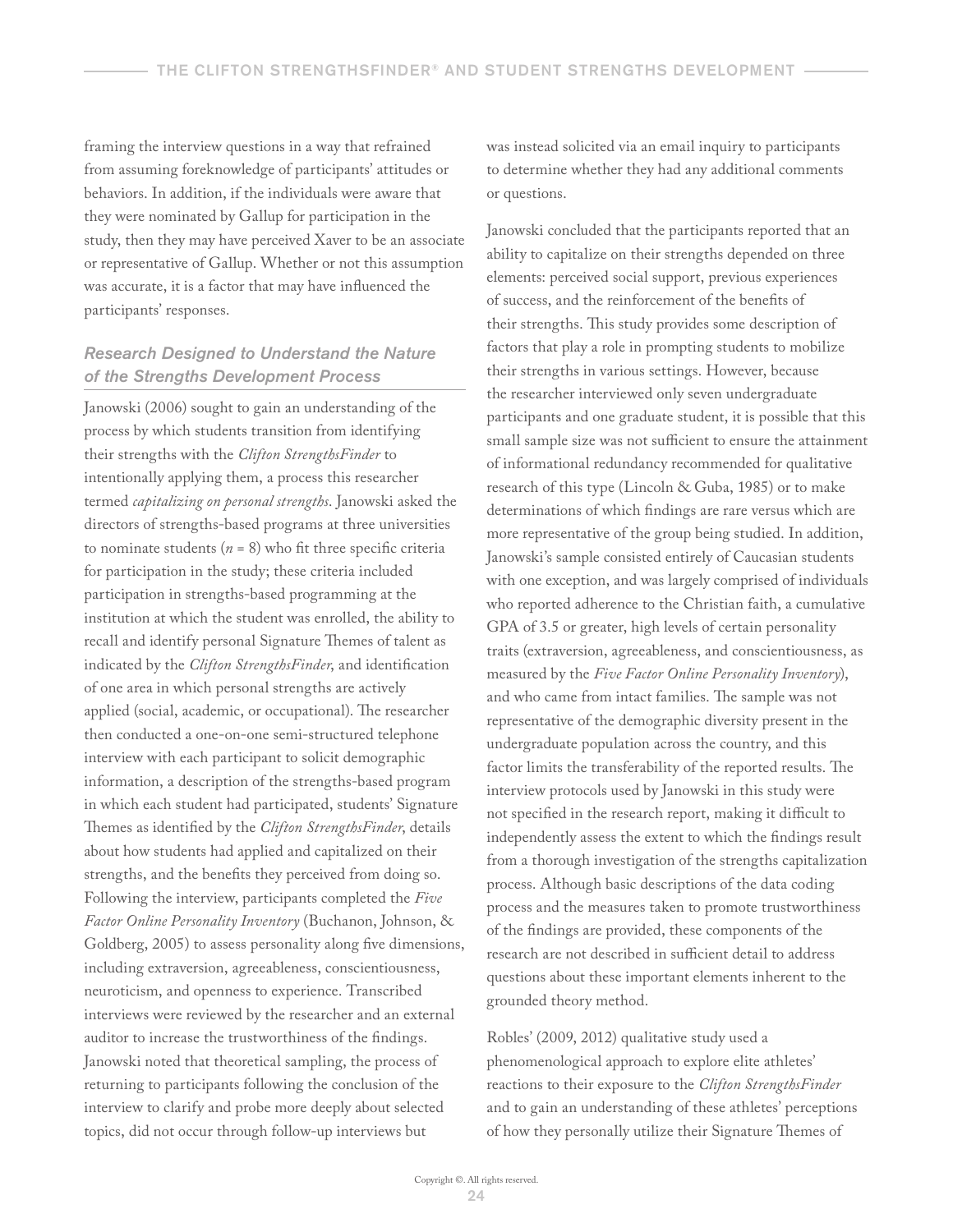framing the interview questions in a way that refrained from assuming foreknowledge of participants' attitudes or behaviors. In addition, if the individuals were aware that they were nominated by Gallup for participation in the study, then they may have perceived Xaver to be an associate or representative of Gallup. Whether or not this assumption was accurate, it is a factor that may have influenced the participants' responses.

### *Research Designed to Understand the Nature of the Strengths Development Process*

Janowski (2006) sought to gain an understanding of the process by which students transition from identifying their strengths with the *Clifton StrengthsFinder* to intentionally applying them, a process this researcher termed *capitalizing on personal strengths*. Janowski asked the directors of strengths-based programs at three universities to nominate students ($n$ = 8) who fit three specific criteria for participation in the study; these criteria included participation in strengths-based programming at the institution at which the student was enrolled, the ability to recall and identify personal Signature Themes of talent as indicated by the *Clifton StrengthsFinder*, and identification of one area in which personal strengths are actively applied (social, academic, or occupational). The researcher then conducted a one-on-one semi-structured telephone interview with each participant to solicit demographic information, a description of the strengths-based program in which each student had participated, students' Signature Themes as identified by the *Clifton StrengthsFinder*, details about how students had applied and capitalized on their strengths, and the benefits they perceived from doing so. Following the interview, participants completed the *Five Factor Online Personality Inventory* (Buchanon, Johnson, & Goldberg, 2005) to assess personality along five dimensions, including extraversion, agreeableness, conscientiousness, neuroticism, and openness to experience. Transcribed interviews were reviewed by the researcher and an external auditor to increase the trustworthiness of the findings. Janowski noted that theoretical sampling, the process of returning to participants following the conclusion of the interview to clarify and probe more deeply about selected topics, did not occur through follow-up interviews but was instead solicited via an email inquiry to participants to determine whether they had any additional comments or questions.

Janowski concluded that the participants reported that an ability to capitalize on their strengths depended on three elements: perceived social support, previous experiences of success, and the reinforcement of the benefits of their strengths. This study provides some description of factors that play a role in prompting students to mobilize their strengths in various settings. However, because the researcher interviewed only seven undergraduate participants and one graduate student, it is possible that this small sample size was not sufficient to ensure the attainment of informational redundancy recommended for qualitative research of this type (Lincoln & Guba, 1985) or to make determinations of which findings are rare versus which are more representative of the group being studied. In addition, Janowski's sample consisted entirely of Caucasian students with one exception, and was largely comprised of individuals who reported adherence to the Christian faith, a cumulative GPA of 3.5 or greater, high levels of certain personality traits (extraversion, agreeableness, and conscientiousness, as measured by the *Five Factor Online Personality Inventory*), and who came from intact families. The sample was not representative of the demographic diversity present in the undergraduate population across the country, and this factor limits the transferability of the reported results. The interview protocols used by Janowski in this study were not specified in the research report, making it difficult to independently assess the extent to which the findings result from a thorough investigation of the strengths capitalization process. Although basic descriptions of the data coding process and the measures taken to promote trustworthiness of the findings are provided, these components of the research are not described in sufficient detail to address questions about these important elements inherent to the grounded theory method.

Robles' (2009, 2012) qualitative study used a phenomenological approach to explore elite athletes' reactions to their exposure to the *Clifton StrengthsFinder* and to gain an understanding of these athletes' perceptions of how they personally utilize their Signature Themes of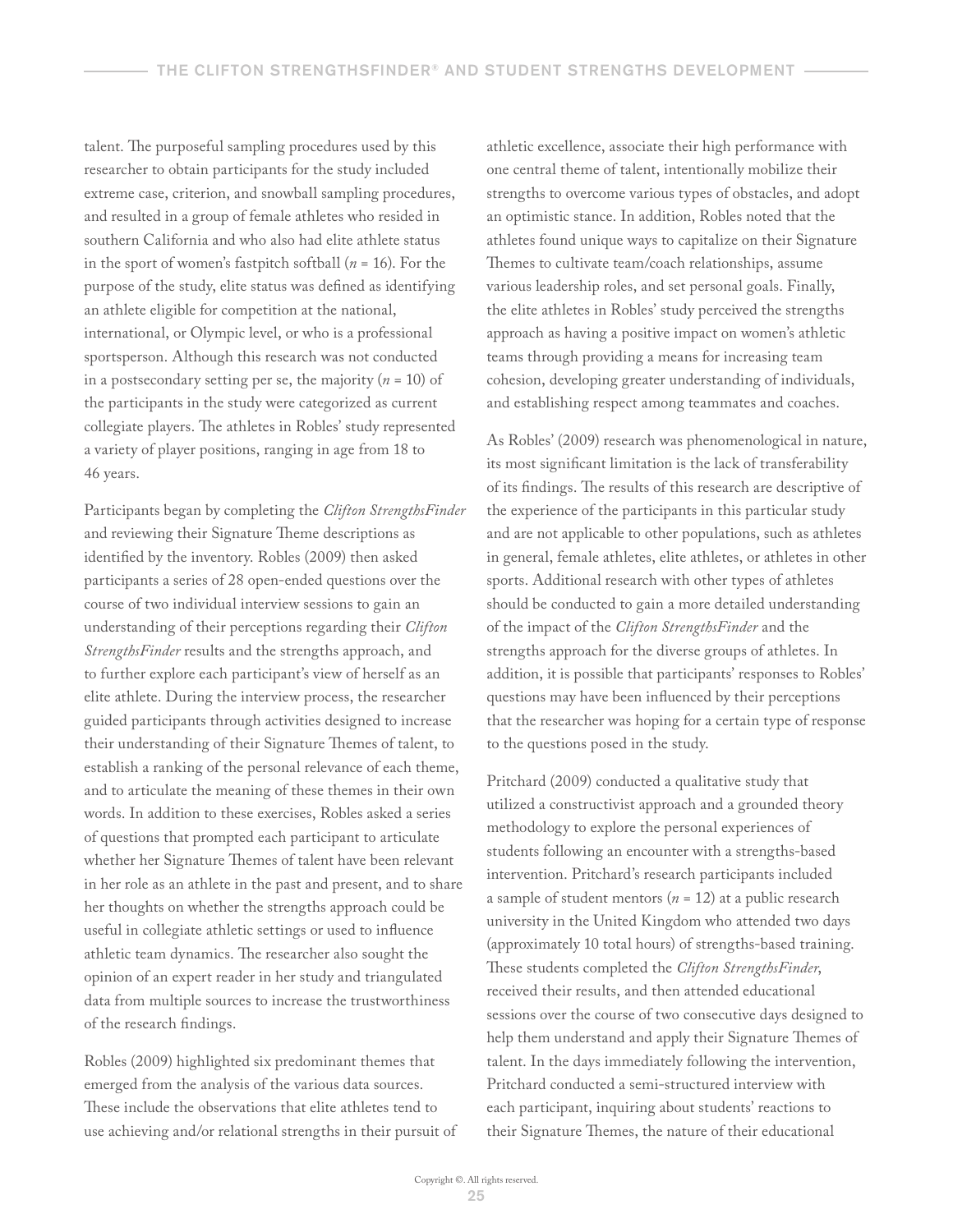talent. The purposeful sampling procedures used by this researcher to obtain participants for the study included extreme case, criterion, and snowball sampling procedures, and resulted in a group of female athletes who resided in southern California and who also had elite athlete status in the sport of women's fastpitch softball (*n* = 16). For the purpose of the study, elite status was defined as identifying an athlete eligible for competition at the national, international, or Olympic level, or who is a professional sportsperson. Although this research was not conducted in a postsecondary setting per se, the majority (*n* = 10) of the participants in the study were categorized as current collegiate players. The athletes in Robles' study represented a variety of player positions, ranging in age from 18 to 46 years.

Participants began by completing the *Clifton StrengthsFinder* and reviewing their Signature Theme descriptions as identified by the inventory. Robles (2009) then asked participants a series of 28 open-ended questions over the course of two individual interview sessions to gain an understanding of their perceptions regarding their *Clifton StrengthsFinder* results and the strengths approach, and to further explore each participant's view of herself as an elite athlete. During the interview process, the researcher guided participants through activities designed to increase their understanding of their Signature Themes of talent, to establish a ranking of the personal relevance of each theme, and to articulate the meaning of these themes in their own words. In addition to these exercises, Robles asked a series of questions that prompted each participant to articulate whether her Signature Themes of talent have been relevant in her role as an athlete in the past and present, and to share her thoughts on whether the strengths approach could be useful in collegiate athletic settings or used to influence athletic team dynamics. The researcher also sought the opinion of an expert reader in her study and triangulated data from multiple sources to increase the trustworthiness of the research findings.

Robles (2009) highlighted six predominant themes that emerged from the analysis of the various data sources. These include the observations that elite athletes tend to use achieving and/or relational strengths in their pursuit of athletic excellence, associate their high performance with one central theme of talent, intentionally mobilize their strengths to overcome various types of obstacles, and adopt an optimistic stance. In addition, Robles noted that the athletes found unique ways to capitalize on their Signature Themes to cultivate team/coach relationships, assume various leadership roles, and set personal goals. Finally, the elite athletes in Robles' study perceived the strengths approach as having a positive impact on women's athletic teams through providing a means for increasing team cohesion, developing greater understanding of individuals, and establishing respect among teammates and coaches.

As Robles' (2009) research was phenomenological in nature, its most significant limitation is the lack of transferability of its findings. The results of this research are descriptive of the experience of the participants in this particular study and are not applicable to other populations, such as athletes in general, female athletes, elite athletes, or athletes in other sports. Additional research with other types of athletes should be conducted to gain a more detailed understanding of the impact of the *Clifton StrengthsFinder* and the strengths approach for the diverse groups of athletes. In addition, it is possible that participants' responses to Robles' questions may have been influenced by their perceptions that the researcher was hoping for a certain type of response to the questions posed in the study.

Pritchard (2009) conducted a qualitative study that utilized a constructivist approach and a grounded theory methodology to explore the personal experiences of students following an encounter with a strengths-based intervention. Pritchard's research participants included a sample of student mentors (*n* = 12) at a public research university in the United Kingdom who attended two days (approximately 10 total hours) of strengths-based training. These students completed the *Clifton StrengthsFinder*, received their results, and then attended educational sessions over the course of two consecutive days designed to help them understand and apply their Signature Themes of talent. In the days immediately following the intervention, Pritchard conducted a semi-structured interview with each participant, inquiring about students' reactions to their Signature Themes, the nature of their educational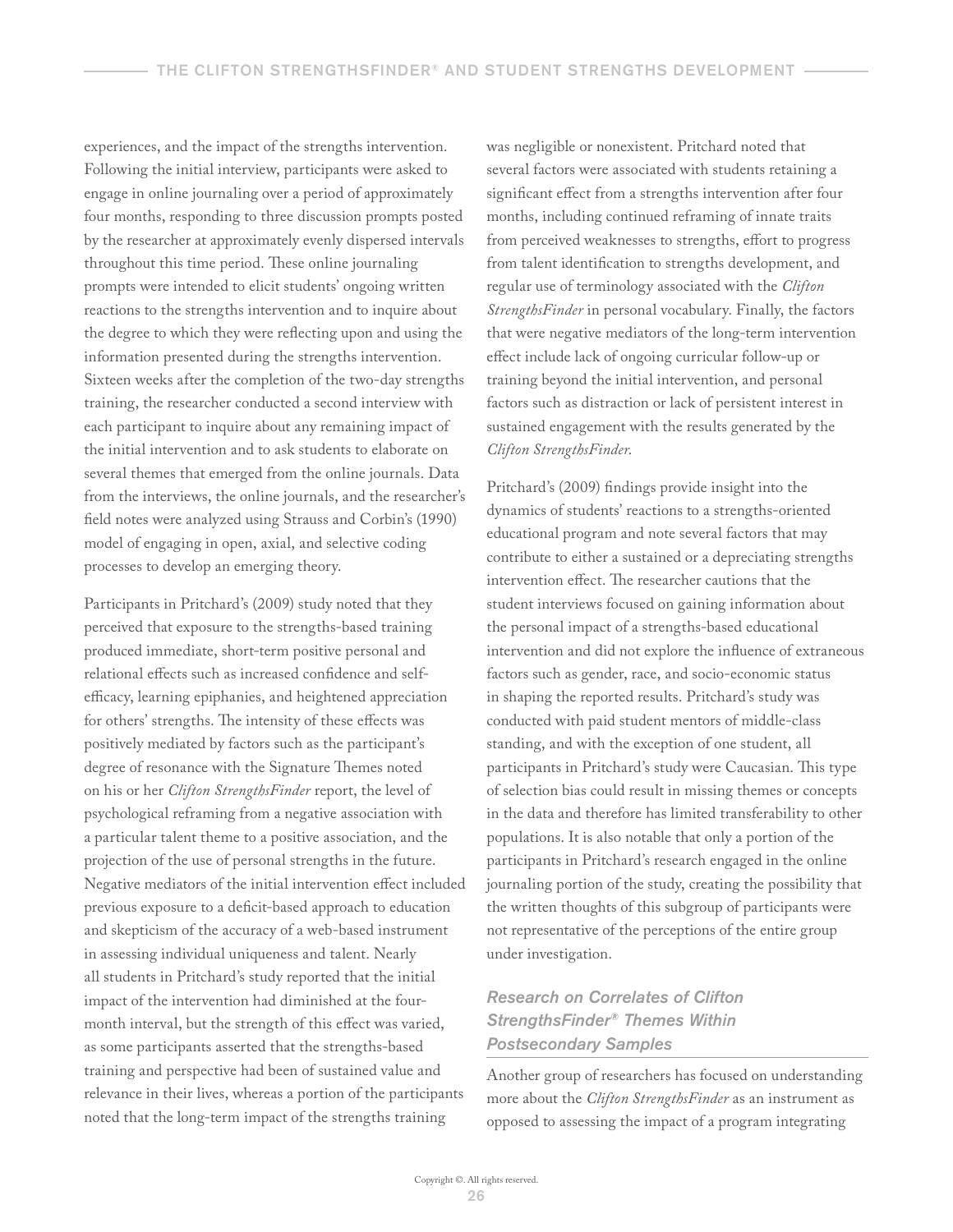experiences, and the impact of the strengths intervention. Following the initial interview, participants were asked to engage in online journaling over a period of approximately four months, responding to three discussion prompts posted by the researcher at approximately evenly dispersed intervals throughout this time period. These online journaling prompts were intended to elicit students' ongoing written reactions to the strengths intervention and to inquire about the degree to which they were reflecting upon and using the information presented during the strengths intervention. Sixteen weeks after the completion of the two-day strengths training, the researcher conducted a second interview with each participant to inquire about any remaining impact of the initial intervention and to ask students to elaborate on several themes that emerged from the online journals. Data from the interviews, the online journals, and the researcher's field notes were analyzed using Strauss and Corbin's (1990) model of engaging in open, axial, and selective coding processes to develop an emerging theory.

Participants in Pritchard's (2009) study noted that they perceived that exposure to the strengths-based training produced immediate, short-term positive personal and relational effects such as increased confidence and self-efficacy, learning epiphanies, and heightened appreciation for others' strengths. The intensity of these effects was positively mediated by factors such as the participant's degree of resonance with the Signature Themes noted on his or her *Clifton StrengthsFinder* report, the level of psychological reframing from a negative association with a particular talent theme to a positive association, and the projection of the use of personal strengths in the future. Negative mediators of the initial intervention effect included previous exposure to a deficit-based approach to education and skepticism of the accuracy of a web-based instrument in assessing individual uniqueness and talent. Nearly all students in Pritchard's study reported that the initial impact of the intervention had diminished at the four-month interval, but the strength of this effect was varied, as some participants asserted that the strengths-based training and perspective had been of sustained value and relevance in their lives, whereas a portion of the participants noted that the long-term impact of the strengths training was negligible or nonexistent. Pritchard noted that several factors were associated with students retaining a significant effect from a strengths intervention after four months, including continued reframing of innate traits from perceived weaknesses to strengths, effort to progress from talent identification to strengths development, and regular use of terminology associated with the *Clifton StrengthsFinder* in personal vocabulary. Finally, the factors that were negative mediators of the long-term intervention effect include lack of ongoing curricular follow-up or training beyond the initial intervention, and personal factors such as distraction or lack of persistent interest in sustained engagement with the results generated by the *Clifton StrengthsFinder*.

Pritchard's (2009) findings provide insight into the dynamics of students' reactions to a strengths-oriented educational program and note several factors that may contribute to either a sustained or a depreciating strengths intervention effect. The researcher cautions that the student interviews focused on gaining information about the personal impact of a strengths-based educational intervention and did not explore the influence of extraneous factors such as gender, race, and socio-economic status in shaping the reported results. Pritchard's study was conducted with paid student mentors of middle-class standing, and with the exception of one student, all participants in Pritchard's study were Caucasian. This type of selection bias could result in missing themes or concepts in the data and therefore has limited transferability to other populations. It is also notable that only a portion of the participants in Pritchard's research engaged in the online journaling portion of the study, creating the possibility that the written thoughts of this subgroup of participants were not representative of the perceptions of the entire group under investigation.

### *Research on Correlates of Clifton StrengthsFinder® Themes Within Postsecondary Samples*

Another group of researchers has focused on understanding more about the *Clifton StrengthsFinder* as an instrument as opposed to assessing the impact of a program integrating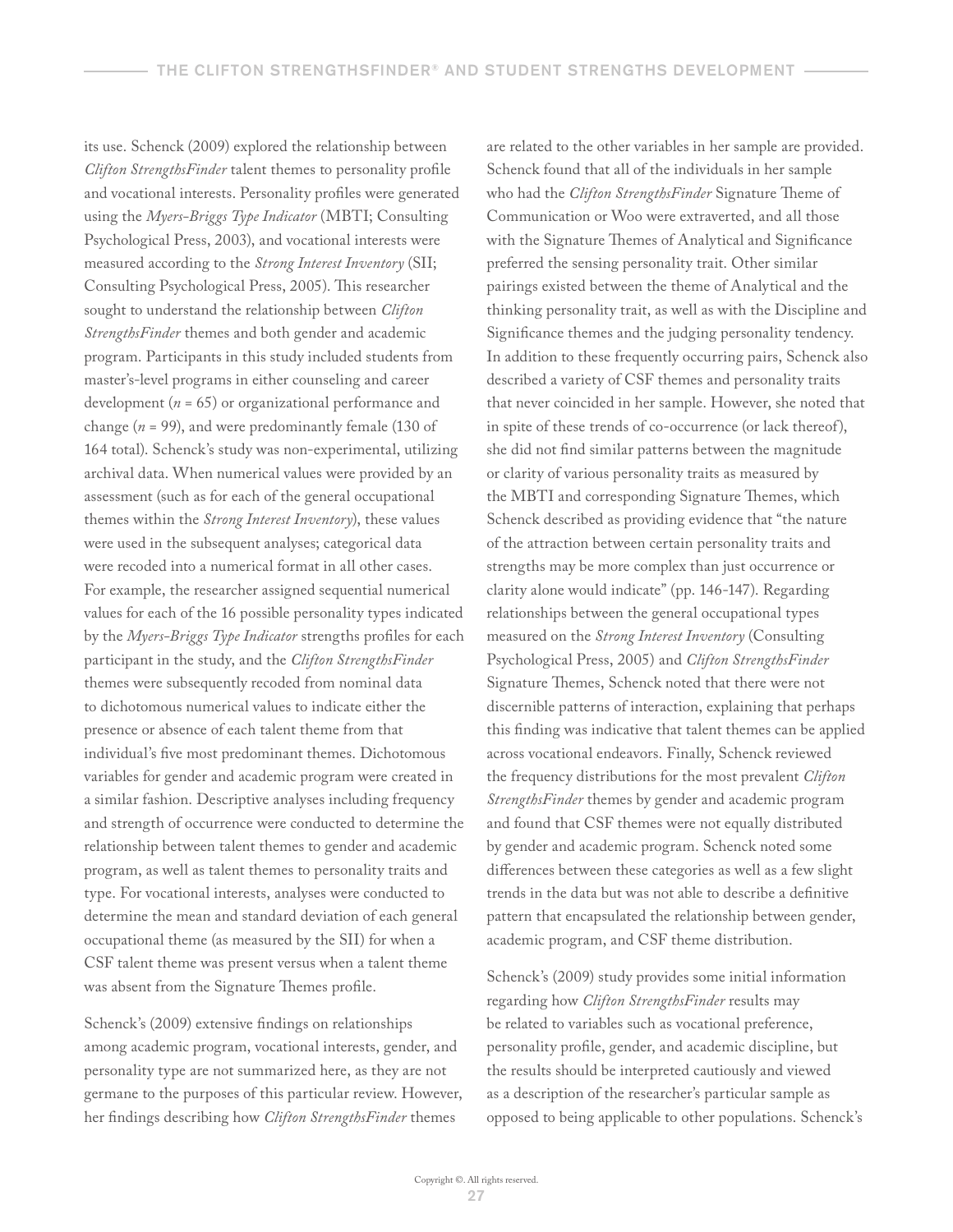its use. Schenck (2009) explored the relationship between *Clifton StrengthsFinder* talent themes to personality profile and vocational interests. Personality profiles were generated using the *Myers-Briggs Type Indicator* (MBTI; Consulting Psychological Press, 2003), and vocational interests were measured according to the *Strong Interest Inventory* (SII; Consulting Psychological Press, 2005). This researcher sought to understand the relationship between *Clifton StrengthsFinder* themes and both gender and academic program. Participants in this study included students from master's-level programs in either counseling and career development (*n* = 65) or organizational performance and change (*n* = 99), and were predominantly female (130 of 164 total). Schenck's study was non-experimental, utilizing archival data. When numerical values were provided by an assessment (such as for each of the general occupational themes within the *Strong Interest Inventory*), these values were used in the subsequent analyses; categorical data were recoded into a numerical format in all other cases. For example, the researcher assigned sequential numerical values for each of the 16 possible personality types indicated by the *Myers-Briggs Type Indicator* strengths profiles for each participant in the study, and the *Clifton StrengthsFinder* themes were subsequently recoded from nominal data to dichotomous numerical values to indicate either the presence or absence of each talent theme from that individual's five most predominant themes. Dichotomous variables for gender and academic program were created in a similar fashion. Descriptive analyses including frequency and strength of occurrence were conducted to determine the relationship between talent themes to gender and academic program, as well as talent themes to personality traits and type. For vocational interests, analyses were conducted to determine the mean and standard deviation of each general occupational theme (as measured by the SII) for when a CSF talent theme was present versus when a talent theme was absent from the Signature Themes profile.

Schenck's (2009) extensive findings on relationships among academic program, vocational interests, gender, and personality type are not summarized here, as they are not germane to the purposes of this particular review. However, her findings describing how *Clifton StrengthsFinder* themes are related to the other variables in her sample are provided. Schenck found that all of the individuals in her sample who had the *Clifton StrengthsFinder* Signature Theme of Communication or Woo were extraverted, and all those with the Signature Themes of Analytical and Significance preferred the sensing personality trait. Other similar pairings existed between the theme of Analytical and the thinking personality trait, as well as with the Discipline and Significance themes and the judging personality tendency. In addition to these frequently occurring pairs, Schenck also described a variety of CSF themes and personality traits that never coincided in her sample. However, she noted that in spite of these trends of co-occurrence (or lack thereof), she did not find similar patterns between the magnitude or clarity of various personality traits as measured by the MBTI and corresponding Signature Themes, which Schenck described as providing evidence that "the nature of the attraction between certain personality traits and strengths may be more complex than just occurrence or clarity alone would indicate" (pp. 146-147). Regarding relationships between the general occupational types measured on the *Strong Interest Inventory* (Consulting Psychological Press, 2005) and *Clifton StrengthsFinder* Signature Themes, Schenck noted that there were not discernible patterns of interaction, explaining that perhaps this finding was indicative that talent themes can be applied across vocational endeavors. Finally, Schenck reviewed the frequency distributions for the most prevalent *Clifton StrengthsFinder* themes by gender and academic program and found that CSF themes were not equally distributed by gender and academic program. Schenck noted some differences between these categories as well as a few slight trends in the data but was not able to describe a definitive pattern that encapsulated the relationship between gender, academic program, and CSF theme distribution.

Schenck's (2009) study provides some initial information regarding how *Clifton StrengthsFinder* results may be related to variables such as vocational preference, personality profile, gender, and academic discipline, but the results should be interpreted cautiously and viewed as a description of the researcher's particular sample as opposed to being applicable to other populations. Schenck's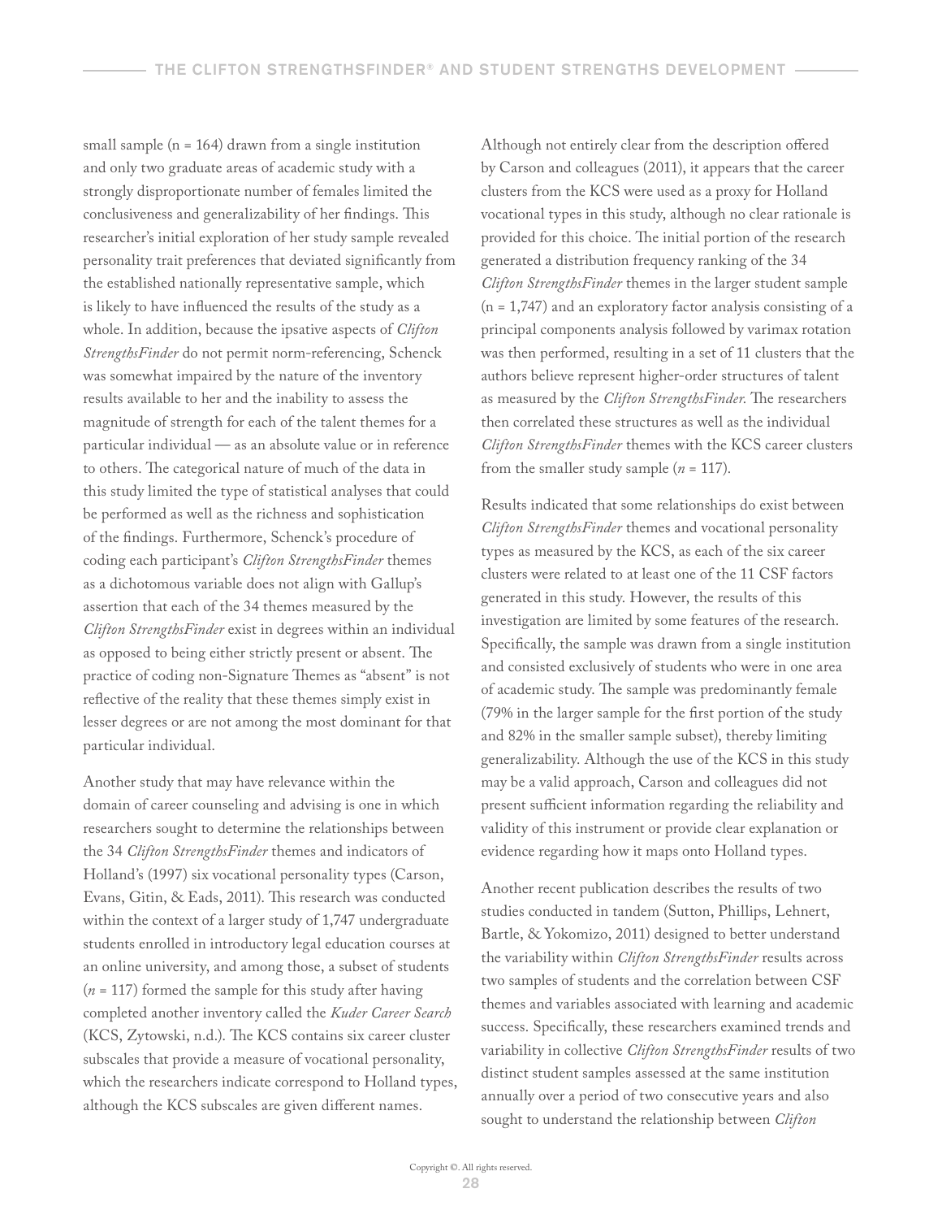small sample (n = 164) drawn from a single institution and only two graduate areas of academic study with a strongly disproportionate number of females limited the conclusiveness and generalizability of her findings. This researcher's initial exploration of her study sample revealed personality trait preferences that deviated significantly from the established nationally representative sample, which is likely to have influenced the results of the study as a whole. In addition, because the ipsative aspects of *Clifton StrengthsFinder* do not permit norm-referencing, Schenck was somewhat impaired by the nature of the inventory results available to her and the inability to assess the magnitude of strength for each of the talent themes for a particular individual — as an absolute value or in reference to others. The categorical nature of much of the data in this study limited the type of statistical analyses that could be performed as well as the richness and sophistication of the findings. Furthermore, Schenck's procedure of coding each participant's *Clifton StrengthsFinder* themes as a dichotomous variable does not align with Gallup's assertion that each of the 34 themes measured by the *Clifton StrengthsFinder* exist in degrees within an individual as opposed to being either strictly present or absent. The practice of coding non-Signature Themes as "absent" is not reflective of the reality that these themes simply exist in lesser degrees or are not among the most dominant for that particular individual.

Another study that may have relevance within the domain of career counseling and advising is one in which researchers sought to determine the relationships between the 34 *Clifton StrengthsFinder* themes and indicators of Holland's (1997) six vocational personality types (Carson, Evans, Gitin, & Eads, 2011). This research was conducted within the context of a larger study of 1,747 undergraduate students enrolled in introductory legal education courses at an online university, and among those, a subset of students (*n* = 117) formed the sample for this study after having completed another inventory called the *Kuder Career Search* (KCS, Zytowski, n.d.). The KCS contains six career cluster subscales that provide a measure of vocational personality, which the researchers indicate correspond to Holland types, although the KCS subscales are given different names.

Although not entirely clear from the description offered by Carson and colleagues (2011), it appears that the career clusters from the KCS were used as a proxy for Holland vocational types in this study, although no clear rationale is provided for this choice. The initial portion of the research generated a distribution frequency ranking of the 34 *Clifton StrengthsFinder* themes in the larger student sample (n = 1,747) and an exploratory factor analysis consisting of a principal components analysis followed by varimax rotation was then performed, resulting in a set of 11 clusters that the authors believe represent higher-order structures of talent as measured by the *Clifton StrengthsFinder*. The researchers then correlated these structures as well as the individual *Clifton StrengthsFinder* themes with the KCS career clusters from the smaller study sample (*n* = 117).

Results indicated that some relationships do exist between *Clifton StrengthsFinder* themes and vocational personality types as measured by the KCS, as each of the six career clusters were related to at least one of the 11 CSF factors generated in this study. However, the results of this investigation are limited by some features of the research. Specifically, the sample was drawn from a single institution and consisted exclusively of students who were in one area of academic study. The sample was predominantly female (79% in the larger sample for the first portion of the study and 82% in the smaller sample subset), thereby limiting generalizability. Although the use of the KCS in this study may be a valid approach, Carson and colleagues did not present sufficient information regarding the reliability and validity of this instrument or provide clear explanation or evidence regarding how it maps onto Holland types.

Another recent publication describes the results of two studies conducted in tandem (Sutton, Phillips, Lehnert, Bartle, & Yokomizo, 2011) designed to better understand the variability within *Clifton StrengthsFinder* results across two samples of students and the correlation between CSF themes and variables associated with learning and academic success. Specifically, these researchers examined trends and variability in collective *Clifton StrengthsFinder* results of two distinct student samples assessed at the same institution annually over a period of two consecutive years and also sought to understand the relationship between *Clifton*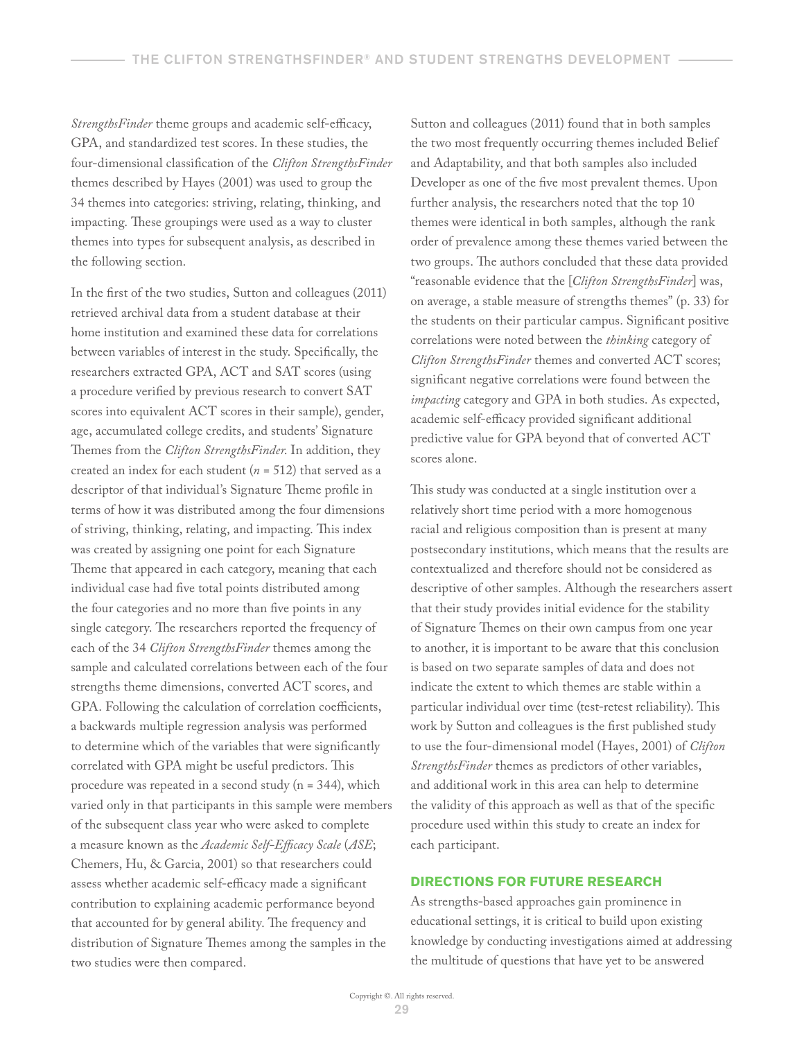*StrengthsFinder* theme groups and academic self-efficacy, GPA, and standardized test scores. In these studies, the four-dimensional classification of the *Clifton StrengthsFinder* themes described by Hayes (2001) was used to group the 34 themes into categories: striving, relating, thinking, and impacting. These groupings were used as a way to cluster themes into types for subsequent analysis, as described in the following section.

In the first of the two studies, Sutton and colleagues (2011) retrieved archival data from a student database at their home institution and examined these data for correlations between variables of interest in the study. Specifically, the researchers extracted GPA, ACT and SAT scores (using a procedure verified by previous research to convert SAT scores into equivalent ACT scores in their sample), gender, age, accumulated college credits, and students' Signature Themes from the *Clifton StrengthsFinder.* In addition, they created an index for each student ($n$ = 512) that served as a descriptor of that individual's Signature Theme profile in terms of how it was distributed among the four dimensions of striving, thinking, relating, and impacting. This index was created by assigning one point for each Signature Theme that appeared in each category, meaning that each individual case had five total points distributed among the four categories and no more than five points in any single category. The researchers reported the frequency of each of the 34 *Clifton StrengthsFinder* themes among the sample and calculated correlations between each of the four strengths theme dimensions, converted ACT scores, and GPA. Following the calculation of correlation coefficients, a backwards multiple regression analysis was performed to determine which of the variables that were significantly correlated with GPA might be useful predictors. This procedure was repeated in a second study (n = 344), which varied only in that participants in this sample were members of the subsequent class year who were asked to complete a measure known as the *Academic Self-Efficacy Scale* (*ASE*; Chemers, Hu, & Garcia, 2001) so that researchers could assess whether academic self-efficacy made a significant contribution to explaining academic performance beyond that accounted for by general ability. The frequency and distribution of Signature Themes among the samples in the two studies were then compared.

Sutton and colleagues (2011) found that in both samples the two most frequently occurring themes included Belief and Adaptability, and that both samples also included Developer as one of the five most prevalent themes. Upon further analysis, the researchers noted that the top 10 themes were identical in both samples, although the rank order of prevalence among these themes varied between the two groups. The authors concluded that these data provided "reasonable evidence that the [*Clifton StrengthsFinder*] was, on average, a stable measure of strengths themes" (p. 33) for the students on their particular campus. Significant positive correlations were noted between the *thinking* category of *Clifton StrengthsFinder* themes and converted ACT scores; significant negative correlations were found between the *impacting* category and GPA in both studies. As expected, academic self-efficacy provided significant additional predictive value for GPA beyond that of converted ACT scores alone.

This study was conducted at a single institution over a relatively short time period with a more homogenous racial and religious composition than is present at many postsecondary institutions, which means that the results are contextualized and therefore should not be considered as descriptive of other samples. Although the researchers assert that their study provides initial evidence for the stability of Signature Themes on their own campus from one year to another, it is important to be aware that this conclusion is based on two separate samples of data and does not indicate the extent to which themes are stable within a particular individual over time (test-retest reliability). This work by Sutton and colleagues is the first published study to use the four-dimensional model (Hayes, 2001) of *Clifton StrengthsFinder* themes as predictors of other variables, and additional work in this area can help to determine the validity of this approach as well as that of the specific procedure used within this study to create an index for each participant.

## DIRECTIONS FOR FUTURE RESEARCH

As strengths-based approaches gain prominence in educational settings, it is critical to build upon existing knowledge by conducting investigations aimed at addressing the multitude of questions that have yet to be answered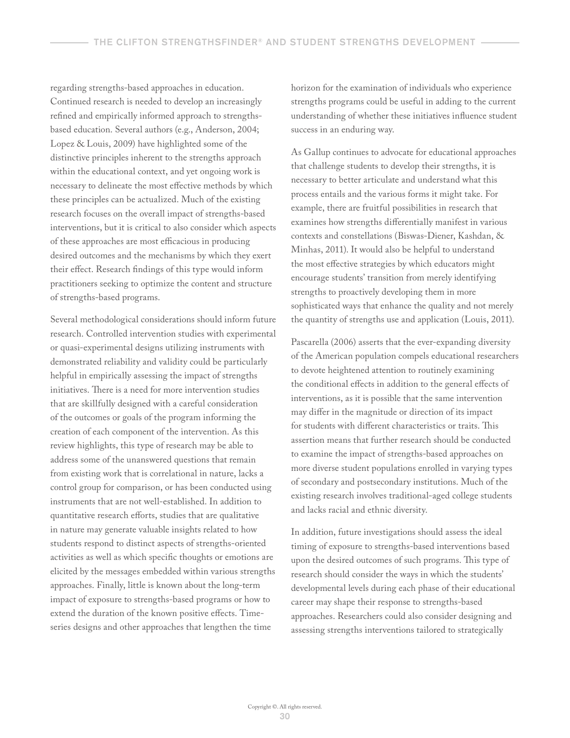regarding strengths-based approaches in education. Continued research is needed to develop an increasingly refined and empirically informed approach to strengths-based education. Several authors (e.g., Anderson, 2004; Lopez & Louis, 2009) have highlighted some of the distinctive principles inherent to the strengths approach within the educational context, and yet ongoing work is necessary to delineate the most effective methods by which these principles can be actualized. Much of the existing research focuses on the overall impact of strengths-based interventions, but it is critical to also consider which aspects of these approaches are most efficacious in producing desired outcomes and the mechanisms by which they exert their effect. Research findings of this type would inform practitioners seeking to optimize the content and structure of strengths-based programs.

Several methodological considerations should inform future research. Controlled intervention studies with experimental or quasi-experimental designs utilizing instruments with demonstrated reliability and validity could be particularly helpful in empirically assessing the impact of strengths initiatives. There is a need for more intervention studies that are skillfully designed with a careful consideration of the outcomes or goals of the program informing the creation of each component of the intervention. As this review highlights, this type of research may be able to address some of the unanswered questions that remain from existing work that is correlational in nature, lacks a control group for comparison, or has been conducted using instruments that are not well-established. In addition to quantitative research efforts, studies that are qualitative in nature may generate valuable insights related to how students respond to distinct aspects of strengths-oriented activities as well as which specific thoughts or emotions are elicited by the messages embedded within various strengths approaches. Finally, little is known about the long-term impact of exposure to strengths-based programs or how to extend the duration of the known positive effects. Time-series designs and other approaches that lengthen the time horizon for the examination of individuals who experience strengths programs could be useful in adding to the current understanding of whether these initiatives influence student success in an enduring way.

As Gallup continues to advocate for educational approaches that challenge students to develop their strengths, it is necessary to better articulate and understand what this process entails and the various forms it might take. For example, there are fruitful possibilities in research that examines how strengths differentially manifest in various contexts and constellations (Biswas-Diener, Kashdan, & Minhas, 2011). It would also be helpful to understand the most effective strategies by which educators might encourage students' transition from merely identifying strengths to proactively developing them in more sophisticated ways that enhance the quality and not merely the quantity of strengths use and application (Louis, 2011).

Pascarella (2006) asserts that the ever-expanding diversity of the American population compels educational researchers to devote heightened attention to routinely examining the conditional effects in addition to the general effects of interventions, as it is possible that the same intervention may differ in the magnitude or direction of its impact for students with different characteristics or traits. This assertion means that further research should be conducted to examine the impact of strengths-based approaches on more diverse student populations enrolled in varying types of secondary and postsecondary institutions. Much of the existing research involves traditional-aged college students and lacks racial and ethnic diversity.

In addition, future investigations should assess the ideal timing of exposure to strengths-based interventions based upon the desired outcomes of such programs. This type of research should consider the ways in which the students' developmental levels during each phase of their educational career may shape their response to strengths-based approaches. Researchers could also consider designing and assessing strengths interventions tailored to strategically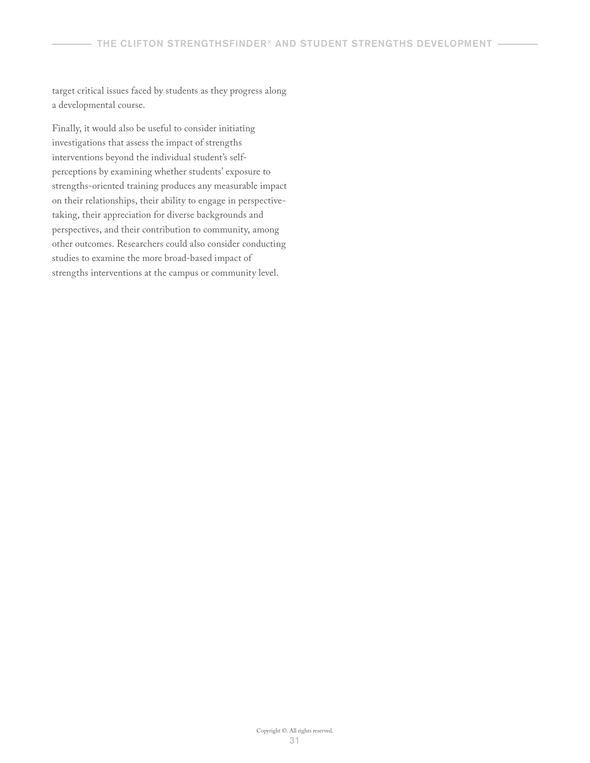target critical issues faced by students as they progress along a developmental course.

Finally, it would also be useful to consider initiating investigations that assess the impact of strengths interventions beyond the individual student's self-perceptions by examining whether students' exposure to strengths-oriented training produces any measurable impact on their relationships, their ability to engage in perspective-taking, their appreciation for diverse backgrounds and perspectives, and their contribution to community, among other outcomes. Researchers could also consider conducting studies to examine the more broad-based impact of strengths interventions at the campus or community level.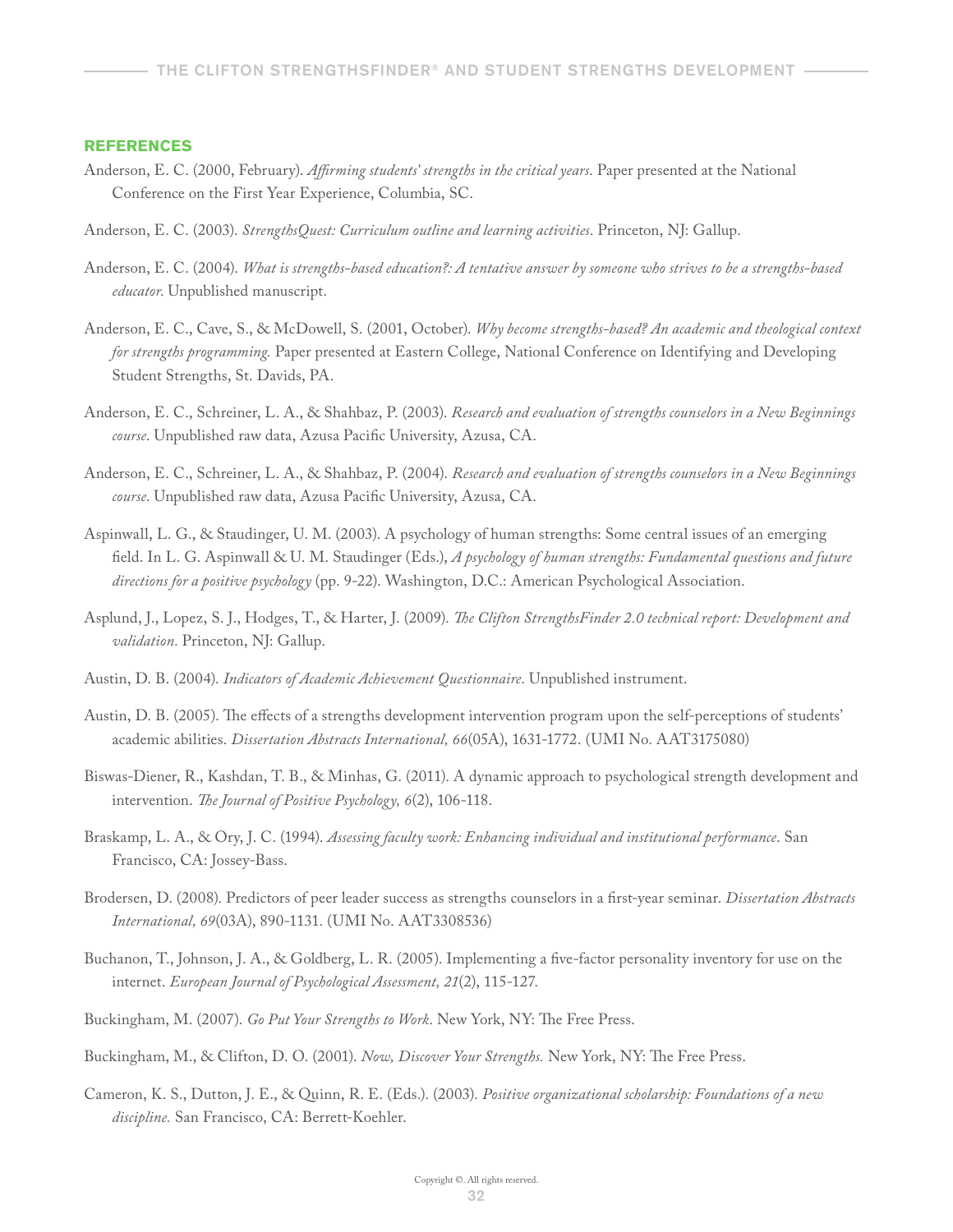## REFERENCES

Anderson, E. C. (2000, February). *Affirming students' strengths in the critical years*. Paper presented at the National Conference on the First Year Experience, Columbia, SC.

Anderson, E. C. (2003). *StrengthsQuest: Curriculum outline and learning activities*. Princeton, NJ: Gallup.

Anderson, E. C. (2004). *What is strengths-based education?: A tentative answer by someone who strives to be a strengths-based educator*. Unpublished manuscript.

Anderson, E. C., Cave, S., & McDowell, S. (2001, October). *Why become strengths-based? An academic and theological context for strengths programming.* Paper presented at Eastern College, National Conference on Identifying and Developing Student Strengths, St. Davids, PA.

Anderson, E. C., Schreiner, L. A., & Shahbaz, P. (2003). *Research and evaluation of strengths counselors in a New Beginnings course*. Unpublished raw data, Azusa Pacific University, Azusa, CA.

Anderson, E. C., Schreiner, L. A., & Shahbaz, P. (2004). *Research and evaluation of strengths counselors in a New Beginnings course*. Unpublished raw data, Azusa Pacific University, Azusa, CA.

Aspinwall, L. G., & Staudinger, U. M. (2003). A psychology of human strengths: Some central issues of an emerging field. In L. G. Aspinwall & U. M. Staudinger (Eds.), *A psychology of human strengths: Fundamental questions and future directions for a positive psychology* (pp. 9-22). Washington, D.C.: American Psychological Association.

Asplund, J., Lopez, S. J., Hodges, T., & Harter, J. (2009). *The Clifton StrengthsFinder 2.0 technical report: Development and validation.* Princeton, NJ: Gallup.

Austin, D. B. (2004). *Indicators of Academic Achievement Questionnaire*. Unpublished instrument.

Austin, D. B. (2005). The effects of a strengths development intervention program upon the self-perceptions of students' academic abilities. *Dissertation Abstracts International, 66*(05A), 1631-1772. (UMI No. AAT3175080)

Biswas-Diener, R., Kashdan, T. B., & Minhas, G. (2011). A dynamic approach to psychological strength development and intervention. *The Journal of Positive Psychology, 6*(2), 106-118.

Braskamp, L. A., & Ory, J. C. (1994). *Assessing faculty work: Enhancing individual and institutional performance*. San Francisco, CA: Jossey-Bass.

Brodersen, D. (2008). Predictors of peer leader success as strengths counselors in a first-year seminar. *Dissertation Abstracts International, 69*(03A), 890-1131. (UMI No. AAT3308536)

Buchanon, T., Johnson, J. A., & Goldberg, L. R. (2005). Implementing a five-factor personality inventory for use on the internet. *European Journal of Psychological Assessment, 21*(2), 115-127.

Buckingham, M. (2007). *Go Put Your Strengths to Work*. New York, NY: The Free Press.

Buckingham, M., & Clifton, D. O. (2001). *Now, Discover Your Strengths.* New York, NY: The Free Press.

Cameron, K. S., Dutton, J. E., & Quinn, R. E. (Eds.). (2003). *Positive organizational scholarship: Foundations of a new discipline.* San Francisco, CA: Berrett-Koehler.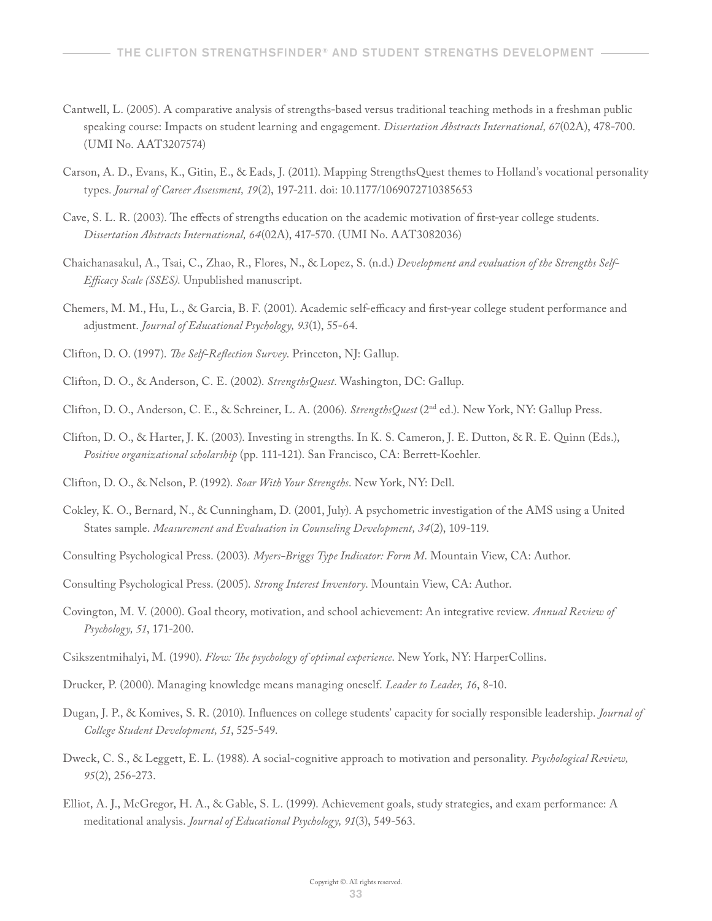Cantwell, L. (2005). A comparative analysis of strengths-based versus traditional teaching methods in a freshman public speaking course: Impacts on student learning and engagement. *Dissertation Abstracts International, 67*(02A), 478-700. (UMI No. AAT3207574)

Carson, A. D., Evans, K., Gitin, E., & Eads, J. (2011). Mapping StrengthsQuest themes to Holland's vocational personality types. *Journal of Career Assessment, 19*(2), 197-211. doi: 10.1177/1069072710385653

Cave, S. L. R. (2003). The effects of strengths education on the academic motivation of first-year college students. *Dissertation Abstracts International, 64*(02A), 417-570. (UMI No. AAT3082036)

Chaichanasakul, A., Tsai, C., Zhao, R., Flores, N., & Lopez, S. (n.d.) *Development and evaluation of the Strengths Self-Efficacy Scale (SSES).* Unpublished manuscript.

Chemers, M. M., Hu, L., & Garcia, B. F. (2001). Academic self-efficacy and first-year college student performance and adjustment. *Journal of Educational Psychology, 93*(1), 55-64.

Clifton, D. O. (1997). *The Self-Reflection Survey*. Princeton, NJ: Gallup.

Clifton, D. O., & Anderson, C. E. (2002). *StrengthsQuest*. Washington, DC: Gallup.

Clifton, D. O., Anderson, C. E., & Schreiner, L. A. (2006). *StrengthsQuest* (2nd ed.). New York, NY: Gallup Press.

Clifton, D. O., & Harter, J. K. (2003). Investing in strengths. In K. S. Cameron, J. E. Dutton, & R. E. Quinn (Eds.), *Positive organizational scholarship* (pp. 111-121). San Francisco, CA: Berrett-Koehler.

Clifton, D. O., & Nelson, P. (1992). *Soar With Your Strengths*. New York, NY: Dell.

Cokley, K. O., Bernard, N., & Cunningham, D. (2001, July). A psychometric investigation of the AMS using a United States sample. *Measurement and Evaluation in Counseling Development, 34*(2), 109-119.

Consulting Psychological Press. (2003). *Myers-Briggs Type Indicator: Form M*. Mountain View, CA: Author.

Consulting Psychological Press. (2005). *Strong Interest Inventory*. Mountain View, CA: Author.

Covington, M. V. (2000). Goal theory, motivation, and school achievement: An integrative review. *Annual Review of Psychology, 51*, 171-200.

Csikszentmihalyi, M. (1990). *Flow: The psychology of optimal experience*. New York, NY: HarperCollins.

Drucker, P. (2000). Managing knowledge means managing oneself. *Leader to Leader, 16*, 8-10.

Dugan, J. P., & Komives, S. R. (2010). Influences on college students' capacity for socially responsible leadership. *Journal of College Student Development, 51*, 525-549.

Dweck, C. S., & Leggett, E. L. (1988). A social-cognitive approach to motivation and personality. *Psychological Review, 95*(2), 256-273.

Elliot, A. J., McGregor, H. A., & Gable, S. L. (1999). Achievement goals, study strategies, and exam performance: A meditational analysis. *Journal of Educational Psychology, 91*(3), 549-563.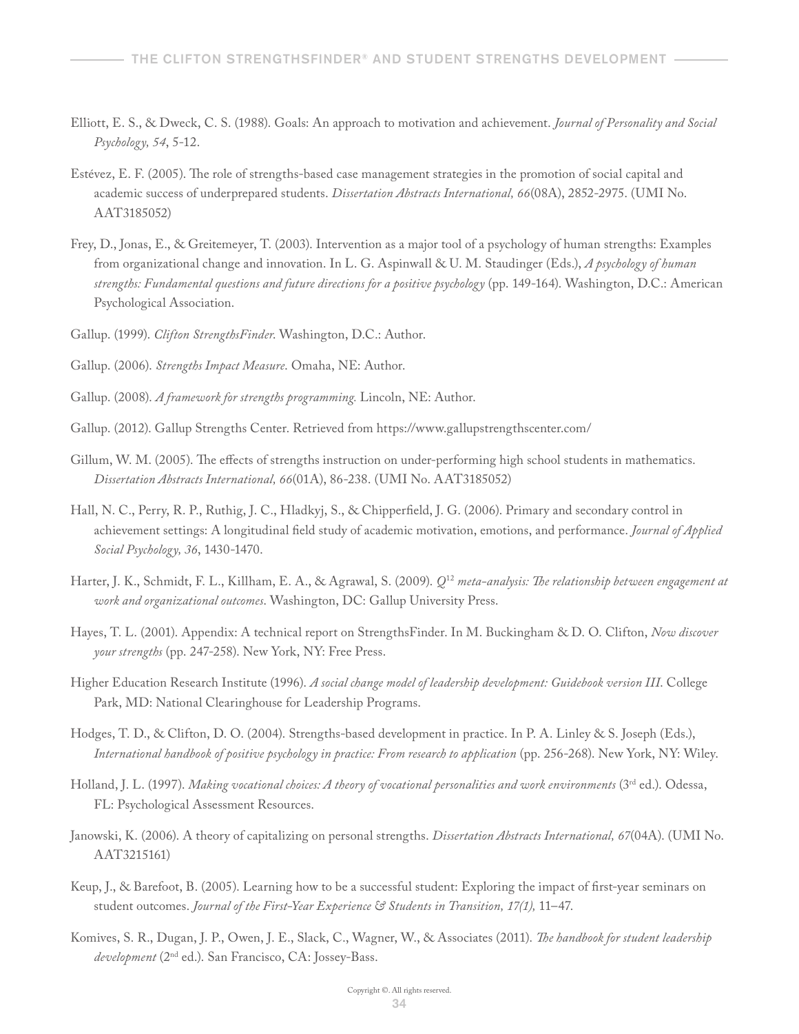Elliott, E. S., & Dweck, C. S. (1988). Goals: An approach to motivation and achievement. *Journal of Personality and Social Psychology, 54*, 5-12.

Estévez, E. F. (2005). The role of strengths-based case management strategies in the promotion of social capital and academic success of underprepared students. *Dissertation Abstracts International, 66*(08A), 2852-2975. (UMI No. AAT3185052)

Frey, D., Jonas, E., & Greitemeyer, T. (2003). Intervention as a major tool of a psychology of human strengths: Examples from organizational change and innovation. In L. G. Aspinwall & U. M. Staudinger (Eds.), *A psychology of human strengths: Fundamental questions and future directions for a positive psychology* (pp. 149-164). Washington, D.C.: American Psychological Association.

Gallup. (1999). *Clifton StrengthsFinder*. Washington, D.C.: Author.

Gallup. (2006). *Strengths Impact Measure*. Omaha, NE: Author.

Gallup. (2008). *A framework for strengths programming.* Lincoln, NE: Author.

Gallup. (2012). Gallup Strengths Center. Retrieved from https://www.gallupstrengthscenter.com/

Gillum, W. M. (2005). The effects of strengths instruction on under-performing high school students in mathematics. *Dissertation Abstracts International, 66*(01A), 86-238. (UMI No. AAT3185052)

Hall, N. C., Perry, R. P., Ruthig, J. C., Hladkyj, S., & Chipperfield, J. G. (2006). Primary and secondary control in achievement settings: A longitudinal field study of academic motivation, emotions, and performance. *Journal of Applied Social Psychology, 36*, 1430-1470.

Harter, J. K., Schmidt, F. L., Killham, E. A., & Agrawal, S. (2009). *$Q^{12}$ meta-analysis: The relationship between engagement at work and organizational outcomes*. Washington, DC: Gallup University Press.

Hayes, T. L. (2001). Appendix: A technical report on StrengthsFinder. In M. Buckingham & D. O. Clifton, *Now discover your strengths* (pp. 247-258). New York, NY: Free Press.

Higher Education Research Institute (1996). *A social change model of leadership development: Guidebook version III*. College Park, MD: National Clearinghouse for Leadership Programs.

Hodges, T. D., & Clifton, D. O. (2004). Strengths-based development in practice. In P. A. Linley & S. Joseph (Eds.), *International handbook of positive psychology in practice: From research to application* (pp. 256-268). New York, NY: Wiley.

Holland, J. L. (1997). *Making vocational choices: A theory of vocational personalities and work environments* (3rd ed.). Odessa, FL: Psychological Assessment Resources.

Janowski, K. (2006). A theory of capitalizing on personal strengths. *Dissertation Abstracts International, 67*(04A). (UMI No. AAT3215161)

Keup, J., & Barefoot, B. (2005). Learning how to be a successful student: Exploring the impact of first-year seminars on student outcomes. *Journal of the First-Year Experience & Students in Transition, 17(1),* 11–47.

Komives, S. R., Dugan, J. P., Owen, J. E., Slack, C., Wagner, W., & Associates (2011). *The handbook for student leadership development* (2nd ed.). San Francisco, CA: Jossey-Bass.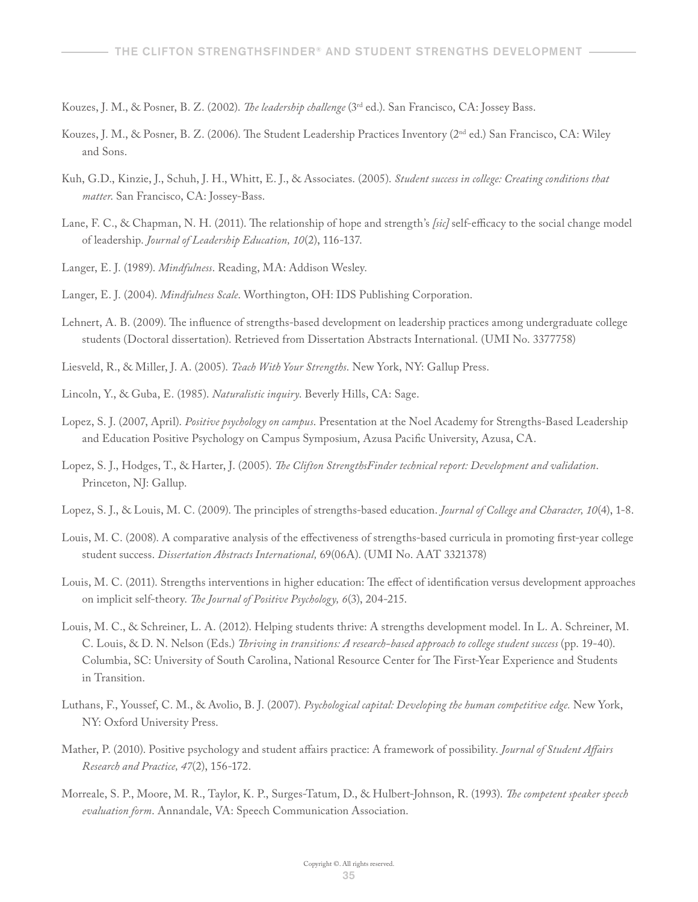Kouzes, J. M., & Posner, B. Z. (2002). *The leadership challenge* (3rd ed.). San Francisco, CA: Jossey Bass.

Kouzes, J. M., & Posner, B. Z. (2006). The Student Leadership Practices Inventory (2nd ed.) San Francisco, CA: Wiley and Sons.

Kuh, G.D., Kinzie, J., Schuh, J. H., Whitt, E. J., & Associates. (2005). *Student success in college: Creating conditions that matter.* San Francisco, CA: Jossey-Bass.

Lane, F. C., & Chapman, N. H. (2011). The relationship of hope and strength's *[sic]* self-efficacy to the social change model of leadership. *Journal of Leadership Education, 10*(2), 116-137.

Langer, E. J. (1989). *Mindfulness*. Reading, MA: Addison Wesley.

Langer, E. J. (2004). *Mindfulness Scale*. Worthington, OH: IDS Publishing Corporation.

Lehnert, A. B. (2009). The influence of strengths-based development on leadership practices among undergraduate college students (Doctoral dissertation). Retrieved from Dissertation Abstracts International. (UMI No. 3377758)

Liesveld, R., & Miller, J. A. (2005). *Teach With Your Strengths*. New York, NY: Gallup Press.

Lincoln, Y., & Guba, E. (1985). *Naturalistic inquiry*. Beverly Hills, CA: Sage.

Lopez, S. J. (2007, April). *Positive psychology on campus.* Presentation at the Noel Academy for Strengths-Based Leadership and Education Positive Psychology on Campus Symposium, Azusa Pacific University, Azusa, CA.

Lopez, S. J., Hodges, T., & Harter, J. (2005). *The Clifton StrengthsFinder technical report: Development and validation*. Princeton, NJ: Gallup.

Lopez, S. J., & Louis, M. C. (2009). The principles of strengths-based education. *Journal of College and Character, 10*(4), 1-8.

Louis, M. C. (2008). A comparative analysis of the effectiveness of strengths-based curricula in promoting first-year college student success. *Dissertation Abstracts International,* 69(06A). (UMI No. AAT 3321378)

Louis, M. C. (2011). Strengths interventions in higher education: The effect of identification versus development approaches on implicit self-theory. *The Journal of Positive Psychology, 6*(3), 204-215.

Louis, M. C., & Schreiner, L. A. (2012). Helping students thrive: A strengths development model. In L. A. Schreiner, M. C. Louis, & D. N. Nelson (Eds.) *Thriving in transitions: A research-based approach to college student success* (pp. 19-40). Columbia, SC: University of South Carolina, National Resource Center for The First-Year Experience and Students in Transition.

Luthans, F., Youssef, C. M., & Avolio, B. J. (2007). *Psychological capital: Developing the human competitive edge.* New York, NY: Oxford University Press.

Mather, P. (2010). Positive psychology and student affairs practice: A framework of possibility. *Journal of Student Affairs Research and Practice, 47*(2), 156-172.

Morreale, S. P., Moore, M. R., Taylor, K. P., Surges-Tatum, D., & Hulbert-Johnson, R. (1993). *The competent speaker speech evaluation form*. Annandale, VA: Speech Communication Association.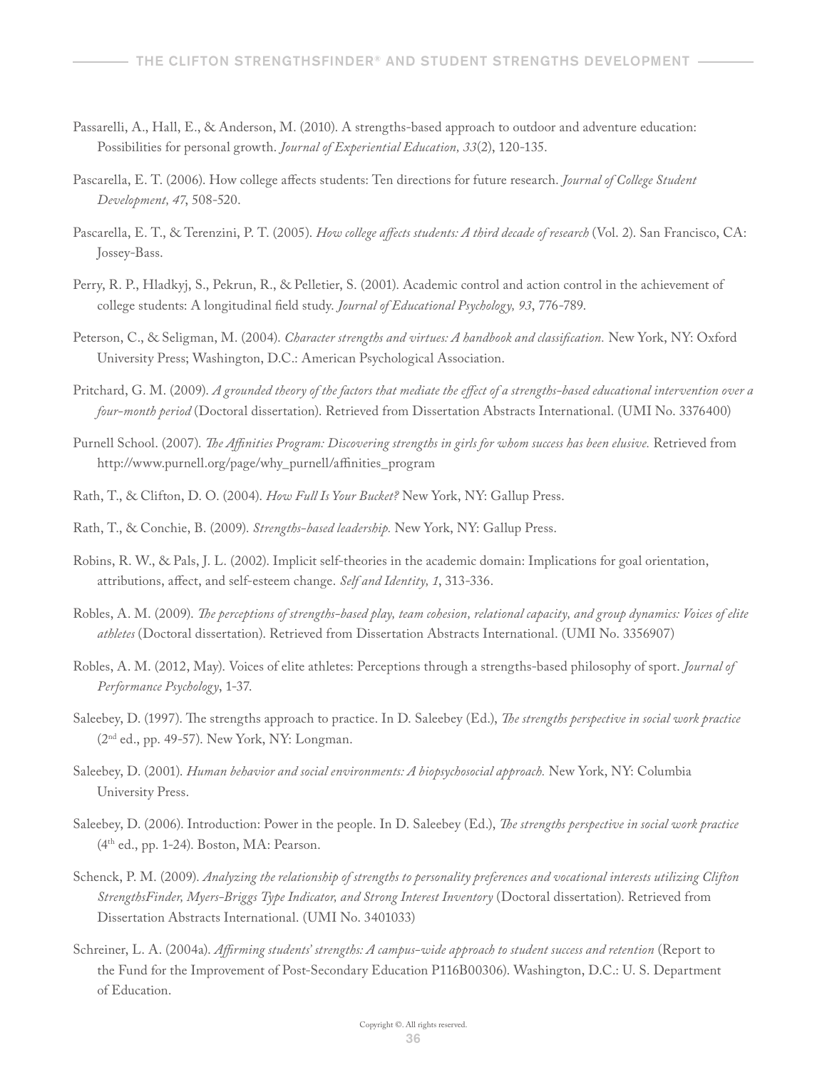Passarelli, A., Hall, E., & Anderson, M. (2010). A strengths-based approach to outdoor and adventure education: Possibilities for personal growth. *Journal of Experiential Education, 33*(2), 120-135.

Pascarella, E. T. (2006). How college affects students: Ten directions for future research. *Journal of College Student Development, 47*, 508-520.

Pascarella, E. T., & Terenzini, P. T. (2005). *How college affects students: A third decade of research* (Vol. 2). San Francisco, CA: Jossey-Bass.

Perry, R. P., Hladkyj, S., Pekrun, R., & Pelletier, S. (2001). Academic control and action control in the achievement of college students: A longitudinal field study. *Journal of Educational Psychology, 93*, 776-789.

Peterson, C., & Seligman, M. (2004). *Character strengths and virtues: A handbook and classification.* New York, NY: Oxford University Press; Washington, D.C.: American Psychological Association.

Pritchard, G. M. (2009). *A grounded theory of the factors that mediate the effect of a strengths-based educational intervention over a four-month period* (Doctoral dissertation). Retrieved from Dissertation Abstracts International. (UMI No. 3376400)

Purnell School. (2007). *The Affinities Program: Discovering strengths in girls for whom success has been elusive.* Retrieved from http://www.purnell.org/page/why_purnell/affinities_program

Rath, T., & Clifton, D. O. (2004). *How Full Is Your Bucket?* New York, NY: Gallup Press.

Rath, T., & Conchie, B. (2009). *Strengths-based leadership.* New York, NY: Gallup Press.

Robins, R. W., & Pals, J. L. (2002). Implicit self-theories in the academic domain: Implications for goal orientation, attributions, affect, and self-esteem change. *Self and Identity, 1*, 313-336.

Robles, A. M. (2009). *The perceptions of strengths-based play, team cohesion, relational capacity, and group dynamics: Voices of elite athletes* (Doctoral dissertation). Retrieved from Dissertation Abstracts International. (UMI No. 3356907)

Robles, A. M. (2012, May). Voices of elite athletes: Perceptions through a strengths-based philosophy of sport. *Journal of Performance Psychology*, 1-37.

Saleebey, D. (1997). The strengths approach to practice. In D. Saleebey (Ed.), *The strengths perspective in social work practice* (2nd ed., pp. 49-57). New York, NY: Longman.

Saleebey, D. (2001). *Human behavior and social environments: A biopsychosocial approach.* New York, NY: Columbia University Press.

Saleebey, D. (2006). Introduction: Power in the people. In D. Saleebey (Ed.), *The strengths perspective in social work practice* (4th ed., pp. 1-24). Boston, MA: Pearson.

Schenck, P. M. (2009). *Analyzing the relationship of strengths to personality preferences and vocational interests utilizing Clifton StrengthsFinder, Myers-Briggs Type Indicator, and Strong Interest Inventory* (Doctoral dissertation). Retrieved from Dissertation Abstracts International. (UMI No. 3401033)

Schreiner, L. A. (2004a). *Affirming students' strengths: A campus-wide approach to student success and retention* (Report to the Fund for the Improvement of Post-Secondary Education P116B00306). Washington, D.C.: U. S. Department of Education.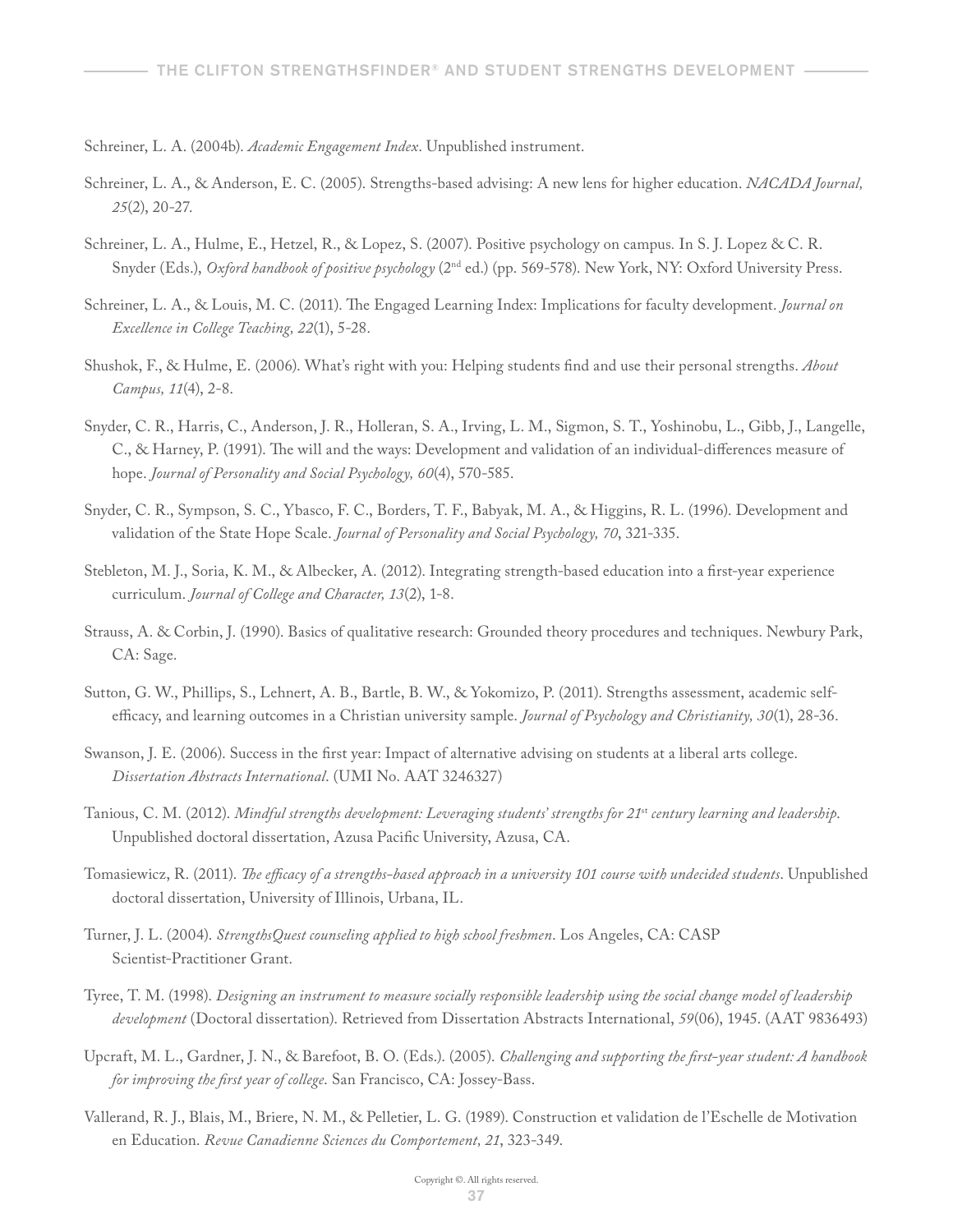Schreiner, L. A. (2004b). *Academic Engagement Index*. Unpublished instrument.

Schreiner, L. A., & Anderson, E. C. (2005). Strengths-based advising: A new lens for higher education. *NACADA Journal, 25*(2), 20-27.

Schreiner, L. A., Hulme, E., Hetzel, R., & Lopez, S. (2007). Positive psychology on campus. In S. J. Lopez & C. R. Snyder (Eds.), *Oxford handbook of positive psychology* (2nd ed.) (pp. 569-578). New York, NY: Oxford University Press.

Schreiner, L. A., & Louis, M. C. (2011). The Engaged Learning Index: Implications for faculty development. *Journal on Excellence in College Teaching, 22*(1), 5-28.

Shushok, F., & Hulme, E. (2006). What's right with you: Helping students find and use their personal strengths. *About Campus, 11*(4), 2-8.

Snyder, C. R., Harris, C., Anderson, J. R., Holleran, S. A., Irving, L. M., Sigmon, S. T., Yoshinobu, L., Gibb, J., Langelle, C., & Harney, P. (1991). The will and the ways: Development and validation of an individual-differences measure of hope. *Journal of Personality and Social Psychology, 60*(4), 570-585.

Snyder, C. R., Sympson, S. C., Ybasco, F. C., Borders, T. F., Babyak, M. A., & Higgins, R. L. (1996). Development and validation of the State Hope Scale. *Journal of Personality and Social Psychology, 70*, 321-335.

Stebleton, M. J., Soria, K. M., & Albecker, A. (2012). Integrating strength-based education into a first-year experience curriculum. *Journal of College and Character, 13*(2), 1-8.

Strauss, A. & Corbin, J. (1990). Basics of qualitative research: Grounded theory procedures and techniques. Newbury Park, CA: Sage.

Sutton, G. W., Phillips, S., Lehnert, A. B., Bartle, B. W., & Yokomizo, P. (2011). Strengths assessment, academic self-efficacy, and learning outcomes in a Christian university sample. *Journal of Psychology and Christianity, 30*(1), 28-36.

Swanson, J. E. (2006). Success in the first year: Impact of alternative advising on students at a liberal arts college. *Dissertation Abstracts International*. (UMI No. AAT 3246327)

Tanious, C. M. (2012). *Mindful strengths development: Leveraging students' strengths for 21st century learning and leadership*. Unpublished doctoral dissertation, Azusa Pacific University, Azusa, CA.

Tomasiewicz, R. (2011). *The efficacy of a strengths-based approach in a university 101 course with undecided students*. Unpublished doctoral dissertation, University of Illinois, Urbana, IL.

Turner, J. L. (2004). *StrengthsQuest counseling applied to high school freshmen*. Los Angeles, CA: CASP Scientist-Practitioner Grant.

Tyree, T. M. (1998). *Designing an instrument to measure socially responsible leadership using the social change model of leadership development* (Doctoral dissertation). Retrieved from Dissertation Abstracts International, *59*(06), 1945. (AAT 9836493)

Upcraft, M. L., Gardner, J. N., & Barefoot, B. O. (Eds.). (2005). *Challenging and supporting the first-year student: A handbook for improving the first year of college*. San Francisco, CA: Jossey-Bass.

Vallerand, R. J., Blais, M., Briere, N. M., & Pelletier, L. G. (1989). Construction et validation de l'Eschelle de Motivation en Education. *Revue Canadienne Sciences du Comportement, 21*, 323-349.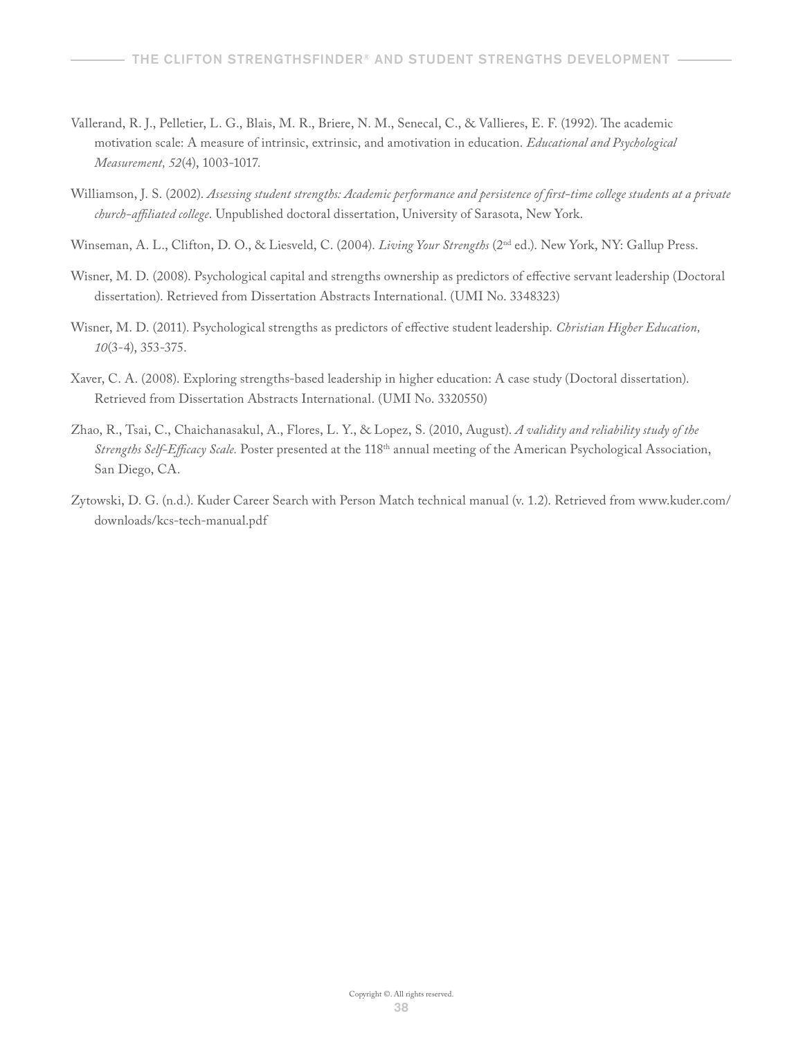Vallerand, R. J., Pelletier, L. G., Blais, M. R., Briere, N. M., Senecal, C., & Vallieres, E. F. (1992). The academic motivation scale: A measure of intrinsic, extrinsic, and amotivation in education. *Educational and Psychological Measurement, 52*(4), 1003-1017.

Williamson, J. S. (2002). *Assessing student strengths: Academic performance and persistence of first-time college students at a private church-affiliated college*. Unpublished doctoral dissertation, University of Sarasota, New York.

Winseman, A. L., Clifton, D. O., & Liesveld, C. (2004). *Living Your Strengths* (2nd ed.). New York, NY: Gallup Press.

Wisner, M. D. (2008). Psychological capital and strengths ownership as predictors of effective servant leadership (Doctoral dissertation). Retrieved from Dissertation Abstracts International. (UMI No. 3348323)

Wisner, M. D. (2011). Psychological strengths as predictors of effective student leadership. *Christian Higher Education, 10*(3-4), 353-375.

Xaver, C. A. (2008). Exploring strengths-based leadership in higher education: A case study (Doctoral dissertation). Retrieved from Dissertation Abstracts International. (UMI No. 3320550)

Zhao, R., Tsai, C., Chaichanasakul, A., Flores, L. Y., & Lopez, S. (2010, August). *A validity and reliability study of the Strengths Self-Efficacy Scale.* Poster presented at the 118th annual meeting of the American Psychological Association, San Diego, CA.

Zytowski, D. G. (n.d.). Kuder Career Search with Person Match technical manual (v. 1.2). Retrieved from www.kuder.com/downloads/kcs-tech-manual.pdf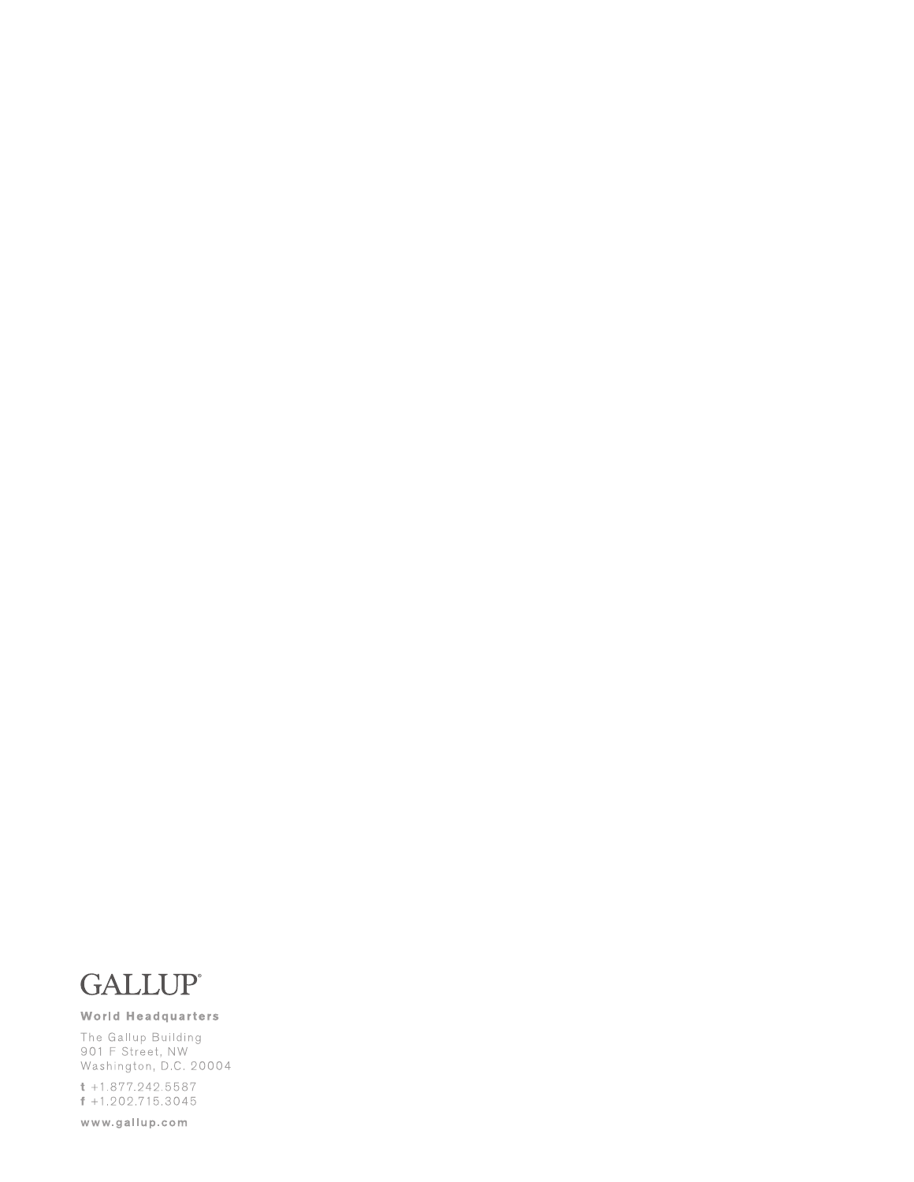GALLUP®

**World Headquarters**

The Gallup Building
901 F Street, NW
Washington, D.C. 20004

**t** +1.877.242.5587
**f** +1.202.715.3045

**www.gallup.com**